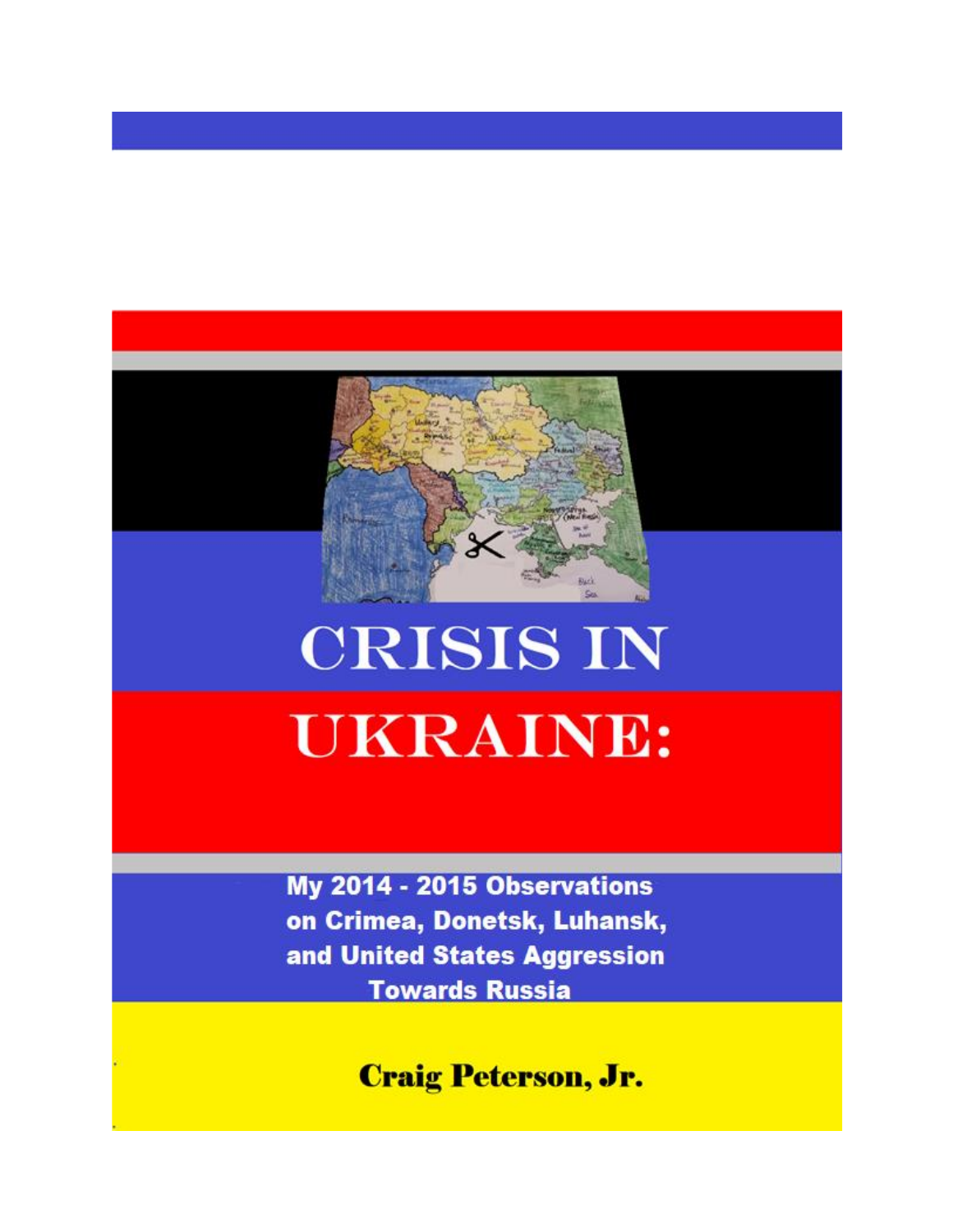# CRISIS IN UKRAINE:

**My 2014 - 2015 Observations on Crimea, Donetsk, Luhansk, and United States Aggression Towards Russia**

**Craig Peterson, Jr.**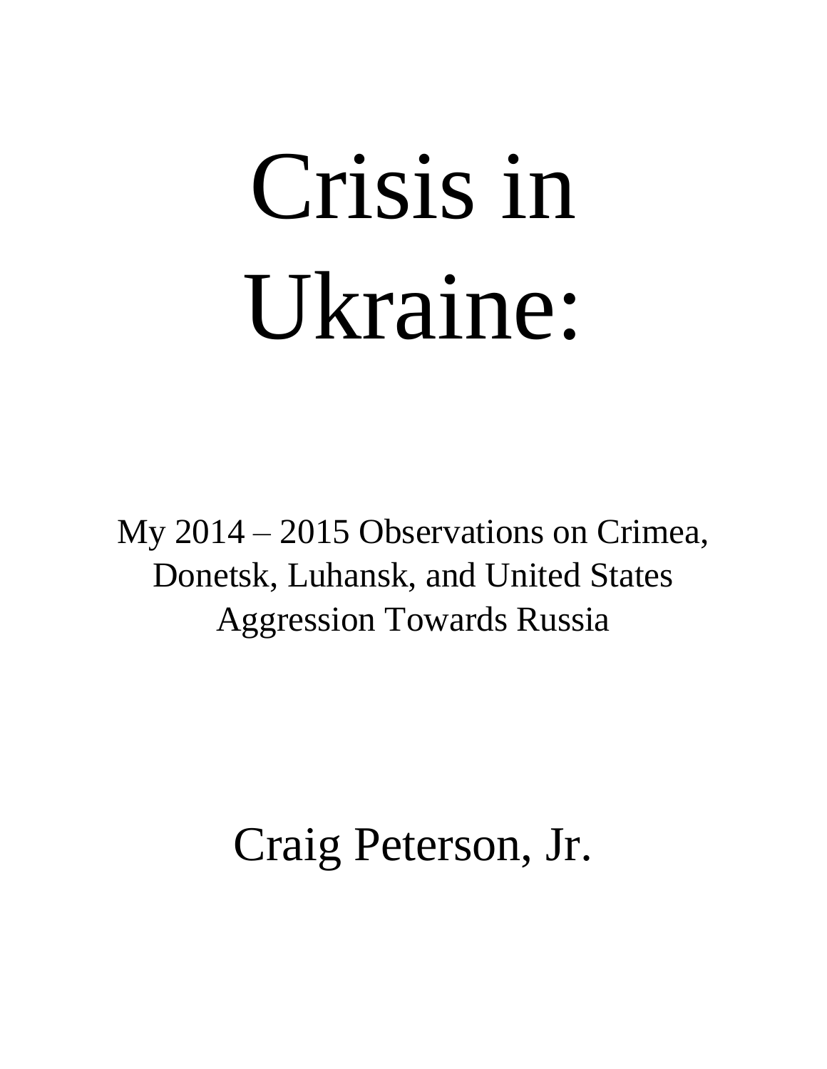# Crisis in Ukraine:

My 2014 – 2015 Observations on Crimea, Donetsk, Luhansk, and United States Aggression Towards Russia

Craig Peterson, Jr.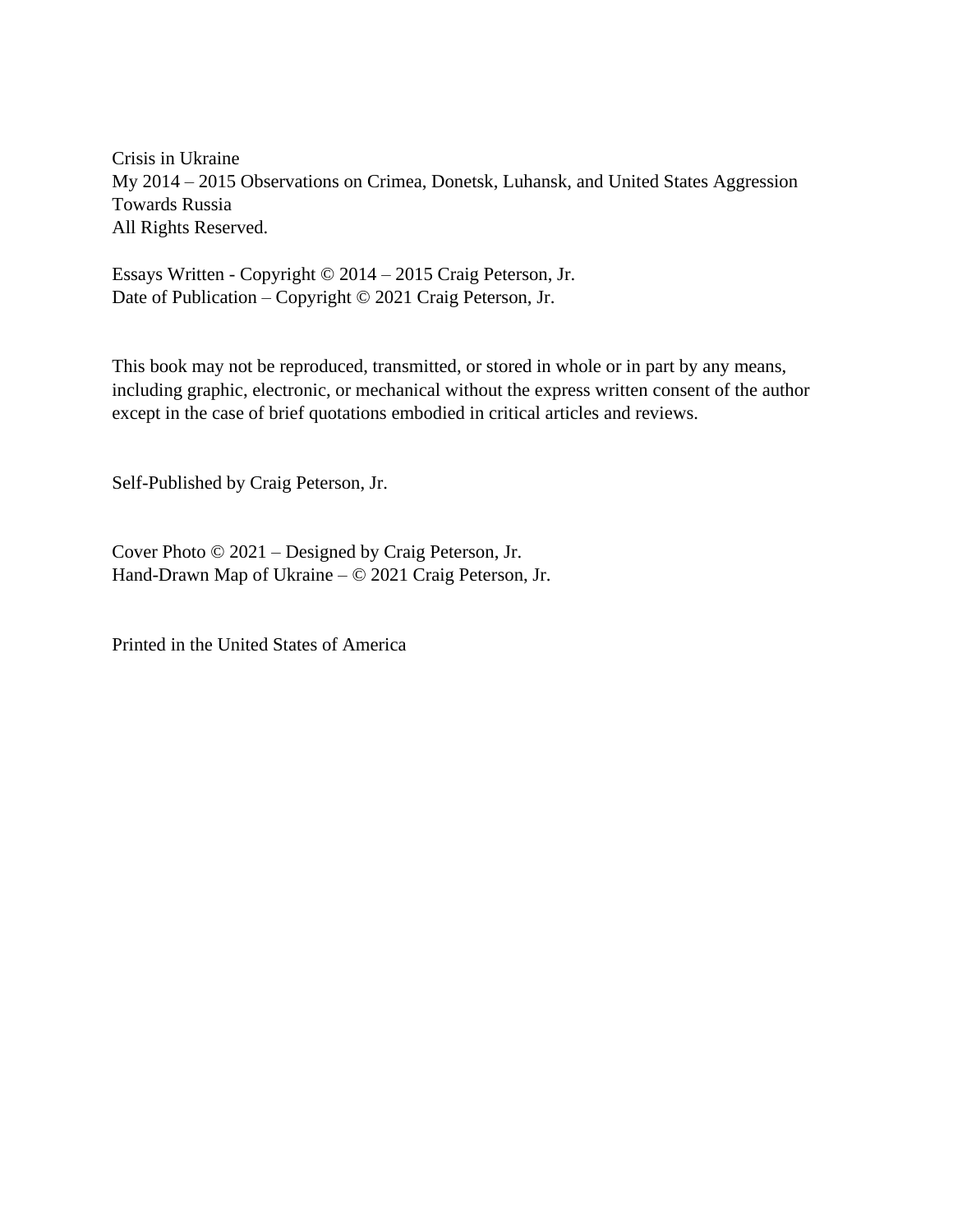Crisis in Ukraine
My 2014 – 2015 Observations on Crimea, Donetsk, Luhansk, and United States Aggression Towards Russia
All Rights Reserved.

Essays Written - Copyright © 2014 – 2015 Craig Peterson, Jr.
Date of Publication – Copyright © 2021 Craig Peterson, Jr.

This book may not be reproduced, transmitted, or stored in whole or in part by any means, including graphic, electronic, or mechanical without the express written consent of the author except in the case of brief quotations embodied in critical articles and reviews.

Self-Published by Craig Peterson, Jr.

Cover Photo © 2021 – Designed by Craig Peterson, Jr.
Hand-Drawn Map of Ukraine – © 2021 Craig Peterson, Jr.

Printed in the United States of America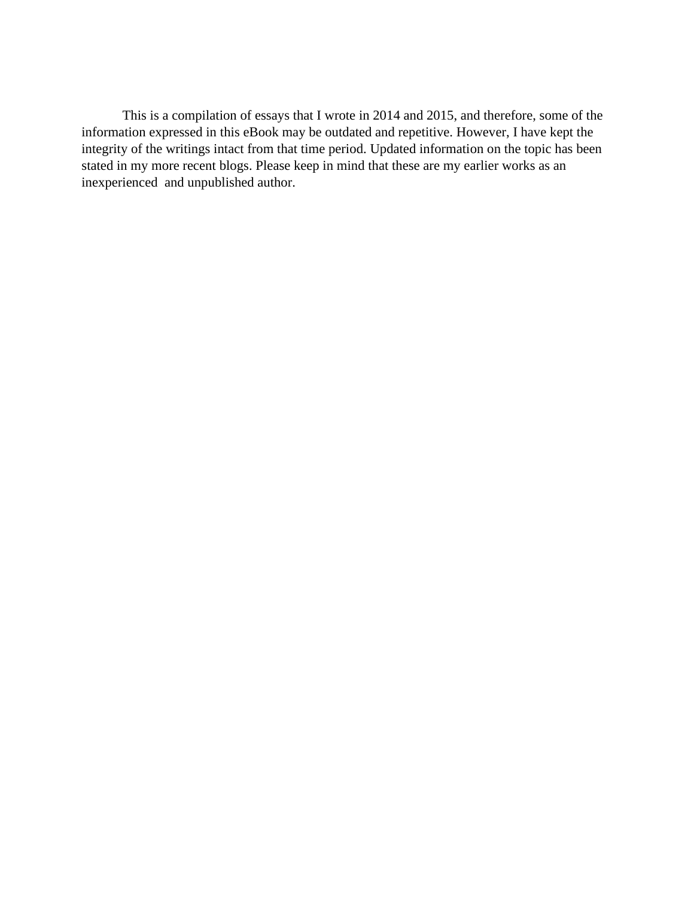This is a compilation of essays that I wrote in 2014 and 2015, and therefore, some of the information expressed in this eBook may be outdated and repetitive. However, I have kept the integrity of the writings intact from that time period. Updated information on the topic has been stated in my more recent blogs. Please keep in mind that these are my earlier works as an inexperienced and unpublished author.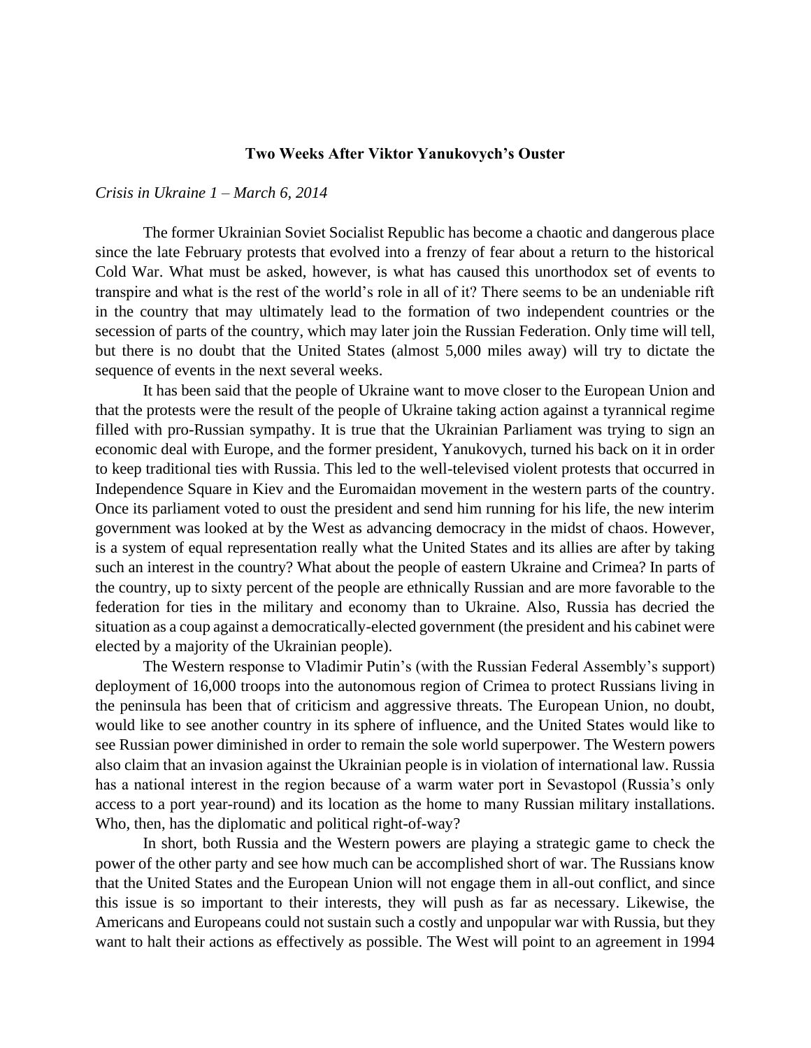## Two Weeks After Viktor Yanukovych's Ouster

*Crisis in Ukraine 1 – March 6, 2014*

The former Ukrainian Soviet Socialist Republic has become a chaotic and dangerous place since the late February protests that evolved into a frenzy of fear about a return to the historical Cold War. What must be asked, however, is what has caused this unorthodox set of events to transpire and what is the rest of the world's role in all of it? There seems to be an undeniable rift in the country that may ultimately lead to the formation of two independent countries or the secession of parts of the country, which may later join the Russian Federation. Only time will tell, but there is no doubt that the United States (almost 5,000 miles away) will try to dictate the sequence of events in the next several weeks.

It has been said that the people of Ukraine want to move closer to the European Union and that the protests were the result of the people of Ukraine taking action against a tyrannical regime filled with pro-Russian sympathy. It is true that the Ukrainian Parliament was trying to sign an economic deal with Europe, and the former president, Yanukovych, turned his back on it in order to keep traditional ties with Russia. This led to the well-televised violent protests that occurred in Independence Square in Kiev and the Euromaidan movement in the western parts of the country. Once its parliament voted to oust the president and send him running for his life, the new interim government was looked at by the West as advancing democracy in the midst of chaos. However, is a system of equal representation really what the United States and its allies are after by taking such an interest in the country? What about the people of eastern Ukraine and Crimea? In parts of the country, up to sixty percent of the people are ethnically Russian and are more favorable to the federation for ties in the military and economy than to Ukraine. Also, Russia has decried the situation as a coup against a democratically-elected government (the president and his cabinet were elected by a majority of the Ukrainian people).

The Western response to Vladimir Putin's (with the Russian Federal Assembly's support) deployment of 16,000 troops into the autonomous region of Crimea to protect Russians living in the peninsula has been that of criticism and aggressive threats. The European Union, no doubt, would like to see another country in its sphere of influence, and the United States would like to see Russian power diminished in order to remain the sole world superpower. The Western powers also claim that an invasion against the Ukrainian people is in violation of international law. Russia has a national interest in the region because of a warm water port in Sevastopol (Russia's only access to a port year-round) and its location as the home to many Russian military installations. Who, then, has the diplomatic and political right-of-way?

In short, both Russia and the Western powers are playing a strategic game to check the power of the other party and see how much can be accomplished short of war. The Russians know that the United States and the European Union will not engage them in all-out conflict, and since this issue is so important to their interests, they will push as far as necessary. Likewise, the Americans and Europeans could not sustain such a costly and unpopular war with Russia, but they want to halt their actions as effectively as possible. The West will point to an agreement in 1994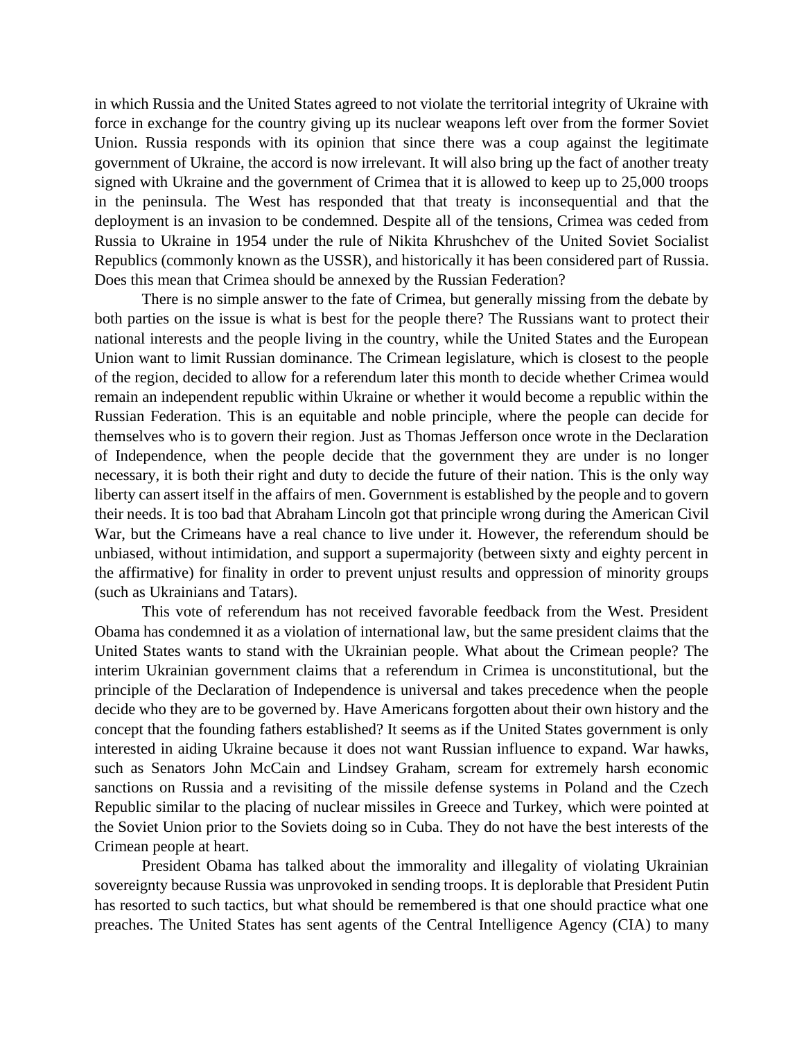in which Russia and the United States agreed to not violate the territorial integrity of Ukraine with force in exchange for the country giving up its nuclear weapons left over from the former Soviet Union. Russia responds with its opinion that since there was a coup against the legitimate government of Ukraine, the accord is now irrelevant. It will also bring up the fact of another treaty signed with Ukraine and the government of Crimea that it is allowed to keep up to 25,000 troops in the peninsula. The West has responded that that treaty is inconsequential and that the deployment is an invasion to be condemned. Despite all of the tensions, Crimea was ceded from Russia to Ukraine in 1954 under the rule of Nikita Khrushchev of the United Soviet Socialist Republics (commonly known as the USSR), and historically it has been considered part of Russia. Does this mean that Crimea should be annexed by the Russian Federation?

There is no simple answer to the fate of Crimea, but generally missing from the debate by both parties on the issue is what is best for the people there? The Russians want to protect their national interests and the people living in the country, while the United States and the European Union want to limit Russian dominance. The Crimean legislature, which is closest to the people of the region, decided to allow for a referendum later this month to decide whether Crimea would remain an independent republic within Ukraine or whether it would become a republic within the Russian Federation. This is an equitable and noble principle, where the people can decide for themselves who is to govern their region. Just as Thomas Jefferson once wrote in the Declaration of Independence, when the people decide that the government they are under is no longer necessary, it is both their right and duty to decide the future of their nation. This is the only way liberty can assert itself in the affairs of men. Government is established by the people and to govern their needs. It is too bad that Abraham Lincoln got that principle wrong during the American Civil War, but the Crimeans have a real chance to live under it. However, the referendum should be unbiased, without intimidation, and support a supermajority (between sixty and eighty percent in the affirmative) for finality in order to prevent unjust results and oppression of minority groups (such as Ukrainians and Tatars).

This vote of referendum has not received favorable feedback from the West. President Obama has condemned it as a violation of international law, but the same president claims that the United States wants to stand with the Ukrainian people. What about the Crimean people? The interim Ukrainian government claims that a referendum in Crimea is unconstitutional, but the principle of the Declaration of Independence is universal and takes precedence when the people decide who they are to be governed by. Have Americans forgotten about their own history and the concept that the founding fathers established? It seems as if the United States government is only interested in aiding Ukraine because it does not want Russian influence to expand. War hawks, such as Senators John McCain and Lindsey Graham, scream for extremely harsh economic sanctions on Russia and a revisiting of the missile defense systems in Poland and the Czech Republic similar to the placing of nuclear missiles in Greece and Turkey, which were pointed at the Soviet Union prior to the Soviets doing so in Cuba. They do not have the best interests of the Crimean people at heart.

President Obama has talked about the immorality and illegality of violating Ukrainian sovereignty because Russia was unprovoked in sending troops. It is deplorable that President Putin has resorted to such tactics, but what should be remembered is that one should practice what one preaches. The United States has sent agents of the Central Intelligence Agency (CIA) to many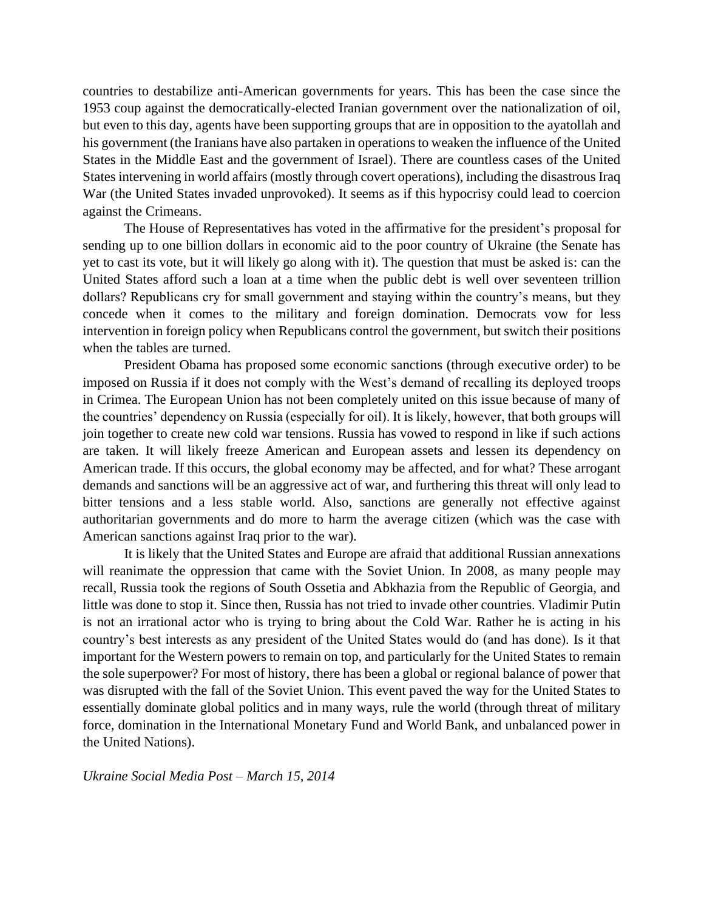countries to destabilize anti-American governments for years. This has been the case since the 1953 coup against the democratically-elected Iranian government over the nationalization of oil, but even to this day, agents have been supporting groups that are in opposition to the ayatollah and his government (the Iranians have also partaken in operations to weaken the influence of the United States in the Middle East and the government of Israel). There are countless cases of the United States intervening in world affairs (mostly through covert operations), including the disastrous Iraq War (the United States invaded unprovoked). It seems as if this hypocrisy could lead to coercion against the Crimeans.

The House of Representatives has voted in the affirmative for the president's proposal for sending up to one billion dollars in economic aid to the poor country of Ukraine (the Senate has yet to cast its vote, but it will likely go along with it). The question that must be asked is: can the United States afford such a loan at a time when the public debt is well over seventeen trillion dollars? Republicans cry for small government and staying within the country's means, but they concede when it comes to the military and foreign domination. Democrats vow for less intervention in foreign policy when Republicans control the government, but switch their positions when the tables are turned.

President Obama has proposed some economic sanctions (through executive order) to be imposed on Russia if it does not comply with the West's demand of recalling its deployed troops in Crimea. The European Union has not been completely united on this issue because of many of the countries' dependency on Russia (especially for oil). It is likely, however, that both groups will join together to create new cold war tensions. Russia has vowed to respond in like if such actions are taken. It will likely freeze American and European assets and lessen its dependency on American trade. If this occurs, the global economy may be affected, and for what? These arrogant demands and sanctions will be an aggressive act of war, and furthering this threat will only lead to bitter tensions and a less stable world. Also, sanctions are generally not effective against authoritarian governments and do more to harm the average citizen (which was the case with American sanctions against Iraq prior to the war).

It is likely that the United States and Europe are afraid that additional Russian annexations will reanimate the oppression that came with the Soviet Union. In 2008, as many people may recall, Russia took the regions of South Ossetia and Abkhazia from the Republic of Georgia, and little was done to stop it. Since then, Russia has not tried to invade other countries. Vladimir Putin is not an irrational actor who is trying to bring about the Cold War. Rather he is acting in his country's best interests as any president of the United States would do (and has done). Is it that important for the Western powers to remain on top, and particularly for the United States to remain the sole superpower? For most of history, there has been a global or regional balance of power that was disrupted with the fall of the Soviet Union. This event paved the way for the United States to essentially dominate global politics and in many ways, rule the world (through threat of military force, domination in the International Monetary Fund and World Bank, and unbalanced power in the United Nations).

*Ukraine Social Media Post – March 15, 2014*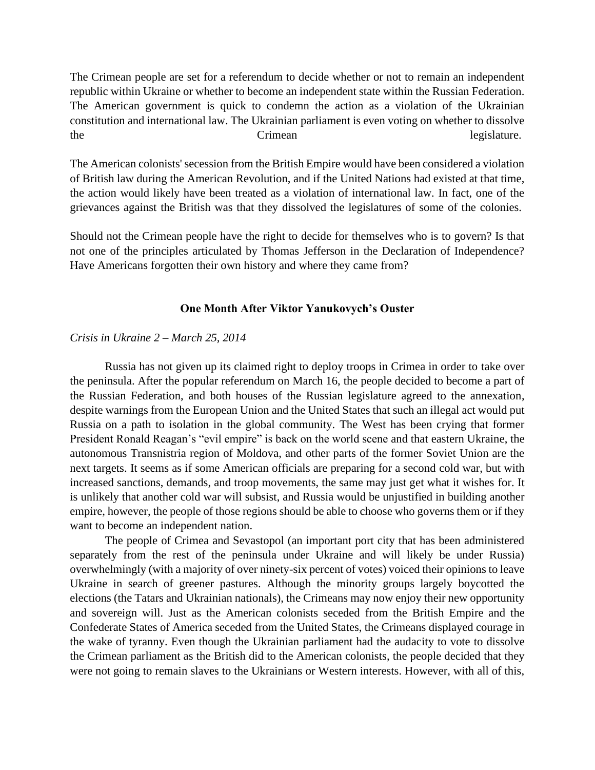The Crimean people are set for a referendum to decide whether or not to remain an independent republic within Ukraine or whether to become an independent state within the Russian Federation. The American government is quick to condemn the action as a violation of the Ukrainian constitution and international law. The Ukrainian parliament is even voting on whether to dissolve the Crimean legislature.

The American colonists' secession from the British Empire would have been considered a violation of British law during the American Revolution, and if the United Nations had existed at that time, the action would likely have been treated as a violation of international law. In fact, one of the grievances against the British was that they dissolved the legislatures of some of the colonies.

Should not the Crimean people have the right to decide for themselves who is to govern? Is that not one of the principles articulated by Thomas Jefferson in the Declaration of Independence? Have Americans forgotten their own history and where they came from?

## One Month After Viktor Yanukovych's Ouster

*Crisis in Ukraine 2 – March 25, 2014*

Russia has not given up its claimed right to deploy troops in Crimea in order to take over the peninsula. After the popular referendum on March 16, the people decided to become a part of the Russian Federation, and both houses of the Russian legislature agreed to the annexation, despite warnings from the European Union and the United States that such an illegal act would put Russia on a path to isolation in the global community. The West has been crying that former President Ronald Reagan's "evil empire" is back on the world scene and that eastern Ukraine, the autonomous Transnistria region of Moldova, and other parts of the former Soviet Union are the next targets. It seems as if some American officials are preparing for a second cold war, but with increased sanctions, demands, and troop movements, the same may just get what it wishes for. It is unlikely that another cold war will subsist, and Russia would be unjustified in building another empire, however, the people of those regions should be able to choose who governs them or if they want to become an independent nation.

The people of Crimea and Sevastopol (an important port city that has been administered separately from the rest of the peninsula under Ukraine and will likely be under Russia) overwhelmingly (with a majority of over ninety-six percent of votes) voiced their opinions to leave Ukraine in search of greener pastures. Although the minority groups largely boycotted the elections (the Tatars and Ukrainian nationals), the Crimeans may now enjoy their new opportunity and sovereign will. Just as the American colonists seceded from the British Empire and the Confederate States of America seceded from the United States, the Crimeans displayed courage in the wake of tyranny. Even though the Ukrainian parliament had the audacity to vote to dissolve the Crimean parliament as the British did to the American colonists, the people decided that they were not going to remain slaves to the Ukrainians or Western interests. However, with all of this,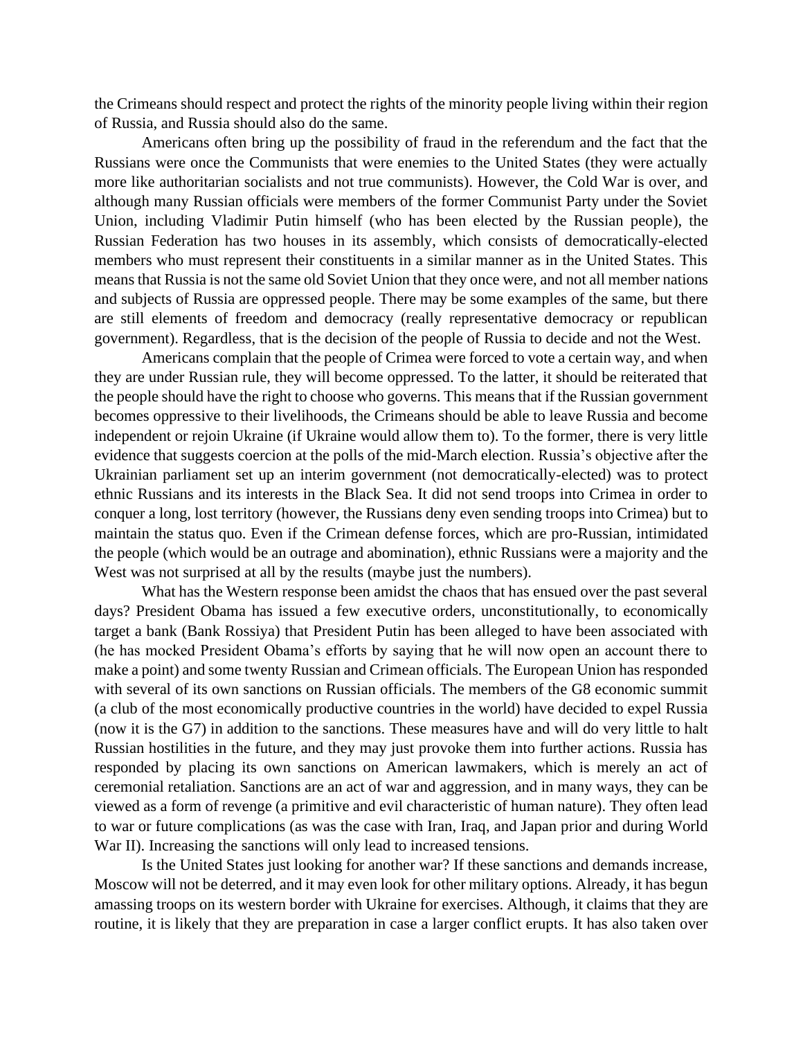the Crimeans should respect and protect the rights of the minority people living within their region of Russia, and Russia should also do the same.

Americans often bring up the possibility of fraud in the referendum and the fact that the Russians were once the Communists that were enemies to the United States (they were actually more like authoritarian socialists and not true communists). However, the Cold War is over, and although many Russian officials were members of the former Communist Party under the Soviet Union, including Vladimir Putin himself (who has been elected by the Russian people), the Russian Federation has two houses in its assembly, which consists of democratically-elected members who must represent their constituents in a similar manner as in the United States. This means that Russia is not the same old Soviet Union that they once were, and not all member nations and subjects of Russia are oppressed people. There may be some examples of the same, but there are still elements of freedom and democracy (really representative democracy or republican government). Regardless, that is the decision of the people of Russia to decide and not the West.

Americans complain that the people of Crimea were forced to vote a certain way, and when they are under Russian rule, they will become oppressed. To the latter, it should be reiterated that the people should have the right to choose who governs. This means that if the Russian government becomes oppressive to their livelihoods, the Crimeans should be able to leave Russia and become independent or rejoin Ukraine (if Ukraine would allow them to). To the former, there is very little evidence that suggests coercion at the polls of the mid-March election. Russia's objective after the Ukrainian parliament set up an interim government (not democratically-elected) was to protect ethnic Russians and its interests in the Black Sea. It did not send troops into Crimea in order to conquer a long, lost territory (however, the Russians deny even sending troops into Crimea) but to maintain the status quo. Even if the Crimean defense forces, which are pro-Russian, intimidated the people (which would be an outrage and abomination), ethnic Russians were a majority and the West was not surprised at all by the results (maybe just the numbers).

What has the Western response been amidst the chaos that has ensued over the past several days? President Obama has issued a few executive orders, unconstitutionally, to economically target a bank (Bank Rossiya) that President Putin has been alleged to have been associated with (he has mocked President Obama's efforts by saying that he will now open an account there to make a point) and some twenty Russian and Crimean officials. The European Union has responded with several of its own sanctions on Russian officials. The members of the G8 economic summit (a club of the most economically productive countries in the world) have decided to expel Russia (now it is the G7) in addition to the sanctions. These measures have and will do very little to halt Russian hostilities in the future, and they may just provoke them into further actions. Russia has responded by placing its own sanctions on American lawmakers, which is merely an act of ceremonial retaliation. Sanctions are an act of war and aggression, and in many ways, they can be viewed as a form of revenge (a primitive and evil characteristic of human nature). They often lead to war or future complications (as was the case with Iran, Iraq, and Japan prior and during World War II). Increasing the sanctions will only lead to increased tensions.

Is the United States just looking for another war? If these sanctions and demands increase, Moscow will not be deterred, and it may even look for other military options. Already, it has begun amassing troops on its western border with Ukraine for exercises. Although, it claims that they are routine, it is likely that they are preparation in case a larger conflict erupts. It has also taken over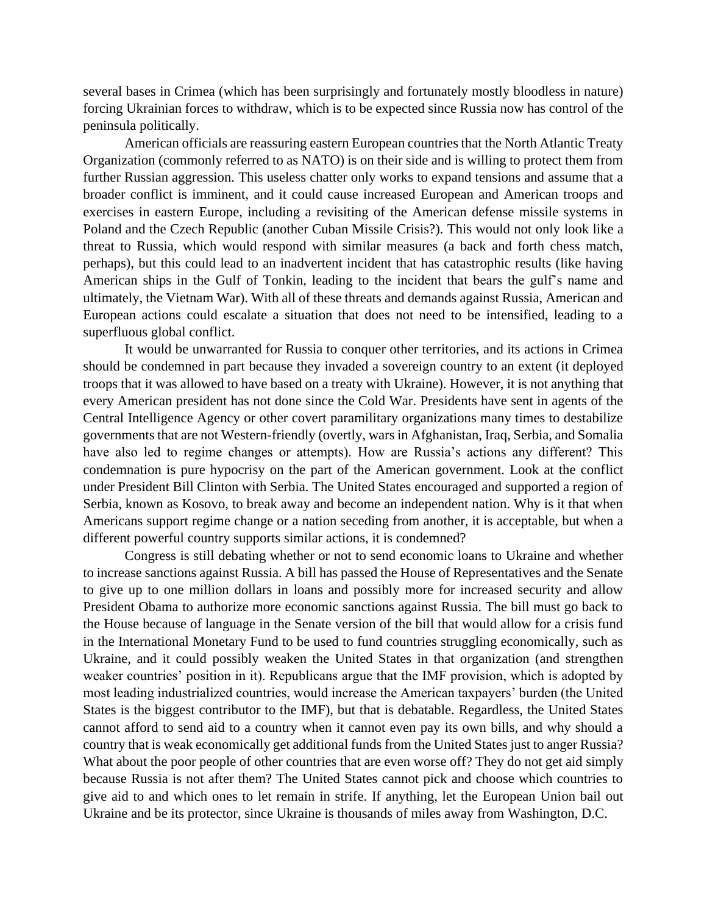several bases in Crimea (which has been surprisingly and fortunately mostly bloodless in nature) forcing Ukrainian forces to withdraw, which is to be expected since Russia now has control of the peninsula politically.

American officials are reassuring eastern European countries that the North Atlantic Treaty Organization (commonly referred to as NATO) is on their side and is willing to protect them from further Russian aggression. This useless chatter only works to expand tensions and assume that a broader conflict is imminent, and it could cause increased European and American troops and exercises in eastern Europe, including a revisiting of the American defense missile systems in Poland and the Czech Republic (another Cuban Missile Crisis?). This would not only look like a threat to Russia, which would respond with similar measures (a back and forth chess match, perhaps), but this could lead to an inadvertent incident that has catastrophic results (like having American ships in the Gulf of Tonkin, leading to the incident that bears the gulf's name and ultimately, the Vietnam War). With all of these threats and demands against Russia, American and European actions could escalate a situation that does not need to be intensified, leading to a superfluous global conflict.

It would be unwarranted for Russia to conquer other territories, and its actions in Crimea should be condemned in part because they invaded a sovereign country to an extent (it deployed troops that it was allowed to have based on a treaty with Ukraine). However, it is not anything that every American president has not done since the Cold War. Presidents have sent in agents of the Central Intelligence Agency or other covert paramilitary organizations many times to destabilize governments that are not Western-friendly (overtly, wars in Afghanistan, Iraq, Serbia, and Somalia have also led to regime changes or attempts). How are Russia's actions any different? This condemnation is pure hypocrisy on the part of the American government. Look at the conflict under President Bill Clinton with Serbia. The United States encouraged and supported a region of Serbia, known as Kosovo, to break away and become an independent nation. Why is it that when Americans support regime change or a nation seceding from another, it is acceptable, but when a different powerful country supports similar actions, it is condemned?

Congress is still debating whether or not to send economic loans to Ukraine and whether to increase sanctions against Russia. A bill has passed the House of Representatives and the Senate to give up to one million dollars in loans and possibly more for increased security and allow President Obama to authorize more economic sanctions against Russia. The bill must go back to the House because of language in the Senate version of the bill that would allow for a crisis fund in the International Monetary Fund to be used to fund countries struggling economically, such as Ukraine, and it could possibly weaken the United States in that organization (and strengthen weaker countries' position in it). Republicans argue that the IMF provision, which is adopted by most leading industrialized countries, would increase the American taxpayers' burden (the United States is the biggest contributor to the IMF), but that is debatable. Regardless, the United States cannot afford to send aid to a country when it cannot even pay its own bills, and why should a country that is weak economically get additional funds from the United States just to anger Russia? What about the poor people of other countries that are even worse off? They do not get aid simply because Russia is not after them? The United States cannot pick and choose which countries to give aid to and which ones to let remain in strife. If anything, let the European Union bail out Ukraine and be its protector, since Ukraine is thousands of miles away from Washington, D.C.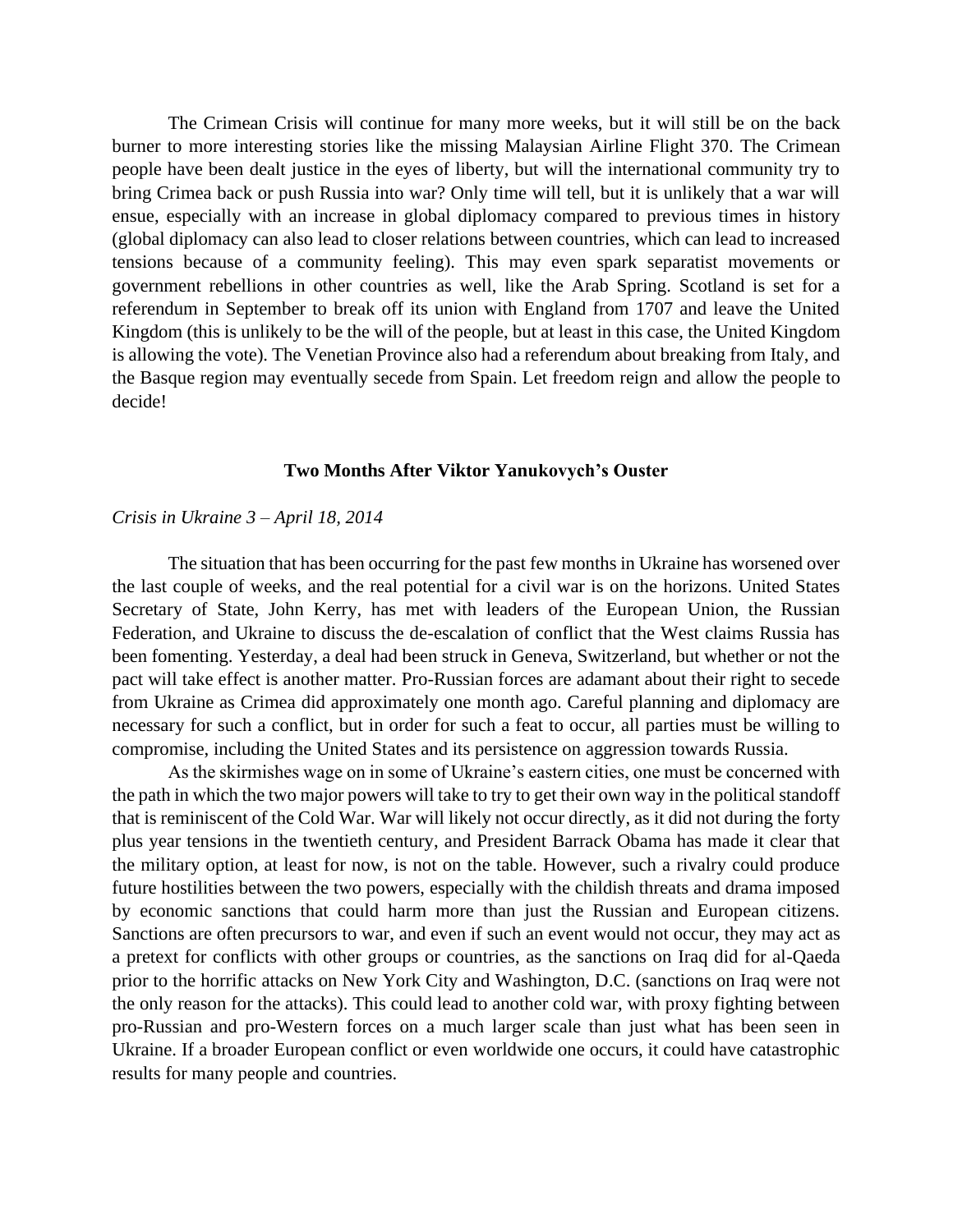The Crimean Crisis will continue for many more weeks, but it will still be on the back burner to more interesting stories like the missing Malaysian Airline Flight 370. The Crimean people have been dealt justice in the eyes of liberty, but will the international community try to bring Crimea back or push Russia into war? Only time will tell, but it is unlikely that a war will ensue, especially with an increase in global diplomacy compared to previous times in history (global diplomacy can also lead to closer relations between countries, which can lead to increased tensions because of a community feeling). This may even spark separatist movements or government rebellions in other countries as well, like the Arab Spring. Scotland is set for a referendum in September to break off its union with England from 1707 and leave the United Kingdom (this is unlikely to be the will of the people, but at least in this case, the United Kingdom is allowing the vote). The Venetian Province also had a referendum about breaking from Italy, and the Basque region may eventually secede from Spain. Let freedom reign and allow the people to decide!

## Two Months After Viktor Yanukovych's Ouster

*Crisis in Ukraine 3 – April 18, 2014*

The situation that has been occurring for the past few months in Ukraine has worsened over the last couple of weeks, and the real potential for a civil war is on the horizons. United States Secretary of State, John Kerry, has met with leaders of the European Union, the Russian Federation, and Ukraine to discuss the de-escalation of conflict that the West claims Russia has been fomenting. Yesterday, a deal had been struck in Geneva, Switzerland, but whether or not the pact will take effect is another matter. Pro-Russian forces are adamant about their right to secede from Ukraine as Crimea did approximately one month ago. Careful planning and diplomacy are necessary for such a conflict, but in order for such a feat to occur, all parties must be willing to compromise, including the United States and its persistence on aggression towards Russia.

As the skirmishes wage on in some of Ukraine's eastern cities, one must be concerned with the path in which the two major powers will take to try to get their own way in the political standoff that is reminiscent of the Cold War. War will likely not occur directly, as it did not during the forty plus year tensions in the twentieth century, and President Barrack Obama has made it clear that the military option, at least for now, is not on the table. However, such a rivalry could produce future hostilities between the two powers, especially with the childish threats and drama imposed by economic sanctions that could harm more than just the Russian and European citizens. Sanctions are often precursors to war, and even if such an event would not occur, they may act as a pretext for conflicts with other groups or countries, as the sanctions on Iraq did for al-Qaeda prior to the horrific attacks on New York City and Washington, D.C. (sanctions on Iraq were not the only reason for the attacks). This could lead to another cold war, with proxy fighting between pro-Russian and pro-Western forces on a much larger scale than just what has been seen in Ukraine. If a broader European conflict or even worldwide one occurs, it could have catastrophic results for many people and countries.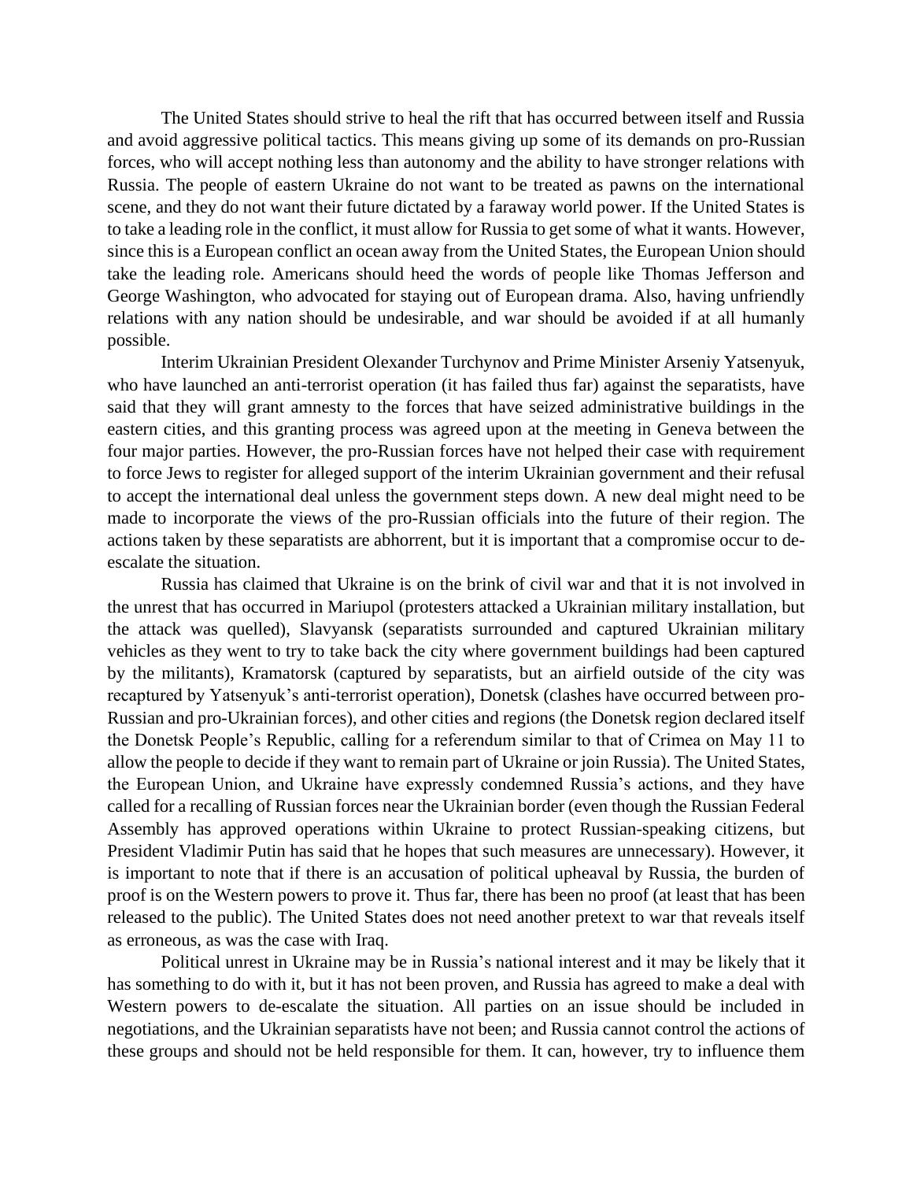The United States should strive to heal the rift that has occurred between itself and Russia and avoid aggressive political tactics. This means giving up some of its demands on pro-Russian forces, who will accept nothing less than autonomy and the ability to have stronger relations with Russia. The people of eastern Ukraine do not want to be treated as pawns on the international scene, and they do not want their future dictated by a faraway world power. If the United States is to take a leading role in the conflict, it must allow for Russia to get some of what it wants. However, since this is a European conflict an ocean away from the United States, the European Union should take the leading role. Americans should heed the words of people like Thomas Jefferson and George Washington, who advocated for staying out of European drama. Also, having unfriendly relations with any nation should be undesirable, and war should be avoided if at all humanly possible.

Interim Ukrainian President Olexander Turchynov and Prime Minister Arseniy Yatsenyuk, who have launched an anti-terrorist operation (it has failed thus far) against the separatists, have said that they will grant amnesty to the forces that have seized administrative buildings in the eastern cities, and this granting process was agreed upon at the meeting in Geneva between the four major parties. However, the pro-Russian forces have not helped their case with requirement to force Jews to register for alleged support of the interim Ukrainian government and their refusal to accept the international deal unless the government steps down. A new deal might need to be made to incorporate the views of the pro-Russian officials into the future of their region. The actions taken by these separatists are abhorrent, but it is important that a compromise occur to de-escalate the situation.

Russia has claimed that Ukraine is on the brink of civil war and that it is not involved in the unrest that has occurred in Mariupol (protesters attacked a Ukrainian military installation, but the attack was quelled), Slavyansk (separatists surrounded and captured Ukrainian military vehicles as they went to try to take back the city where government buildings had been captured by the militants), Kramatorsk (captured by separatists, but an airfield outside of the city was recaptured by Yatsenyuk's anti-terrorist operation), Donetsk (clashes have occurred between pro-Russian and pro-Ukrainian forces), and other cities and regions (the Donetsk region declared itself the Donetsk People's Republic, calling for a referendum similar to that of Crimea on May 11 to allow the people to decide if they want to remain part of Ukraine or join Russia). The United States, the European Union, and Ukraine have expressly condemned Russia's actions, and they have called for a recalling of Russian forces near the Ukrainian border (even though the Russian Federal Assembly has approved operations within Ukraine to protect Russian-speaking citizens, but President Vladimir Putin has said that he hopes that such measures are unnecessary). However, it is important to note that if there is an accusation of political upheaval by Russia, the burden of proof is on the Western powers to prove it. Thus far, there has been no proof (at least that has been released to the public). The United States does not need another pretext to war that reveals itself as erroneous, as was the case with Iraq.

Political unrest in Ukraine may be in Russia's national interest and it may be likely that it has something to do with it, but it has not been proven, and Russia has agreed to make a deal with Western powers to de-escalate the situation. All parties on an issue should be included in negotiations, and the Ukrainian separatists have not been; and Russia cannot control the actions of these groups and should not be held responsible for them. It can, however, try to influence them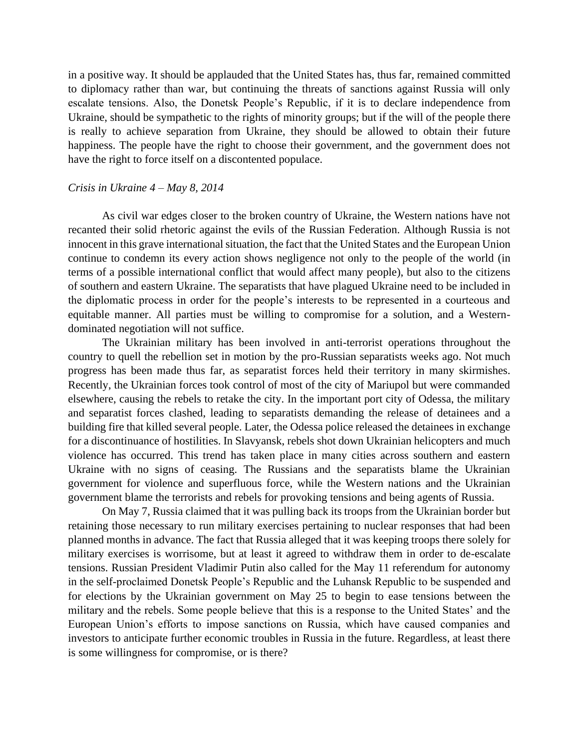in a positive way. It should be applauded that the United States has, thus far, remained committed to diplomacy rather than war, but continuing the threats of sanctions against Russia will only escalate tensions. Also, the Donetsk People's Republic, if it is to declare independence from Ukraine, should be sympathetic to the rights of minority groups; but if the will of the people there is really to achieve separation from Ukraine, they should be allowed to obtain their future happiness. The people have the right to choose their government, and the government does not have the right to force itself on a discontented populace.

*Crisis in Ukraine 4 – May 8, 2014*

As civil war edges closer to the broken country of Ukraine, the Western nations have not recanted their solid rhetoric against the evils of the Russian Federation. Although Russia is not innocent in this grave international situation, the fact that the United States and the European Union continue to condemn its every action shows negligence not only to the people of the world (in terms of a possible international conflict that would affect many people), but also to the citizens of southern and eastern Ukraine. The separatists that have plagued Ukraine need to be included in the diplomatic process in order for the people's interests to be represented in a courteous and equitable manner. All parties must be willing to compromise for a solution, and a Western-dominated negotiation will not suffice.

The Ukrainian military has been involved in anti-terrorist operations throughout the country to quell the rebellion set in motion by the pro-Russian separatists weeks ago. Not much progress has been made thus far, as separatist forces held their territory in many skirmishes. Recently, the Ukrainian forces took control of most of the city of Mariupol but were commanded elsewhere, causing the rebels to retake the city. In the important port city of Odessa, the military and separatist forces clashed, leading to separatists demanding the release of detainees and a building fire that killed several people. Later, the Odessa police released the detainees in exchange for a discontinuance of hostilities. In Slavyansk, rebels shot down Ukrainian helicopters and much violence has occurred. This trend has taken place in many cities across southern and eastern Ukraine with no signs of ceasing. The Russians and the separatists blame the Ukrainian government for violence and superfluous force, while the Western nations and the Ukrainian government blame the terrorists and rebels for provoking tensions and being agents of Russia.

On May 7, Russia claimed that it was pulling back its troops from the Ukrainian border but retaining those necessary to run military exercises pertaining to nuclear responses that had been planned months in advance. The fact that Russia alleged that it was keeping troops there solely for military exercises is worrisome, but at least it agreed to withdraw them in order to de-escalate tensions. Russian President Vladimir Putin also called for the May 11 referendum for autonomy in the self-proclaimed Donetsk People's Republic and the Luhansk Republic to be suspended and for elections by the Ukrainian government on May 25 to begin to ease tensions between the military and the rebels. Some people believe that this is a response to the United States' and the European Union's efforts to impose sanctions on Russia, which have caused companies and investors to anticipate further economic troubles in Russia in the future. Regardless, at least there is some willingness for compromise, or is there?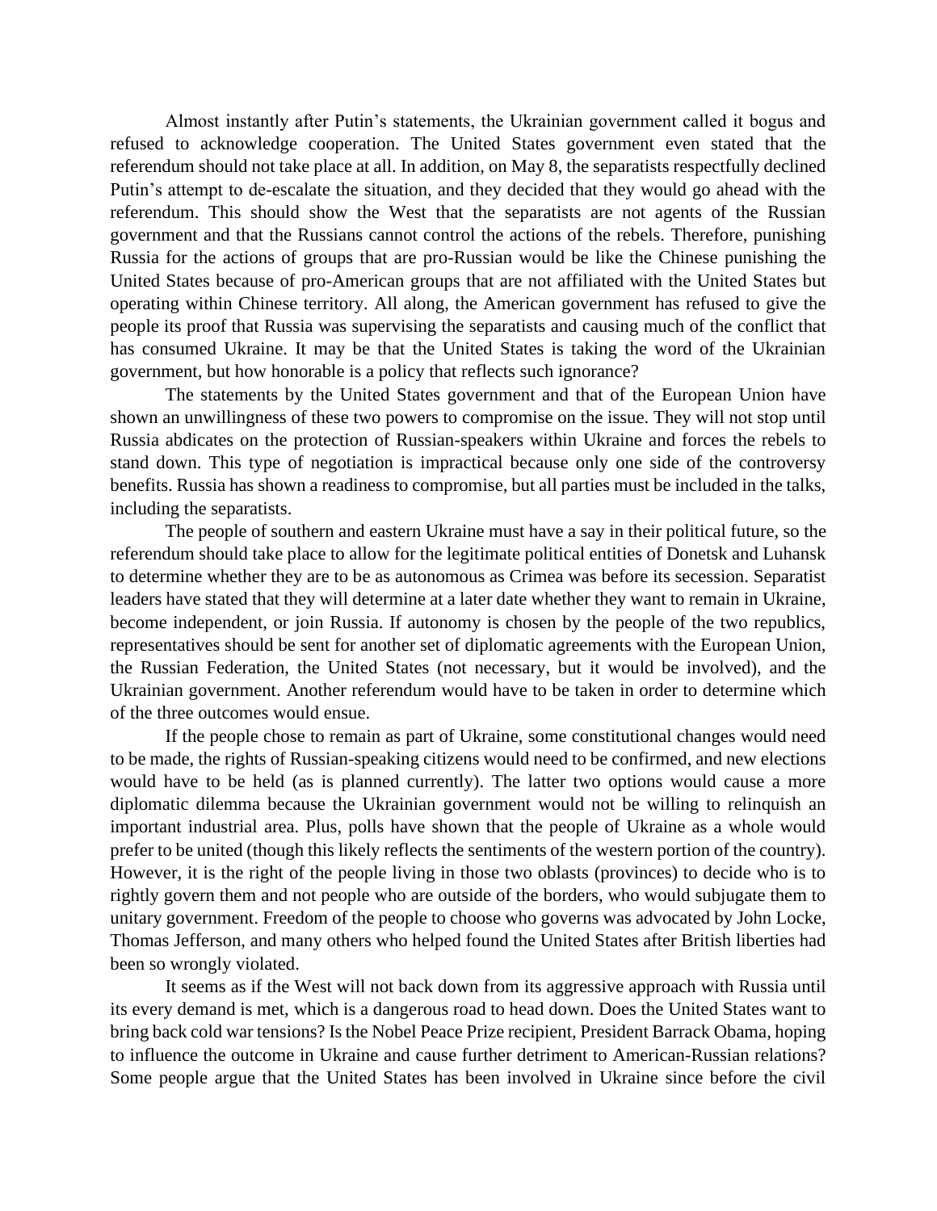Almost instantly after Putin's statements, the Ukrainian government called it bogus and refused to acknowledge cooperation. The United States government even stated that the referendum should not take place at all. In addition, on May 8, the separatists respectfully declined Putin's attempt to de-escalate the situation, and they decided that they would go ahead with the referendum. This should show the West that the separatists are not agents of the Russian government and that the Russians cannot control the actions of the rebels. Therefore, punishing Russia for the actions of groups that are pro-Russian would be like the Chinese punishing the United States because of pro-American groups that are not affiliated with the United States but operating within Chinese territory. All along, the American government has refused to give the people its proof that Russia was supervising the separatists and causing much of the conflict that has consumed Ukraine. It may be that the United States is taking the word of the Ukrainian government, but how honorable is a policy that reflects such ignorance?

The statements by the United States government and that of the European Union have shown an unwillingness of these two powers to compromise on the issue. They will not stop until Russia abdicates on the protection of Russian-speakers within Ukraine and forces the rebels to stand down. This type of negotiation is impractical because only one side of the controversy benefits. Russia has shown a readiness to compromise, but all parties must be included in the talks, including the separatists.

The people of southern and eastern Ukraine must have a say in their political future, so the referendum should take place to allow for the legitimate political entities of Donetsk and Luhansk to determine whether they are to be as autonomous as Crimea was before its secession. Separatist leaders have stated that they will determine at a later date whether they want to remain in Ukraine, become independent, or join Russia. If autonomy is chosen by the people of the two republics, representatives should be sent for another set of diplomatic agreements with the European Union, the Russian Federation, the United States (not necessary, but it would be involved), and the Ukrainian government. Another referendum would have to be taken in order to determine which of the three outcomes would ensue.

If the people chose to remain as part of Ukraine, some constitutional changes would need to be made, the rights of Russian-speaking citizens would need to be confirmed, and new elections would have to be held (as is planned currently). The latter two options would cause a more diplomatic dilemma because the Ukrainian government would not be willing to relinquish an important industrial area. Plus, polls have shown that the people of Ukraine as a whole would prefer to be united (though this likely reflects the sentiments of the western portion of the country). However, it is the right of the people living in those two oblasts (provinces) to decide who is to rightly govern them and not people who are outside of the borders, who would subjugate them to unitary government. Freedom of the people to choose who governs was advocated by John Locke, Thomas Jefferson, and many others who helped found the United States after British liberties had been so wrongly violated.

It seems as if the West will not back down from its aggressive approach with Russia until its every demand is met, which is a dangerous road to head down. Does the United States want to bring back cold war tensions? Is the Nobel Peace Prize recipient, President Barrack Obama, hoping to influence the outcome in Ukraine and cause further detriment to American-Russian relations? Some people argue that the United States has been involved in Ukraine since before the civil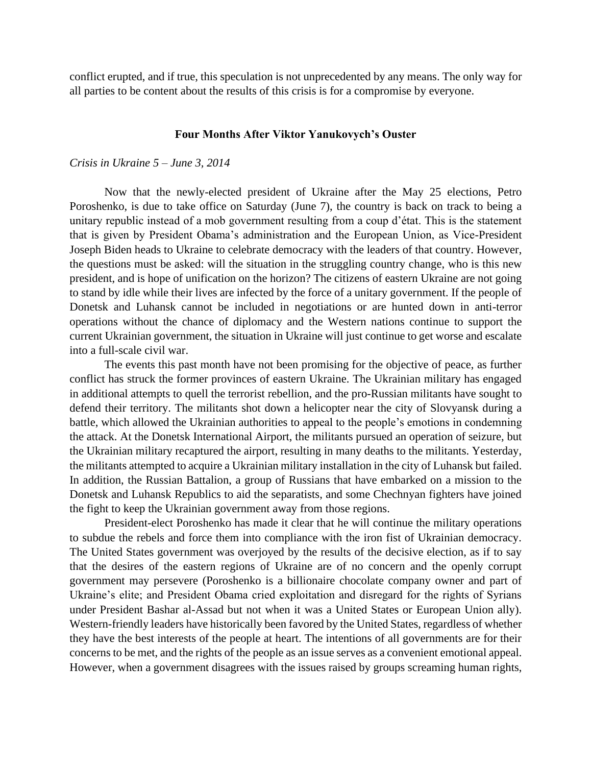conflict erupted, and if true, this speculation is not unprecedented by any means. The only way for all parties to be content about the results of this crisis is for a compromise by everyone.

### Four Months After Viktor Yanukovych's Ouster

*Crisis in Ukraine 5 – June 3, 2014*

Now that the newly-elected president of Ukraine after the May 25 elections, Petro Poroshenko, is due to take office on Saturday (June 7), the country is back on track to being a unitary republic instead of a mob government resulting from a coup d'état. This is the statement that is given by President Obama's administration and the European Union, as Vice-President Joseph Biden heads to Ukraine to celebrate democracy with the leaders of that country. However, the questions must be asked: will the situation in the struggling country change, who is this new president, and is hope of unification on the horizon? The citizens of eastern Ukraine are not going to stand by idle while their lives are infected by the force of a unitary government. If the people of Donetsk and Luhansk cannot be included in negotiations or are hunted down in anti-terror operations without the chance of diplomacy and the Western nations continue to support the current Ukrainian government, the situation in Ukraine will just continue to get worse and escalate into a full-scale civil war.

The events this past month have not been promising for the objective of peace, as further conflict has struck the former provinces of eastern Ukraine. The Ukrainian military has engaged in additional attempts to quell the terrorist rebellion, and the pro-Russian militants have sought to defend their territory. The militants shot down a helicopter near the city of Slovyansk during a battle, which allowed the Ukrainian authorities to appeal to the people's emotions in condemning the attack. At the Donetsk International Airport, the militants pursued an operation of seizure, but the Ukrainian military recaptured the airport, resulting in many deaths to the militants. Yesterday, the militants attempted to acquire a Ukrainian military installation in the city of Luhansk but failed. In addition, the Russian Battalion, a group of Russians that have embarked on a mission to the Donetsk and Luhansk Republics to aid the separatists, and some Chechnyan fighters have joined the fight to keep the Ukrainian government away from those regions.

President-elect Poroshenko has made it clear that he will continue the military operations to subdue the rebels and force them into compliance with the iron fist of Ukrainian democracy. The United States government was overjoyed by the results of the decisive election, as if to say that the desires of the eastern regions of Ukraine are of no concern and the openly corrupt government may persevere (Poroshenko is a billionaire chocolate company owner and part of Ukraine's elite; and President Obama cried exploitation and disregard for the rights of Syrians under President Bashar al-Assad but not when it was a United States or European Union ally). Western-friendly leaders have historically been favored by the United States, regardless of whether they have the best interests of the people at heart. The intentions of all governments are for their concerns to be met, and the rights of the people as an issue serves as a convenient emotional appeal. However, when a government disagrees with the issues raised by groups screaming human rights,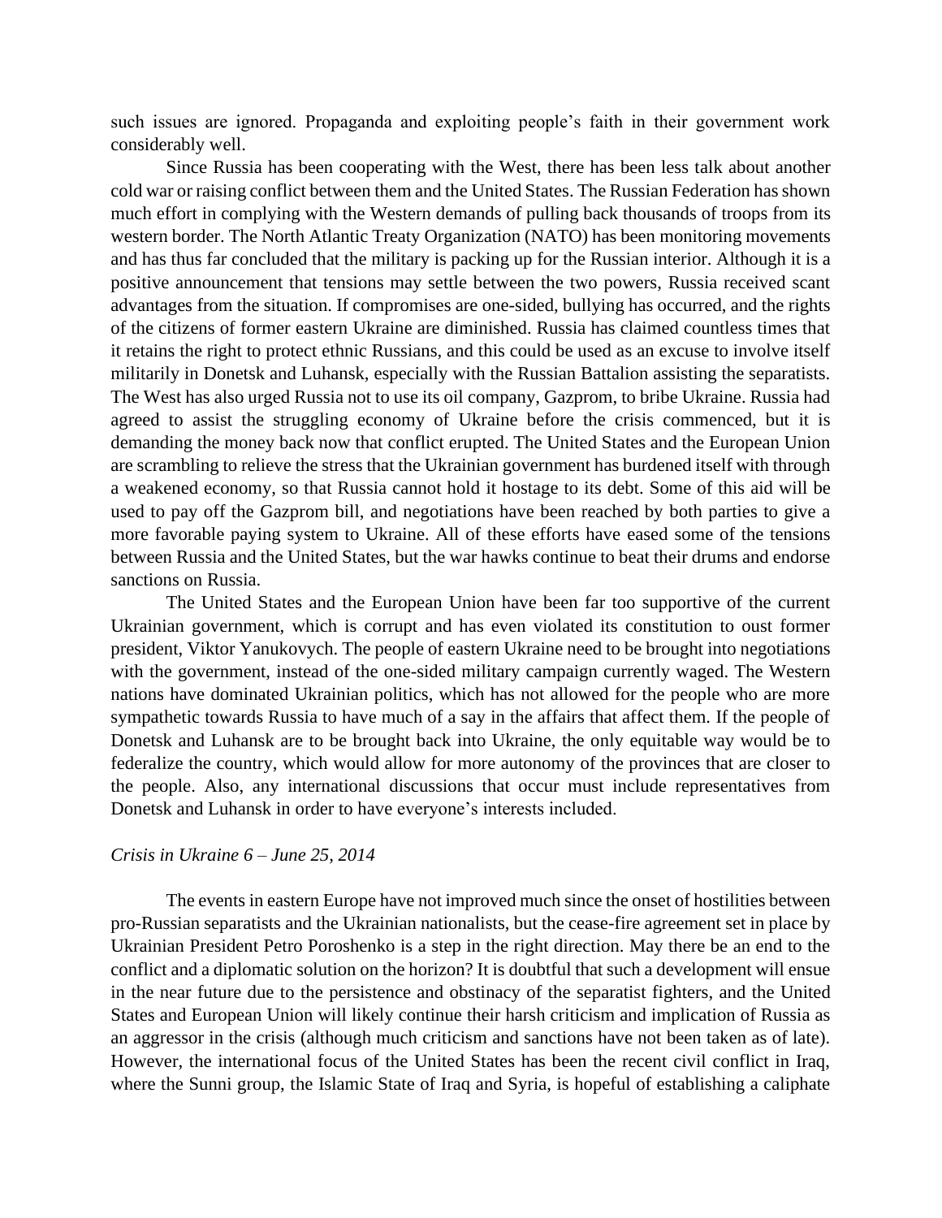such issues are ignored. Propaganda and exploiting people's faith in their government work considerably well.

Since Russia has been cooperating with the West, there has been less talk about another cold war or raising conflict between them and the United States. The Russian Federation has shown much effort in complying with the Western demands of pulling back thousands of troops from its western border. The North Atlantic Treaty Organization (NATO) has been monitoring movements and has thus far concluded that the military is packing up for the Russian interior. Although it is a positive announcement that tensions may settle between the two powers, Russia received scant advantages from the situation. If compromises are one-sided, bullying has occurred, and the rights of the citizens of former eastern Ukraine are diminished. Russia has claimed countless times that it retains the right to protect ethnic Russians, and this could be used as an excuse to involve itself militarily in Donetsk and Luhansk, especially with the Russian Battalion assisting the separatists. The West has also urged Russia not to use its oil company, Gazprom, to bribe Ukraine. Russia had agreed to assist the struggling economy of Ukraine before the crisis commenced, but it is demanding the money back now that conflict erupted. The United States and the European Union are scrambling to relieve the stress that the Ukrainian government has burdened itself with through a weakened economy, so that Russia cannot hold it hostage to its debt. Some of this aid will be used to pay off the Gazprom bill, and negotiations have been reached by both parties to give a more favorable paying system to Ukraine. All of these efforts have eased some of the tensions between Russia and the United States, but the war hawks continue to beat their drums and endorse sanctions on Russia.

The United States and the European Union have been far too supportive of the current Ukrainian government, which is corrupt and has even violated its constitution to oust former president, Viktor Yanukovych. The people of eastern Ukraine need to be brought into negotiations with the government, instead of the one-sided military campaign currently waged. The Western nations have dominated Ukrainian politics, which has not allowed for the people who are more sympathetic towards Russia to have much of a say in the affairs that affect them. If the people of Donetsk and Luhansk are to be brought back into Ukraine, the only equitable way would be to federalize the country, which would allow for more autonomy of the provinces that are closer to the people. Also, any international discussions that occur must include representatives from Donetsk and Luhansk in order to have everyone's interests included.

*Crisis in Ukraine 6 – June 25, 2014*

The events in eastern Europe have not improved much since the onset of hostilities between pro-Russian separatists and the Ukrainian nationalists, but the cease-fire agreement set in place by Ukrainian President Petro Poroshenko is a step in the right direction. May there be an end to the conflict and a diplomatic solution on the horizon? It is doubtful that such a development will ensue in the near future due to the persistence and obstinacy of the separatist fighters, and the United States and European Union will likely continue their harsh criticism and implication of Russia as an aggressor in the crisis (although much criticism and sanctions have not been taken as of late). However, the international focus of the United States has been the recent civil conflict in Iraq, where the Sunni group, the Islamic State of Iraq and Syria, is hopeful of establishing a caliphate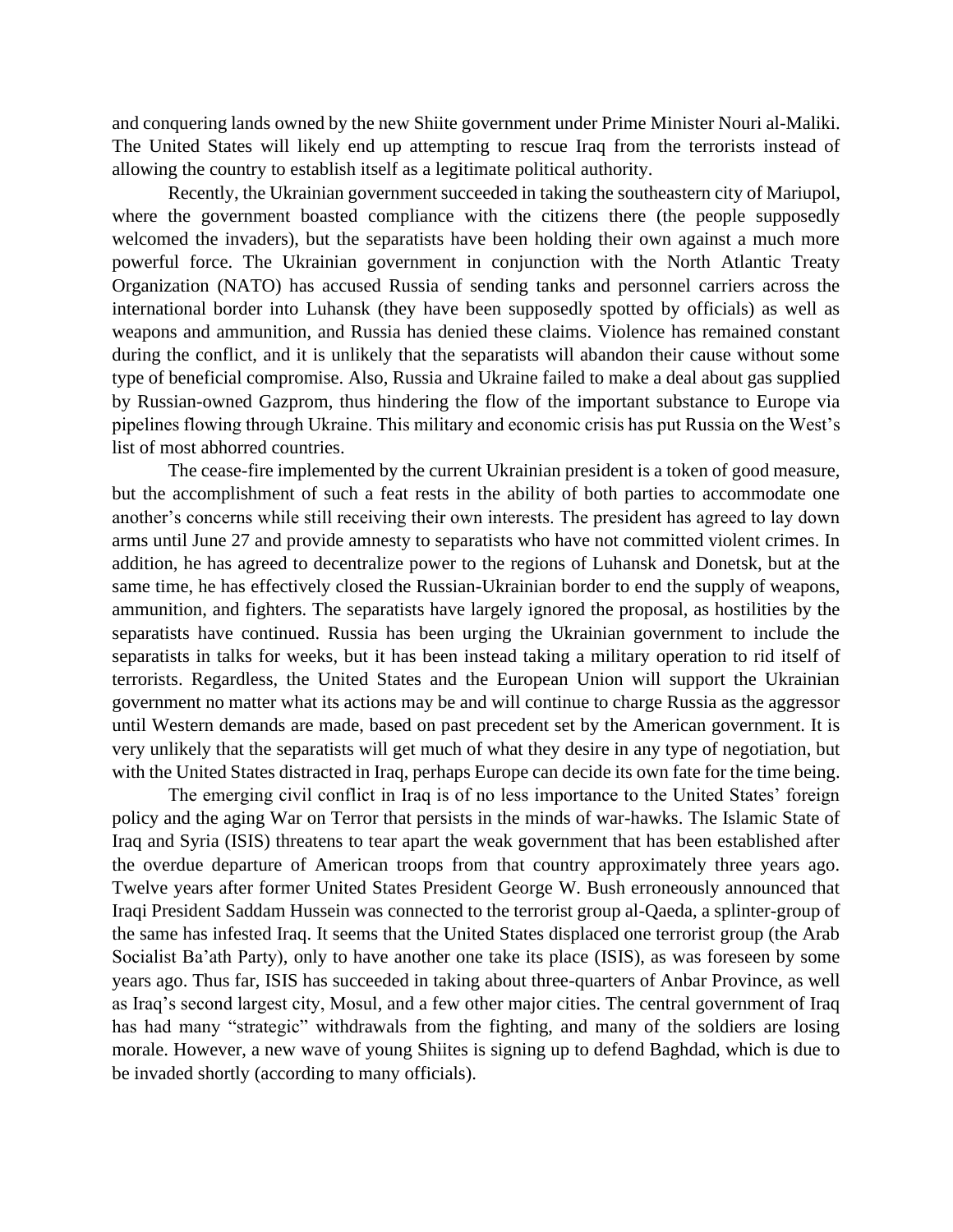and conquering lands owned by the new Shiite government under Prime Minister Nouri al-Maliki. The United States will likely end up attempting to rescue Iraq from the terrorists instead of allowing the country to establish itself as a legitimate political authority.

Recently, the Ukrainian government succeeded in taking the southeastern city of Mariupol, where the government boasted compliance with the citizens there (the people supposedly welcomed the invaders), but the separatists have been holding their own against a much more powerful force. The Ukrainian government in conjunction with the North Atlantic Treaty Organization (NATO) has accused Russia of sending tanks and personnel carriers across the international border into Luhansk (they have been supposedly spotted by officials) as well as weapons and ammunition, and Russia has denied these claims. Violence has remained constant during the conflict, and it is unlikely that the separatists will abandon their cause without some type of beneficial compromise. Also, Russia and Ukraine failed to make a deal about gas supplied by Russian-owned Gazprom, thus hindering the flow of the important substance to Europe via pipelines flowing through Ukraine. This military and economic crisis has put Russia on the West's list of most abhorred countries.

The cease-fire implemented by the current Ukrainian president is a token of good measure, but the accomplishment of such a feat rests in the ability of both parties to accommodate one another's concerns while still receiving their own interests. The president has agreed to lay down arms until June 27 and provide amnesty to separatists who have not committed violent crimes. In addition, he has agreed to decentralize power to the regions of Luhansk and Donetsk, but at the same time, he has effectively closed the Russian-Ukrainian border to end the supply of weapons, ammunition, and fighters. The separatists have largely ignored the proposal, as hostilities by the separatists have continued. Russia has been urging the Ukrainian government to include the separatists in talks for weeks, but it has been instead taking a military operation to rid itself of terrorists. Regardless, the United States and the European Union will support the Ukrainian government no matter what its actions may be and will continue to charge Russia as the aggressor until Western demands are made, based on past precedent set by the American government. It is very unlikely that the separatists will get much of what they desire in any type of negotiation, but with the United States distracted in Iraq, perhaps Europe can decide its own fate for the time being.

The emerging civil conflict in Iraq is of no less importance to the United States' foreign policy and the aging War on Terror that persists in the minds of war-hawks. The Islamic State of Iraq and Syria (ISIS) threatens to tear apart the weak government that has been established after the overdue departure of American troops from that country approximately three years ago. Twelve years after former United States President George W. Bush erroneously announced that Iraqi President Saddam Hussein was connected to the terrorist group al-Qaeda, a splinter-group of the same has infested Iraq. It seems that the United States displaced one terrorist group (the Arab Socialist Ba'ath Party), only to have another one take its place (ISIS), as was foreseen by some years ago. Thus far, ISIS has succeeded in taking about three-quarters of Anbar Province, as well as Iraq's second largest city, Mosul, and a few other major cities. The central government of Iraq has had many "strategic" withdrawals from the fighting, and many of the soldiers are losing morale. However, a new wave of young Shiites is signing up to defend Baghdad, which is due to be invaded shortly (according to many officials).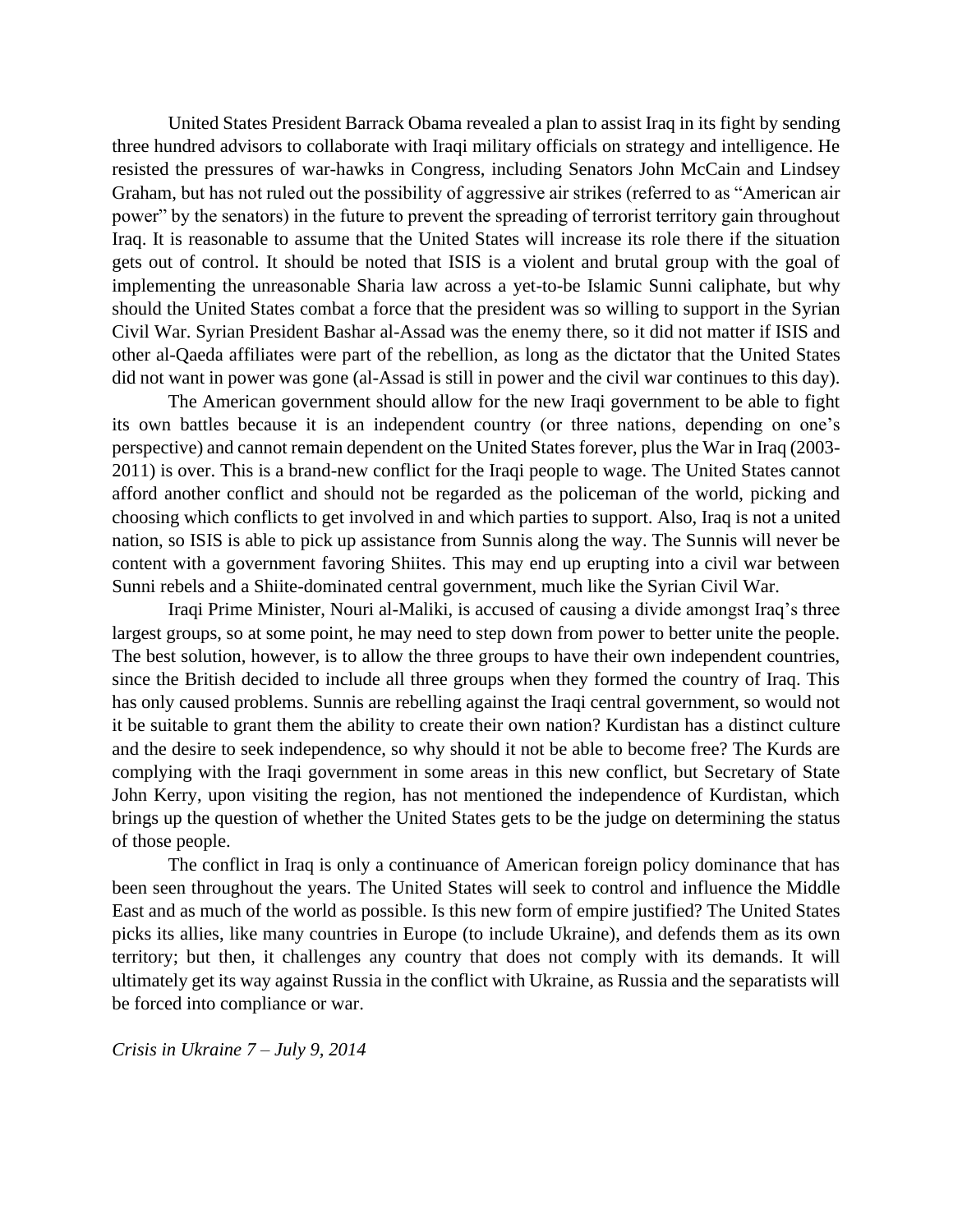United States President Barrack Obama revealed a plan to assist Iraq in its fight by sending three hundred advisors to collaborate with Iraqi military officials on strategy and intelligence. He resisted the pressures of war-hawks in Congress, including Senators John McCain and Lindsey Graham, but has not ruled out the possibility of aggressive air strikes (referred to as "American air power" by the senators) in the future to prevent the spreading of terrorist territory gain throughout Iraq. It is reasonable to assume that the United States will increase its role there if the situation gets out of control. It should be noted that ISIS is a violent and brutal group with the goal of implementing the unreasonable Sharia law across a yet-to-be Islamic Sunni caliphate, but why should the United States combat a force that the president was so willing to support in the Syrian Civil War. Syrian President Bashar al-Assad was the enemy there, so it did not matter if ISIS and other al-Qaeda affiliates were part of the rebellion, as long as the dictator that the United States did not want in power was gone (al-Assad is still in power and the civil war continues to this day).

The American government should allow for the new Iraqi government to be able to fight its own battles because it is an independent country (or three nations, depending on one's perspective) and cannot remain dependent on the United States forever, plus the War in Iraq (2003-2011) is over. This is a brand-new conflict for the Iraqi people to wage. The United States cannot afford another conflict and should not be regarded as the policeman of the world, picking and choosing which conflicts to get involved in and which parties to support. Also, Iraq is not a united nation, so ISIS is able to pick up assistance from Sunnis along the way. The Sunnis will never be content with a government favoring Shiites. This may end up erupting into a civil war between Sunni rebels and a Shiite-dominated central government, much like the Syrian Civil War.

Iraqi Prime Minister, Nouri al-Maliki, is accused of causing a divide amongst Iraq's three largest groups, so at some point, he may need to step down from power to better unite the people. The best solution, however, is to allow the three groups to have their own independent countries, since the British decided to include all three groups when they formed the country of Iraq. This has only caused problems. Sunnis are rebelling against the Iraqi central government, so would not it be suitable to grant them the ability to create their own nation? Kurdistan has a distinct culture and the desire to seek independence, so why should it not be able to become free? The Kurds are complying with the Iraqi government in some areas in this new conflict, but Secretary of State John Kerry, upon visiting the region, has not mentioned the independence of Kurdistan, which brings up the question of whether the United States gets to be the judge on determining the status of those people.

The conflict in Iraq is only a continuance of American foreign policy dominance that has been seen throughout the years. The United States will seek to control and influence the Middle East and as much of the world as possible. Is this new form of empire justified? The United States picks its allies, like many countries in Europe (to include Ukraine), and defends them as its own territory; but then, it challenges any country that does not comply with its demands. It will ultimately get its way against Russia in the conflict with Ukraine, as Russia and the separatists will be forced into compliance or war.

*Crisis in Ukraine 7 – July 9, 2014*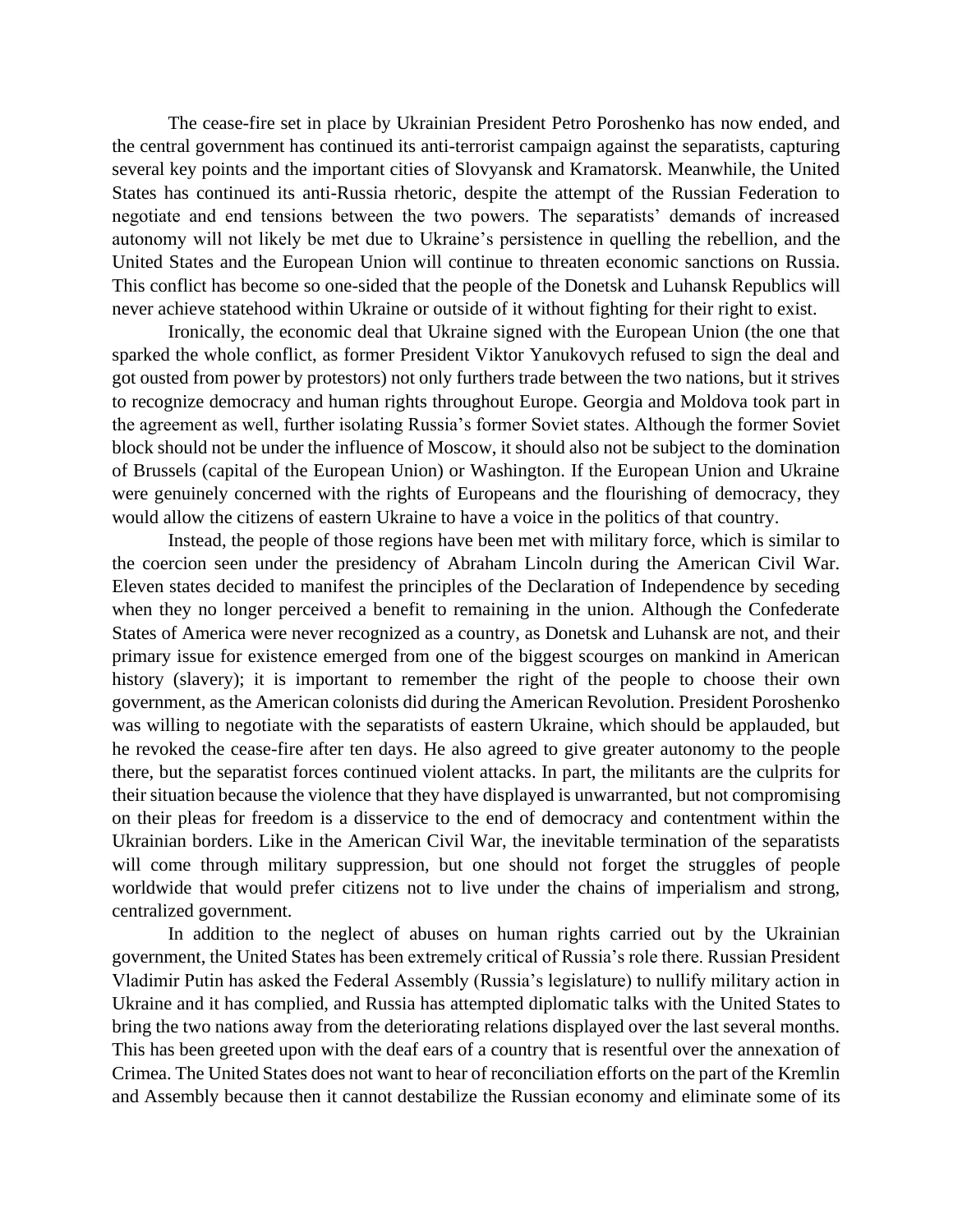The cease-fire set in place by Ukrainian President Petro Poroshenko has now ended, and the central government has continued its anti-terrorist campaign against the separatists, capturing several key points and the important cities of Slovyansk and Kramatorsk. Meanwhile, the United States has continued its anti-Russia rhetoric, despite the attempt of the Russian Federation to negotiate and end tensions between the two powers. The separatists' demands of increased autonomy will not likely be met due to Ukraine's persistence in quelling the rebellion, and the United States and the European Union will continue to threaten economic sanctions on Russia. This conflict has become so one-sided that the people of the Donetsk and Luhansk Republics will never achieve statehood within Ukraine or outside of it without fighting for their right to exist.

Ironically, the economic deal that Ukraine signed with the European Union (the one that sparked the whole conflict, as former President Viktor Yanukovych refused to sign the deal and got ousted from power by protestors) not only furthers trade between the two nations, but it strives to recognize democracy and human rights throughout Europe. Georgia and Moldova took part in the agreement as well, further isolating Russia's former Soviet states. Although the former Soviet block should not be under the influence of Moscow, it should also not be subject to the domination of Brussels (capital of the European Union) or Washington. If the European Union and Ukraine were genuinely concerned with the rights of Europeans and the flourishing of democracy, they would allow the citizens of eastern Ukraine to have a voice in the politics of that country.

Instead, the people of those regions have been met with military force, which is similar to the coercion seen under the presidency of Abraham Lincoln during the American Civil War. Eleven states decided to manifest the principles of the Declaration of Independence by seceding when they no longer perceived a benefit to remaining in the union. Although the Confederate States of America were never recognized as a country, as Donetsk and Luhansk are not, and their primary issue for existence emerged from one of the biggest scourges on mankind in American history (slavery); it is important to remember the right of the people to choose their own government, as the American colonists did during the American Revolution. President Poroshenko was willing to negotiate with the separatists of eastern Ukraine, which should be applauded, but he revoked the cease-fire after ten days. He also agreed to give greater autonomy to the people there, but the separatist forces continued violent attacks. In part, the militants are the culprits for their situation because the violence that they have displayed is unwarranted, but not compromising on their pleas for freedom is a disservice to the end of democracy and contentment within the Ukrainian borders. Like in the American Civil War, the inevitable termination of the separatists will come through military suppression, but one should not forget the struggles of people worldwide that would prefer citizens not to live under the chains of imperialism and strong, centralized government.

In addition to the neglect of abuses on human rights carried out by the Ukrainian government, the United States has been extremely critical of Russia's role there. Russian President Vladimir Putin has asked the Federal Assembly (Russia's legislature) to nullify military action in Ukraine and it has complied, and Russia has attempted diplomatic talks with the United States to bring the two nations away from the deteriorating relations displayed over the last several months. This has been greeted upon with the deaf ears of a country that is resentful over the annexation of Crimea. The United States does not want to hear of reconciliation efforts on the part of the Kremlin and Assembly because then it cannot destabilize the Russian economy and eliminate some of its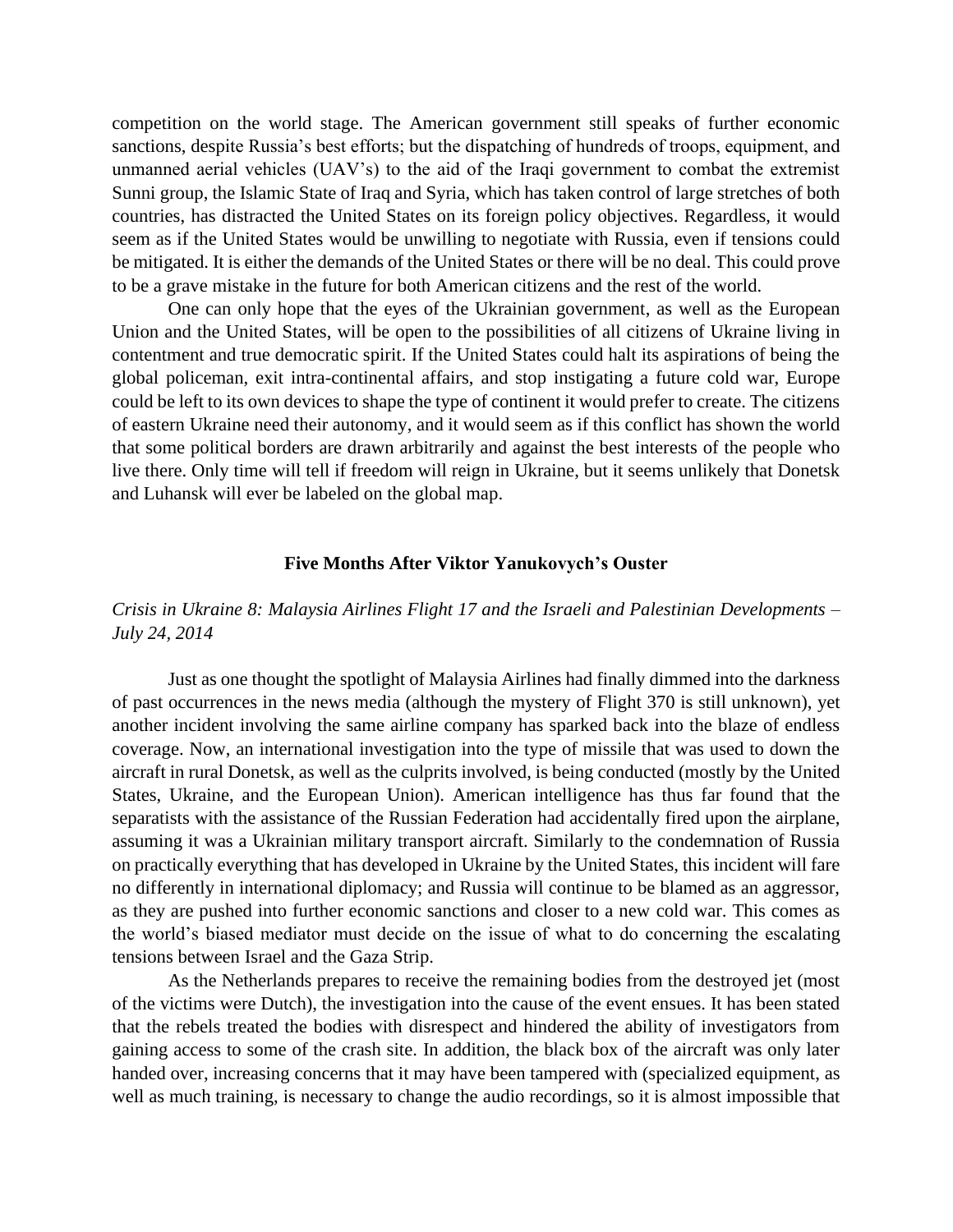competition on the world stage. The American government still speaks of further economic sanctions, despite Russia's best efforts; but the dispatching of hundreds of troops, equipment, and unmanned aerial vehicles (UAV's) to the aid of the Iraqi government to combat the extremist Sunni group, the Islamic State of Iraq and Syria, which has taken control of large stretches of both countries, has distracted the United States on its foreign policy objectives. Regardless, it would seem as if the United States would be unwilling to negotiate with Russia, even if tensions could be mitigated. It is either the demands of the United States or there will be no deal. This could prove to be a grave mistake in the future for both American citizens and the rest of the world.

One can only hope that the eyes of the Ukrainian government, as well as the European Union and the United States, will be open to the possibilities of all citizens of Ukraine living in contentment and true democratic spirit. If the United States could halt its aspirations of being the global policeman, exit intra-continental affairs, and stop instigating a future cold war, Europe could be left to its own devices to shape the type of continent it would prefer to create. The citizens of eastern Ukraine need their autonomy, and it would seem as if this conflict has shown the world that some political borders are drawn arbitrarily and against the best interests of the people who live there. Only time will tell if freedom will reign in Ukraine, but it seems unlikely that Donetsk and Luhansk will ever be labeled on the global map.

## Five Months After Viktor Yanukovych's Ouster

*Crisis in Ukraine 8: Malaysia Airlines Flight 17 and the Israeli and Palestinian Developments – July 24, 2014*

Just as one thought the spotlight of Malaysia Airlines had finally dimmed into the darkness of past occurrences in the news media (although the mystery of Flight 370 is still unknown), yet another incident involving the same airline company has sparked back into the blaze of endless coverage. Now, an international investigation into the type of missile that was used to down the aircraft in rural Donetsk, as well as the culprits involved, is being conducted (mostly by the United States, Ukraine, and the European Union). American intelligence has thus far found that the separatists with the assistance of the Russian Federation had accidentally fired upon the airplane, assuming it was a Ukrainian military transport aircraft. Similarly to the condemnation of Russia on practically everything that has developed in Ukraine by the United States, this incident will fare no differently in international diplomacy; and Russia will continue to be blamed as an aggressor, as they are pushed into further economic sanctions and closer to a new cold war. This comes as the world's biased mediator must decide on the issue of what to do concerning the escalating tensions between Israel and the Gaza Strip.

As the Netherlands prepares to receive the remaining bodies from the destroyed jet (most of the victims were Dutch), the investigation into the cause of the event ensues. It has been stated that the rebels treated the bodies with disrespect and hindered the ability of investigators from gaining access to some of the crash site. In addition, the black box of the aircraft was only later handed over, increasing concerns that it may have been tampered with (specialized equipment, as well as much training, is necessary to change the audio recordings, so it is almost impossible that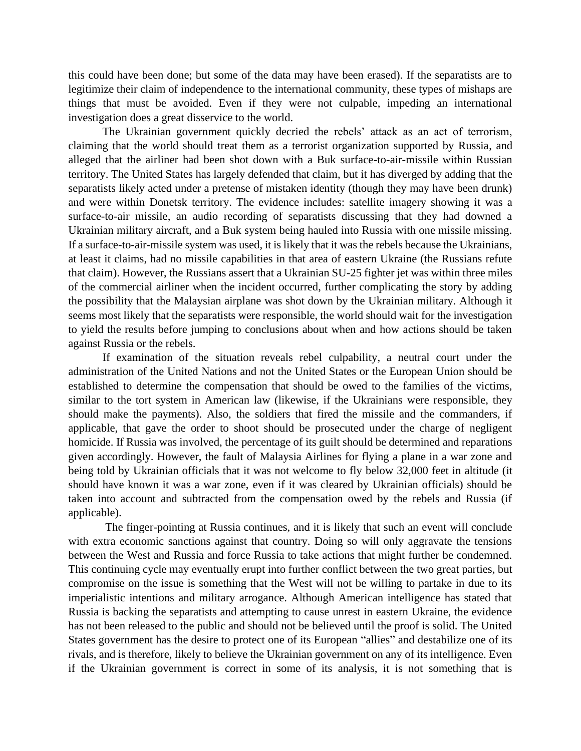this could have been done; but some of the data may have been erased). If the separatists are to legitimize their claim of independence to the international community, these types of mishaps are things that must be avoided. Even if they were not culpable, impeding an international investigation does a great disservice to the world.

The Ukrainian government quickly decried the rebels' attack as an act of terrorism, claiming that the world should treat them as a terrorist organization supported by Russia, and alleged that the airliner had been shot down with a Buk surface-to-air-missile within Russian territory. The United States has largely defended that claim, but it has diverged by adding that the separatists likely acted under a pretense of mistaken identity (though they may have been drunk) and were within Donetsk territory. The evidence includes: satellite imagery showing it was a surface-to-air missile, an audio recording of separatists discussing that they had downed a Ukrainian military aircraft, and a Buk system being hauled into Russia with one missile missing. If a surface-to-air-missile system was used, it is likely that it was the rebels because the Ukrainians, at least it claims, had no missile capabilities in that area of eastern Ukraine (the Russians refute that claim). However, the Russians assert that a Ukrainian SU-25 fighter jet was within three miles of the commercial airliner when the incident occurred, further complicating the story by adding the possibility that the Malaysian airplane was shot down by the Ukrainian military. Although it seems most likely that the separatists were responsible, the world should wait for the investigation to yield the results before jumping to conclusions about when and how actions should be taken against Russia or the rebels.

If examination of the situation reveals rebel culpability, a neutral court under the administration of the United Nations and not the United States or the European Union should be established to determine the compensation that should be owed to the families of the victims, similar to the tort system in American law (likewise, if the Ukrainians were responsible, they should make the payments). Also, the soldiers that fired the missile and the commanders, if applicable, that gave the order to shoot should be prosecuted under the charge of negligent homicide. If Russia was involved, the percentage of its guilt should be determined and reparations given accordingly. However, the fault of Malaysia Airlines for flying a plane in a war zone and being told by Ukrainian officials that it was not welcome to fly below 32,000 feet in altitude (it should have known it was a war zone, even if it was cleared by Ukrainian officials) should be taken into account and subtracted from the compensation owed by the rebels and Russia (if applicable).

The finger-pointing at Russia continues, and it is likely that such an event will conclude with extra economic sanctions against that country. Doing so will only aggravate the tensions between the West and Russia and force Russia to take actions that might further be condemned. This continuing cycle may eventually erupt into further conflict between the two great parties, but compromise on the issue is something that the West will not be willing to partake in due to its imperialistic intentions and military arrogance. Although American intelligence has stated that Russia is backing the separatists and attempting to cause unrest in eastern Ukraine, the evidence has not been released to the public and should not be believed until the proof is solid. The United States government has the desire to protect one of its European "allies" and destabilize one of its rivals, and is therefore, likely to believe the Ukrainian government on any of its intelligence. Even if the Ukrainian government is correct in some of its analysis, it is not something that is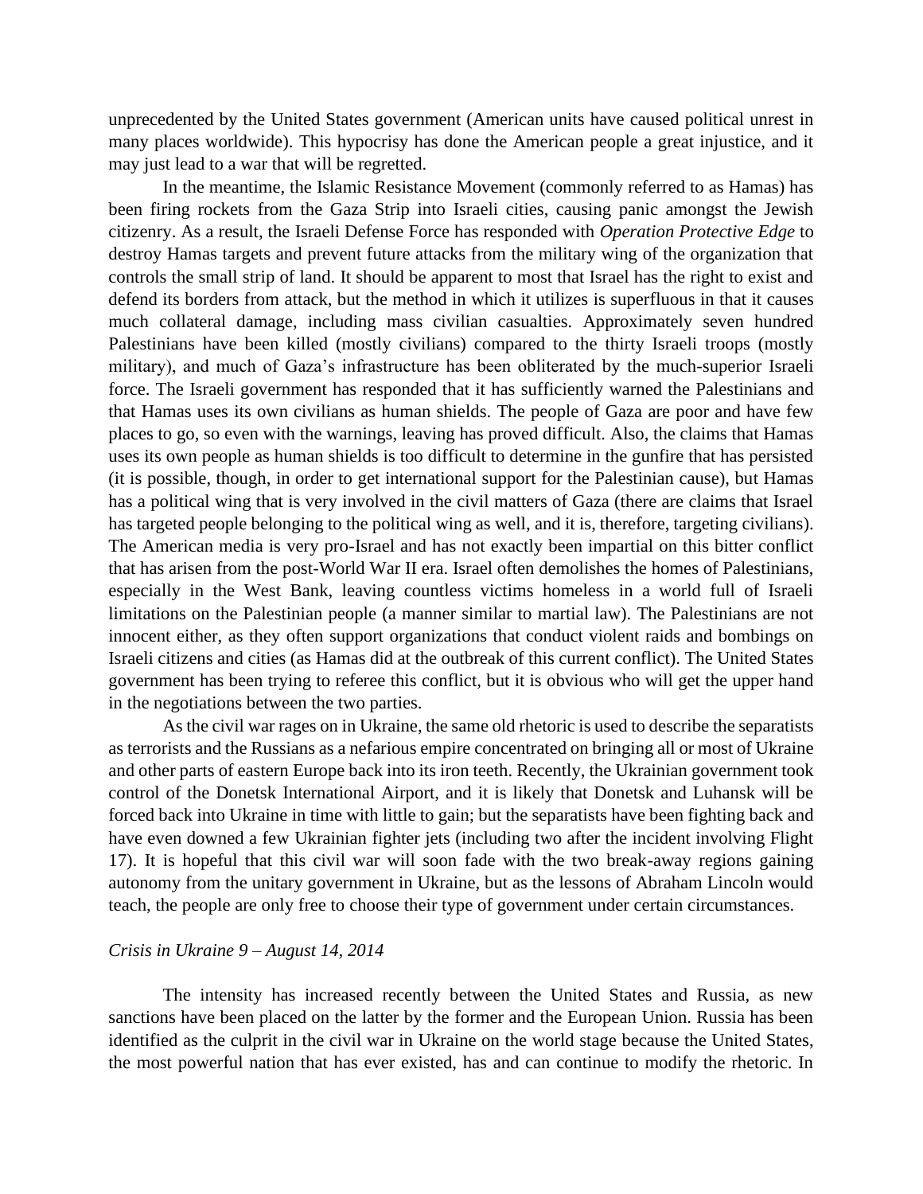unprecedented by the United States government (American units have caused political unrest in many places worldwide). This hypocrisy has done the American people a great injustice, and it may just lead to a war that will be regretted.

In the meantime, the Islamic Resistance Movement (commonly referred to as Hamas) has been firing rockets from the Gaza Strip into Israeli cities, causing panic amongst the Jewish citizenry. As a result, the Israeli Defense Force has responded with *Operation Protective Edge* to destroy Hamas targets and prevent future attacks from the military wing of the organization that controls the small strip of land. It should be apparent to most that Israel has the right to exist and defend its borders from attack, but the method in which it utilizes is superfluous in that it causes much collateral damage, including mass civilian casualties. Approximately seven hundred Palestinians have been killed (mostly civilians) compared to the thirty Israeli troops (mostly military), and much of Gaza's infrastructure has been obliterated by the much-superior Israeli force. The Israeli government has responded that it has sufficiently warned the Palestinians and that Hamas uses its own civilians as human shields. The people of Gaza are poor and have few places to go, so even with the warnings, leaving has proved difficult. Also, the claims that Hamas uses its own people as human shields is too difficult to determine in the gunfire that has persisted (it is possible, though, in order to get international support for the Palestinian cause), but Hamas has a political wing that is very involved in the civil matters of Gaza (there are claims that Israel has targeted people belonging to the political wing as well, and it is, therefore, targeting civilians). The American media is very pro-Israel and has not exactly been impartial on this bitter conflict that has arisen from the post-World War II era. Israel often demolishes the homes of Palestinians, especially in the West Bank, leaving countless victims homeless in a world full of Israeli limitations on the Palestinian people (a manner similar to martial law). The Palestinians are not innocent either, as they often support organizations that conduct violent raids and bombings on Israeli citizens and cities (as Hamas did at the outbreak of this current conflict). The United States government has been trying to referee this conflict, but it is obvious who will get the upper hand in the negotiations between the two parties.

As the civil war rages on in Ukraine, the same old rhetoric is used to describe the separatists as terrorists and the Russians as a nefarious empire concentrated on bringing all or most of Ukraine and other parts of eastern Europe back into its iron teeth. Recently, the Ukrainian government took control of the Donetsk International Airport, and it is likely that Donetsk and Luhansk will be forced back into Ukraine in time with little to gain; but the separatists have been fighting back and have even downed a few Ukrainian fighter jets (including two after the incident involving Flight 17). It is hopeful that this civil war will soon fade with the two break-away regions gaining autonomy from the unitary government in Ukraine, but as the lessons of Abraham Lincoln would teach, the people are only free to choose their type of government under certain circumstances.

*Crisis in Ukraine 9 – August 14, 2014*

The intensity has increased recently between the United States and Russia, as new sanctions have been placed on the latter by the former and the European Union. Russia has been identified as the culprit in the civil war in Ukraine on the world stage because the United States, the most powerful nation that has ever existed, has and can continue to modify the rhetoric. In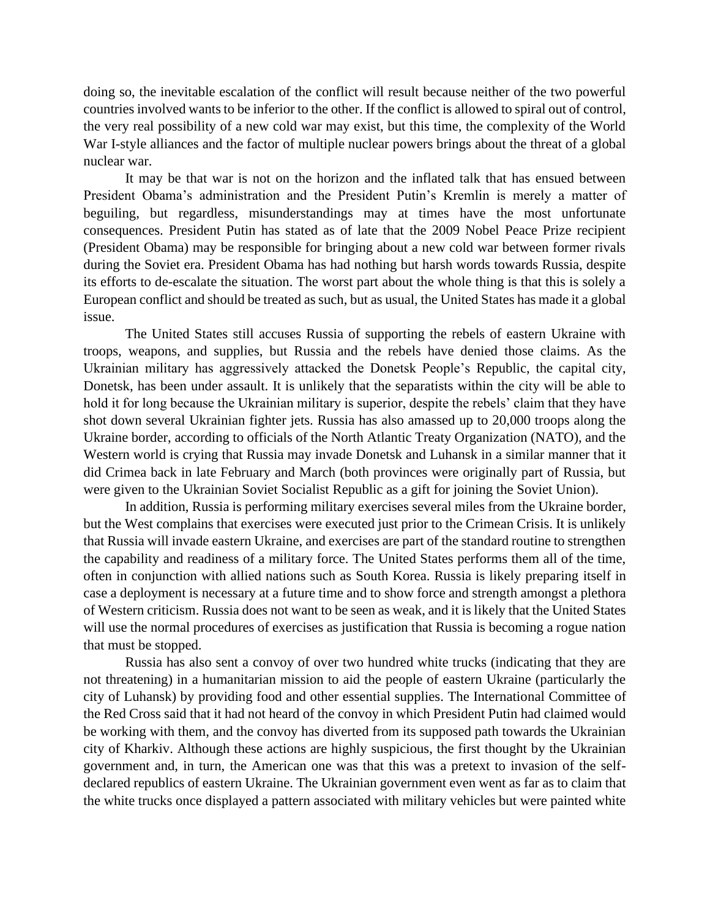doing so, the inevitable escalation of the conflict will result because neither of the two powerful countries involved wants to be inferior to the other. If the conflict is allowed to spiral out of control, the very real possibility of a new cold war may exist, but this time, the complexity of the World War I-style alliances and the factor of multiple nuclear powers brings about the threat of a global nuclear war.

It may be that war is not on the horizon and the inflated talk that has ensued between President Obama's administration and the President Putin's Kremlin is merely a matter of beguiling, but regardless, misunderstandings may at times have the most unfortunate consequences. President Putin has stated as of late that the 2009 Nobel Peace Prize recipient (President Obama) may be responsible for bringing about a new cold war between former rivals during the Soviet era. President Obama has had nothing but harsh words towards Russia, despite its efforts to de-escalate the situation. The worst part about the whole thing is that this is solely a European conflict and should be treated as such, but as usual, the United States has made it a global issue.

The United States still accuses Russia of supporting the rebels of eastern Ukraine with troops, weapons, and supplies, but Russia and the rebels have denied those claims. As the Ukrainian military has aggressively attacked the Donetsk People's Republic, the capital city, Donetsk, has been under assault. It is unlikely that the separatists within the city will be able to hold it for long because the Ukrainian military is superior, despite the rebels' claim that they have shot down several Ukrainian fighter jets. Russia has also amassed up to 20,000 troops along the Ukraine border, according to officials of the North Atlantic Treaty Organization (NATO), and the Western world is crying that Russia may invade Donetsk and Luhansk in a similar manner that it did Crimea back in late February and March (both provinces were originally part of Russia, but were given to the Ukrainian Soviet Socialist Republic as a gift for joining the Soviet Union).

In addition, Russia is performing military exercises several miles from the Ukraine border, but the West complains that exercises were executed just prior to the Crimean Crisis. It is unlikely that Russia will invade eastern Ukraine, and exercises are part of the standard routine to strengthen the capability and readiness of a military force. The United States performs them all of the time, often in conjunction with allied nations such as South Korea. Russia is likely preparing itself in case a deployment is necessary at a future time and to show force and strength amongst a plethora of Western criticism. Russia does not want to be seen as weak, and it is likely that the United States will use the normal procedures of exercises as justification that Russia is becoming a rogue nation that must be stopped.

Russia has also sent a convoy of over two hundred white trucks (indicating that they are not threatening) in a humanitarian mission to aid the people of eastern Ukraine (particularly the city of Luhansk) by providing food and other essential supplies. The International Committee of the Red Cross said that it had not heard of the convoy in which President Putin had claimed would be working with them, and the convoy has diverted from its supposed path towards the Ukrainian city of Kharkiv. Although these actions are highly suspicious, the first thought by the Ukrainian government and, in turn, the American one was that this was a pretext to invasion of the self-declared republics of eastern Ukraine. The Ukrainian government even went as far as to claim that the white trucks once displayed a pattern associated with military vehicles but were painted white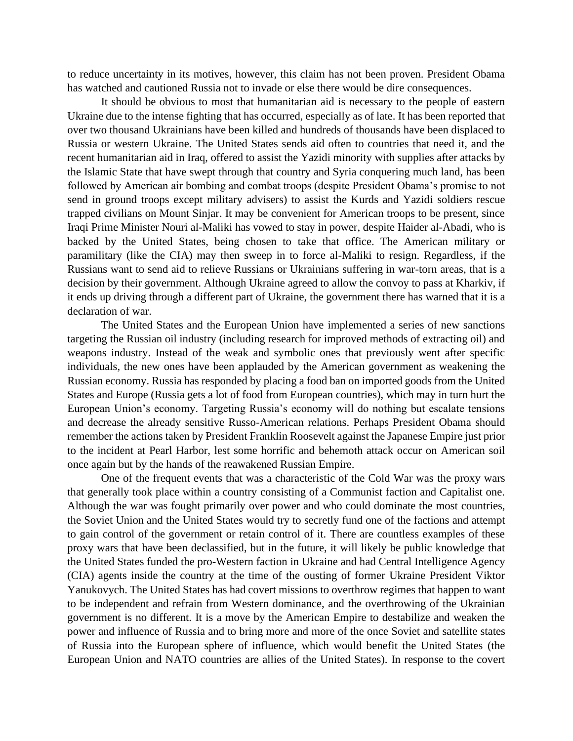to reduce uncertainty in its motives, however, this claim has not been proven. President Obama has watched and cautioned Russia not to invade or else there would be dire consequences.

It should be obvious to most that humanitarian aid is necessary to the people of eastern Ukraine due to the intense fighting that has occurred, especially as of late. It has been reported that over two thousand Ukrainians have been killed and hundreds of thousands have been displaced to Russia or western Ukraine. The United States sends aid often to countries that need it, and the recent humanitarian aid in Iraq, offered to assist the Yazidi minority with supplies after attacks by the Islamic State that have swept through that country and Syria conquering much land, has been followed by American air bombing and combat troops (despite President Obama's promise to not send in ground troops except military advisers) to assist the Kurds and Yazidi soldiers rescue trapped civilians on Mount Sinjar. It may be convenient for American troops to be present, since Iraqi Prime Minister Nouri al-Maliki has vowed to stay in power, despite Haider al-Abadi, who is backed by the United States, being chosen to take that office. The American military or paramilitary (like the CIA) may then sweep in to force al-Maliki to resign. Regardless, if the Russians want to send aid to relieve Russians or Ukrainians suffering in war-torn areas, that is a decision by their government. Although Ukraine agreed to allow the convoy to pass at Kharkiv, if it ends up driving through a different part of Ukraine, the government there has warned that it is a declaration of war.

The United States and the European Union have implemented a series of new sanctions targeting the Russian oil industry (including research for improved methods of extracting oil) and weapons industry. Instead of the weak and symbolic ones that previously went after specific individuals, the new ones have been applauded by the American government as weakening the Russian economy. Russia has responded by placing a food ban on imported goods from the United States and Europe (Russia gets a lot of food from European countries), which may in turn hurt the European Union's economy. Targeting Russia's economy will do nothing but escalate tensions and decrease the already sensitive Russo-American relations. Perhaps President Obama should remember the actions taken by President Franklin Roosevelt against the Japanese Empire just prior to the incident at Pearl Harbor, lest some horrific and behemoth attack occur on American soil once again but by the hands of the reawakened Russian Empire.

One of the frequent events that was a characteristic of the Cold War was the proxy wars that generally took place within a country consisting of a Communist faction and Capitalist one. Although the war was fought primarily over power and who could dominate the most countries, the Soviet Union and the United States would try to secretly fund one of the factions and attempt to gain control of the government or retain control of it. There are countless examples of these proxy wars that have been declassified, but in the future, it will likely be public knowledge that the United States funded the pro-Western faction in Ukraine and had Central Intelligence Agency (CIA) agents inside the country at the time of the ousting of former Ukraine President Viktor Yanukovych. The United States has had covert missions to overthrow regimes that happen to want to be independent and refrain from Western dominance, and the overthrowing of the Ukrainian government is no different. It is a move by the American Empire to destabilize and weaken the power and influence of Russia and to bring more and more of the once Soviet and satellite states of Russia into the European sphere of influence, which would benefit the United States (the European Union and NATO countries are allies of the United States). In response to the covert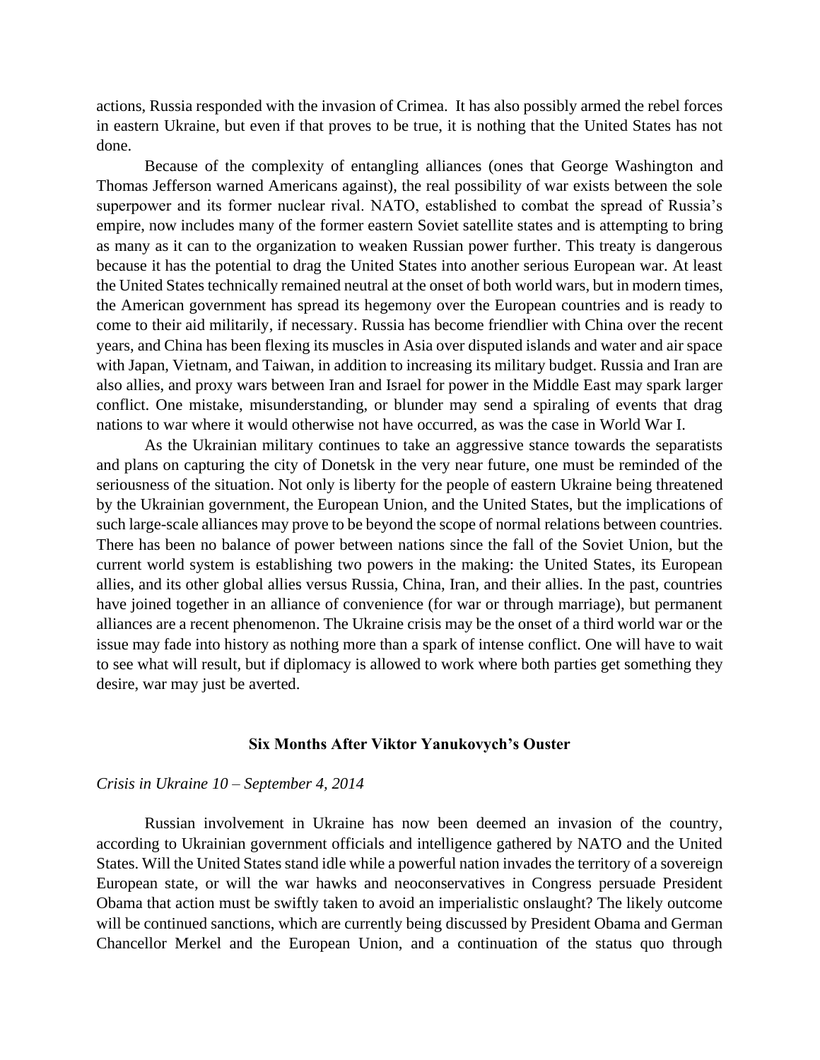actions, Russia responded with the invasion of Crimea. It has also possibly armed the rebel forces in eastern Ukraine, but even if that proves to be true, it is nothing that the United States has not done.

Because of the complexity of entangling alliances (ones that George Washington and Thomas Jefferson warned Americans against), the real possibility of war exists between the sole superpower and its former nuclear rival. NATO, established to combat the spread of Russia's empire, now includes many of the former eastern Soviet satellite states and is attempting to bring as many as it can to the organization to weaken Russian power further. This treaty is dangerous because it has the potential to drag the United States into another serious European war. At least the United States technically remained neutral at the onset of both world wars, but in modern times, the American government has spread its hegemony over the European countries and is ready to come to their aid militarily, if necessary. Russia has become friendlier with China over the recent years, and China has been flexing its muscles in Asia over disputed islands and water and air space with Japan, Vietnam, and Taiwan, in addition to increasing its military budget. Russia and Iran are also allies, and proxy wars between Iran and Israel for power in the Middle East may spark larger conflict. One mistake, misunderstanding, or blunder may send a spiraling of events that drag nations to war where it would otherwise not have occurred, as was the case in World War I.

As the Ukrainian military continues to take an aggressive stance towards the separatists and plans on capturing the city of Donetsk in the very near future, one must be reminded of the seriousness of the situation. Not only is liberty for the people of eastern Ukraine being threatened by the Ukrainian government, the European Union, and the United States, but the implications of such large-scale alliances may prove to be beyond the scope of normal relations between countries. There has been no balance of power between nations since the fall of the Soviet Union, but the current world system is establishing two powers in the making: the United States, its European allies, and its other global allies versus Russia, China, Iran, and their allies. In the past, countries have joined together in an alliance of convenience (for war or through marriage), but permanent alliances are a recent phenomenon. The Ukraine crisis may be the onset of a third world war or the issue may fade into history as nothing more than a spark of intense conflict. One will have to wait to see what will result, but if diplomacy is allowed to work where both parties get something they desire, war may just be averted.

## Six Months After Viktor Yanukovych's Ouster

*Crisis in Ukraine 10 – September 4, 2014*

Russian involvement in Ukraine has now been deemed an invasion of the country, according to Ukrainian government officials and intelligence gathered by NATO and the United States. Will the United States stand idle while a powerful nation invades the territory of a sovereign European state, or will the war hawks and neoconservatives in Congress persuade President Obama that action must be swiftly taken to avoid an imperialistic onslaught? The likely outcome will be continued sanctions, which are currently being discussed by President Obama and German Chancellor Merkel and the European Union, and a continuation of the status quo through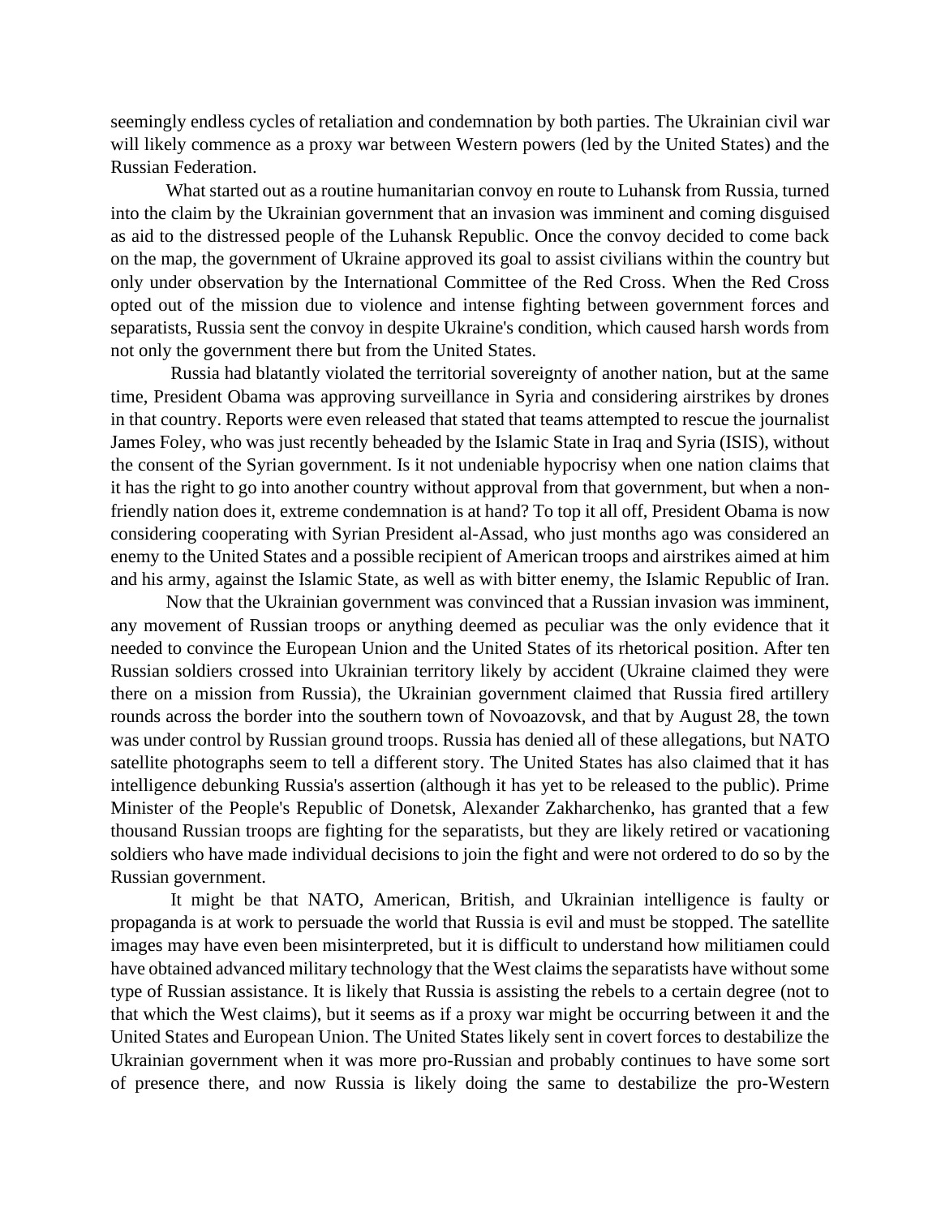seemingly endless cycles of retaliation and condemnation by both parties. The Ukrainian civil war will likely commence as a proxy war between Western powers (led by the United States) and the Russian Federation.

What started out as a routine humanitarian convoy en route to Luhansk from Russia, turned into the claim by the Ukrainian government that an invasion was imminent and coming disguised as aid to the distressed people of the Luhansk Republic. Once the convoy decided to come back on the map, the government of Ukraine approved its goal to assist civilians within the country but only under observation by the International Committee of the Red Cross. When the Red Cross opted out of the mission due to violence and intense fighting between government forces and separatists, Russia sent the convoy in despite Ukraine's condition, which caused harsh words from not only the government there but from the United States.

Russia had blatantly violated the territorial sovereignty of another nation, but at the same time, President Obama was approving surveillance in Syria and considering airstrikes by drones in that country. Reports were even released that stated that teams attempted to rescue the journalist James Foley, who was just recently beheaded by the Islamic State in Iraq and Syria (ISIS), without the consent of the Syrian government. Is it not undeniable hypocrisy when one nation claims that it has the right to go into another country without approval from that government, but when a non-friendly nation does it, extreme condemnation is at hand? To top it all off, President Obama is now considering cooperating with Syrian President al-Assad, who just months ago was considered an enemy to the United States and a possible recipient of American troops and airstrikes aimed at him and his army, against the Islamic State, as well as with bitter enemy, the Islamic Republic of Iran.

Now that the Ukrainian government was convinced that a Russian invasion was imminent, any movement of Russian troops or anything deemed as peculiar was the only evidence that it needed to convince the European Union and the United States of its rhetorical position. After ten Russian soldiers crossed into Ukrainian territory likely by accident (Ukraine claimed they were there on a mission from Russia), the Ukrainian government claimed that Russia fired artillery rounds across the border into the southern town of Novoazovsk, and that by August 28, the town was under control by Russian ground troops. Russia has denied all of these allegations, but NATO satellite photographs seem to tell a different story. The United States has also claimed that it has intelligence debunking Russia's assertion (although it has yet to be released to the public). Prime Minister of the People's Republic of Donetsk, Alexander Zakharchenko, has granted that a few thousand Russian troops are fighting for the separatists, but they are likely retired or vacationing soldiers who have made individual decisions to join the fight and were not ordered to do so by the Russian government.

It might be that NATO, American, British, and Ukrainian intelligence is faulty or propaganda is at work to persuade the world that Russia is evil and must be stopped. The satellite images may have even been misinterpreted, but it is difficult to understand how militiamen could have obtained advanced military technology that the West claims the separatists have without some type of Russian assistance. It is likely that Russia is assisting the rebels to a certain degree (not to that which the West claims), but it seems as if a proxy war might be occurring between it and the United States and European Union. The United States likely sent in covert forces to destabilize the Ukrainian government when it was more pro-Russian and probably continues to have some sort of presence there, and now Russia is likely doing the same to destabilize the pro-Western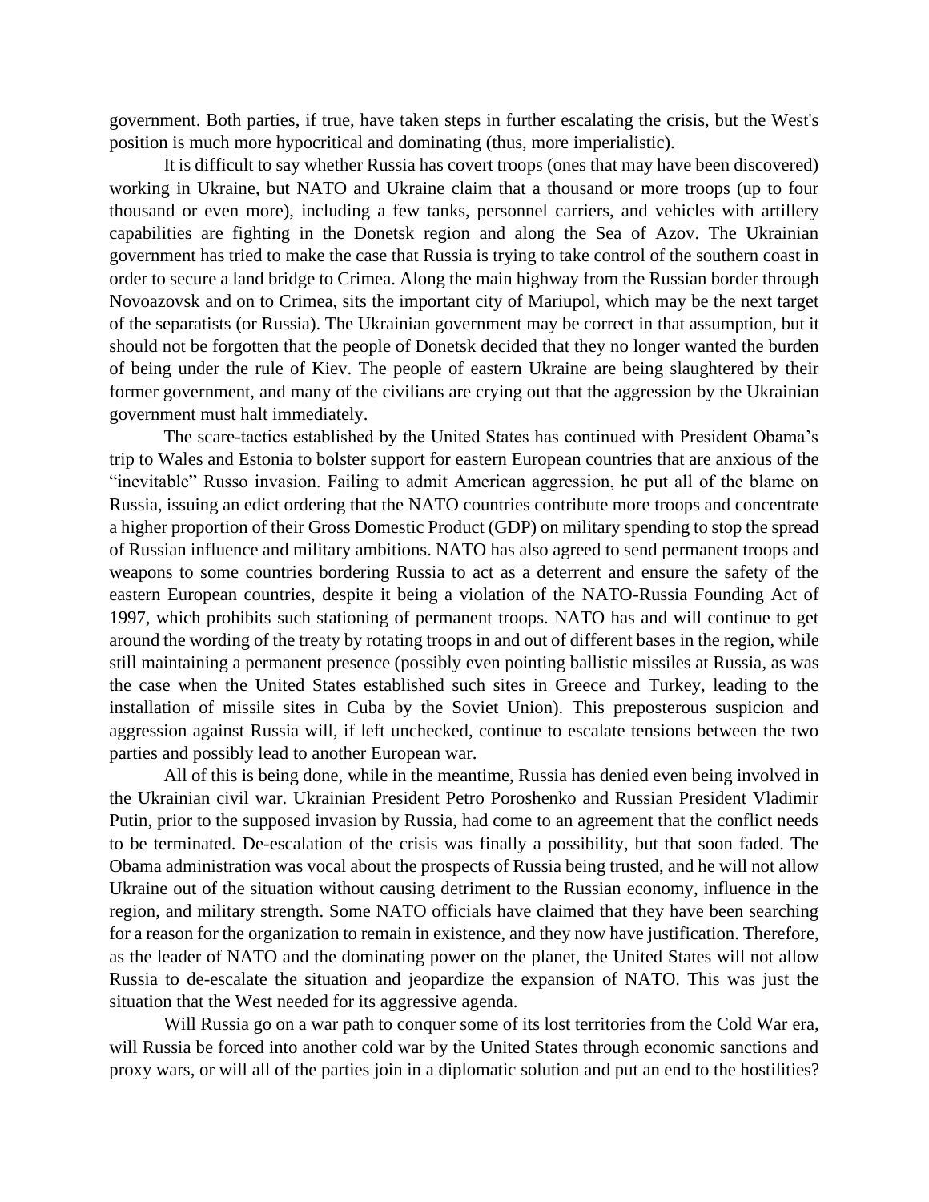government. Both parties, if true, have taken steps in further escalating the crisis, but the West's position is much more hypocritical and dominating (thus, more imperialistic).

It is difficult to say whether Russia has covert troops (ones that may have been discovered) working in Ukraine, but NATO and Ukraine claim that a thousand or more troops (up to four thousand or even more), including a few tanks, personnel carriers, and vehicles with artillery capabilities are fighting in the Donetsk region and along the Sea of Azov. The Ukrainian government has tried to make the case that Russia is trying to take control of the southern coast in order to secure a land bridge to Crimea. Along the main highway from the Russian border through Novoazovsk and on to Crimea, sits the important city of Mariupol, which may be the next target of the separatists (or Russia). The Ukrainian government may be correct in that assumption, but it should not be forgotten that the people of Donetsk decided that they no longer wanted the burden of being under the rule of Kiev. The people of eastern Ukraine are being slaughtered by their former government, and many of the civilians are crying out that the aggression by the Ukrainian government must halt immediately.

The scare-tactics established by the United States has continued with President Obama's trip to Wales and Estonia to bolster support for eastern European countries that are anxious of the "inevitable" Russo invasion. Failing to admit American aggression, he put all of the blame on Russia, issuing an edict ordering that the NATO countries contribute more troops and concentrate a higher proportion of their Gross Domestic Product (GDP) on military spending to stop the spread of Russian influence and military ambitions. NATO has also agreed to send permanent troops and weapons to some countries bordering Russia to act as a deterrent and ensure the safety of the eastern European countries, despite it being a violation of the NATO-Russia Founding Act of 1997, which prohibits such stationing of permanent troops. NATO has and will continue to get around the wording of the treaty by rotating troops in and out of different bases in the region, while still maintaining a permanent presence (possibly even pointing ballistic missiles at Russia, as was the case when the United States established such sites in Greece and Turkey, leading to the installation of missile sites in Cuba by the Soviet Union). This preposterous suspicion and aggression against Russia will, if left unchecked, continue to escalate tensions between the two parties and possibly lead to another European war.

All of this is being done, while in the meantime, Russia has denied even being involved in the Ukrainian civil war. Ukrainian President Petro Poroshenko and Russian President Vladimir Putin, prior to the supposed invasion by Russia, had come to an agreement that the conflict needs to be terminated. De-escalation of the crisis was finally a possibility, but that soon faded. The Obama administration was vocal about the prospects of Russia being trusted, and he will not allow Ukraine out of the situation without causing detriment to the Russian economy, influence in the region, and military strength. Some NATO officials have claimed that they have been searching for a reason for the organization to remain in existence, and they now have justification. Therefore, as the leader of NATO and the dominating power on the planet, the United States will not allow Russia to de-escalate the situation and jeopardize the expansion of NATO. This was just the situation that the West needed for its aggressive agenda.

Will Russia go on a war path to conquer some of its lost territories from the Cold War era, will Russia be forced into another cold war by the United States through economic sanctions and proxy wars, or will all of the parties join in a diplomatic solution and put an end to the hostilities?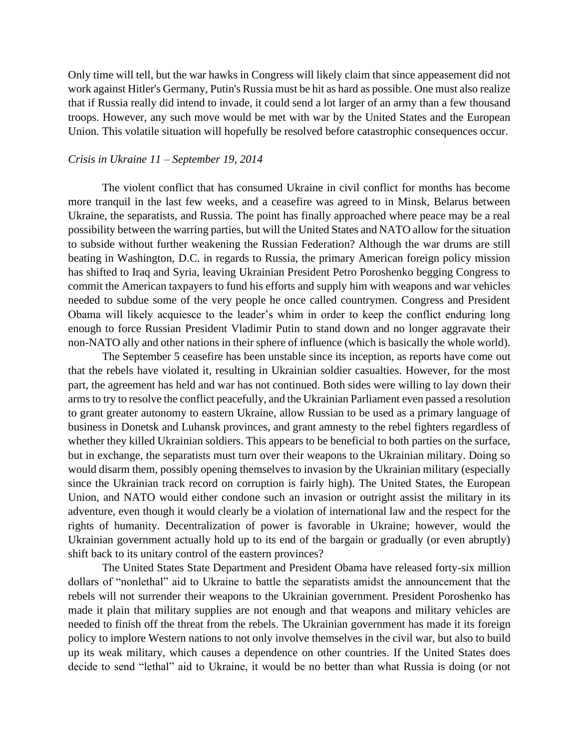Only time will tell, but the war hawks in Congress will likely claim that since appeasement did not work against Hitler's Germany, Putin's Russia must be hit as hard as possible. One must also realize that if Russia really did intend to invade, it could send a lot larger of an army than a few thousand troops. However, any such move would be met with war by the United States and the European Union. This volatile situation will hopefully be resolved before catastrophic consequences occur.

*Crisis in Ukraine 11 – September 19, 2014*

The violent conflict that has consumed Ukraine in civil conflict for months has become more tranquil in the last few weeks, and a ceasefire was agreed to in Minsk, Belarus between Ukraine, the separatists, and Russia. The point has finally approached where peace may be a real possibility between the warring parties, but will the United States and NATO allow for the situation to subside without further weakening the Russian Federation? Although the war drums are still beating in Washington, D.C. in regards to Russia, the primary American foreign policy mission has shifted to Iraq and Syria, leaving Ukrainian President Petro Poroshenko begging Congress to commit the American taxpayers to fund his efforts and supply him with weapons and war vehicles needed to subdue some of the very people he once called countrymen. Congress and President Obama will likely acquiesce to the leader's whim in order to keep the conflict enduring long enough to force Russian President Vladimir Putin to stand down and no longer aggravate their non-NATO ally and other nations in their sphere of influence (which is basically the whole world).

The September 5 ceasefire has been unstable since its inception, as reports have come out that the rebels have violated it, resulting in Ukrainian soldier casualties. However, for the most part, the agreement has held and war has not continued. Both sides were willing to lay down their arms to try to resolve the conflict peacefully, and the Ukrainian Parliament even passed a resolution to grant greater autonomy to eastern Ukraine, allow Russian to be used as a primary language of business in Donetsk and Luhansk provinces, and grant amnesty to the rebel fighters regardless of whether they killed Ukrainian soldiers. This appears to be beneficial to both parties on the surface, but in exchange, the separatists must turn over their weapons to the Ukrainian military. Doing so would disarm them, possibly opening themselves to invasion by the Ukrainian military (especially since the Ukrainian track record on corruption is fairly high). The United States, the European Union, and NATO would either condone such an invasion or outright assist the military in its adventure, even though it would clearly be a violation of international law and the respect for the rights of humanity. Decentralization of power is favorable in Ukraine; however, would the Ukrainian government actually hold up to its end of the bargain or gradually (or even abruptly) shift back to its unitary control of the eastern provinces?

The United States State Department and President Obama have released forty-six million dollars of "nonlethal" aid to Ukraine to battle the separatists amidst the announcement that the rebels will not surrender their weapons to the Ukrainian government. President Poroshenko has made it plain that military supplies are not enough and that weapons and military vehicles are needed to finish off the threat from the rebels. The Ukrainian government has made it its foreign policy to implore Western nations to not only involve themselves in the civil war, but also to build up its weak military, which causes a dependence on other countries. If the United States does decide to send "lethal" aid to Ukraine, it would be no better than what Russia is doing (or not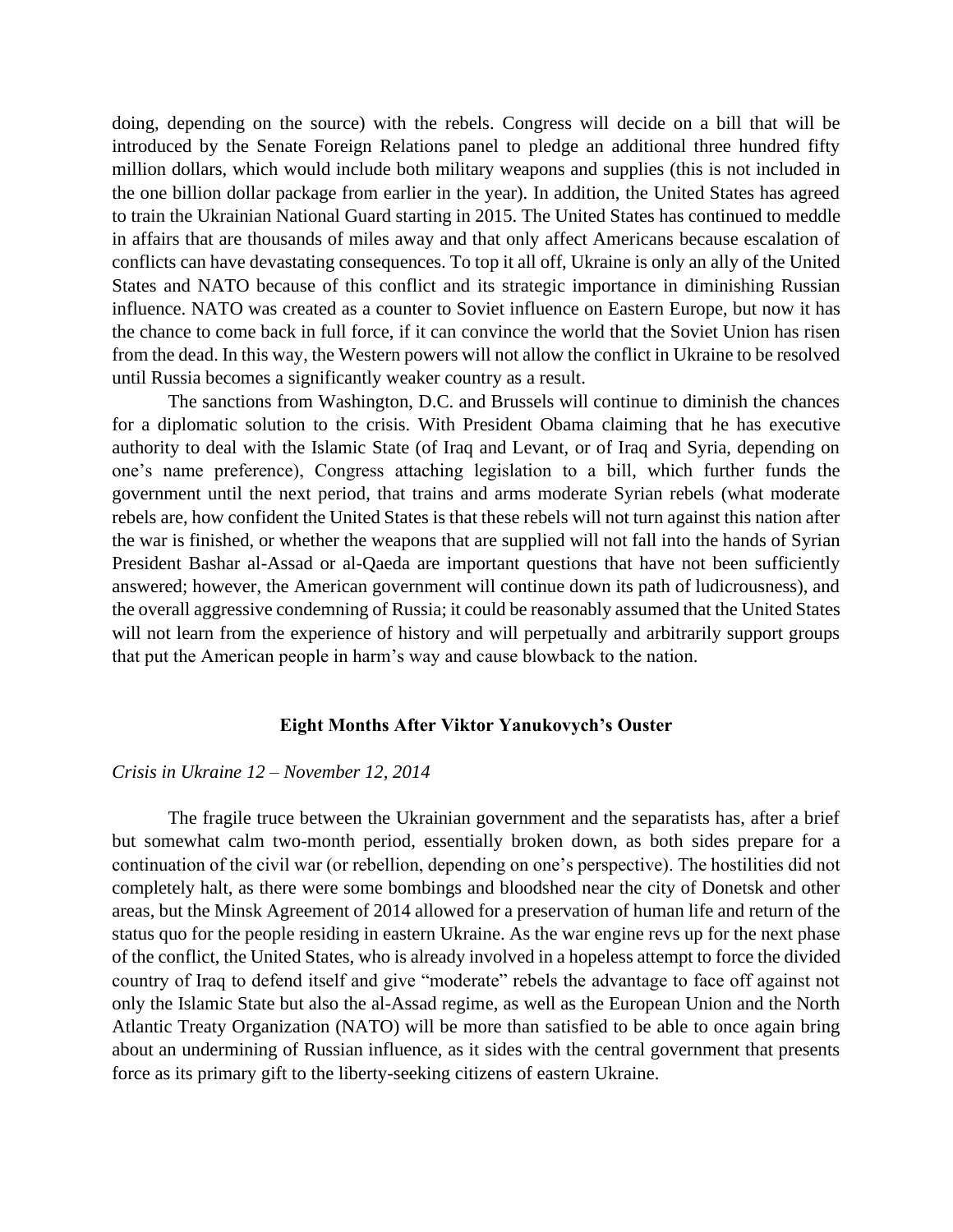doing, depending on the source) with the rebels. Congress will decide on a bill that will be introduced by the Senate Foreign Relations panel to pledge an additional three hundred fifty million dollars, which would include both military weapons and supplies (this is not included in the one billion dollar package from earlier in the year). In addition, the United States has agreed to train the Ukrainian National Guard starting in 2015. The United States has continued to meddle in affairs that are thousands of miles away and that only affect Americans because escalation of conflicts can have devastating consequences. To top it all off, Ukraine is only an ally of the United States and NATO because of this conflict and its strategic importance in diminishing Russian influence. NATO was created as a counter to Soviet influence on Eastern Europe, but now it has the chance to come back in full force, if it can convince the world that the Soviet Union has risen from the dead. In this way, the Western powers will not allow the conflict in Ukraine to be resolved until Russia becomes a significantly weaker country as a result.

The sanctions from Washington, D.C. and Brussels will continue to diminish the chances for a diplomatic solution to the crisis. With President Obama claiming that he has executive authority to deal with the Islamic State (of Iraq and Levant, or of Iraq and Syria, depending on one's name preference), Congress attaching legislation to a bill, which further funds the government until the next period, that trains and arms moderate Syrian rebels (what moderate rebels are, how confident the United States is that these rebels will not turn against this nation after the war is finished, or whether the weapons that are supplied will not fall into the hands of Syrian President Bashar al-Assad or al-Qaeda are important questions that have not been sufficiently answered; however, the American government will continue down its path of ludicrousness), and the overall aggressive condemning of Russia; it could be reasonably assumed that the United States will not learn from the experience of history and will perpetually and arbitrarily support groups that put the American people in harm's way and cause blowback to the nation.

## Eight Months After Viktor Yanukovych's Ouster

*Crisis in Ukraine 12 – November 12, 2014*

The fragile truce between the Ukrainian government and the separatists has, after a brief but somewhat calm two-month period, essentially broken down, as both sides prepare for a continuation of the civil war (or rebellion, depending on one's perspective). The hostilities did not completely halt, as there were some bombings and bloodshed near the city of Donetsk and other areas, but the Minsk Agreement of 2014 allowed for a preservation of human life and return of the status quo for the people residing in eastern Ukraine. As the war engine revs up for the next phase of the conflict, the United States, who is already involved in a hopeless attempt to force the divided country of Iraq to defend itself and give "moderate" rebels the advantage to face off against not only the Islamic State but also the al-Assad regime, as well as the European Union and the North Atlantic Treaty Organization (NATO) will be more than satisfied to be able to once again bring about an undermining of Russian influence, as it sides with the central government that presents force as its primary gift to the liberty-seeking citizens of eastern Ukraine.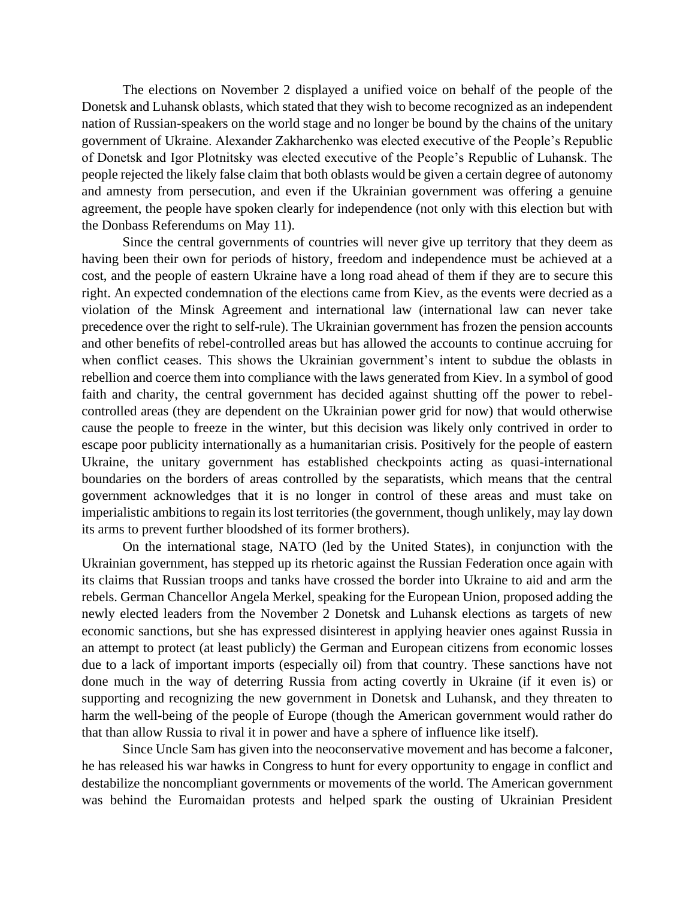The elections on November 2 displayed a unified voice on behalf of the people of the Donetsk and Luhansk oblasts, which stated that they wish to become recognized as an independent nation of Russian-speakers on the world stage and no longer be bound by the chains of the unitary government of Ukraine. Alexander Zakharchenko was elected executive of the People's Republic of Donetsk and Igor Plotnitsky was elected executive of the People's Republic of Luhansk. The people rejected the likely false claim that both oblasts would be given a certain degree of autonomy and amnesty from persecution, and even if the Ukrainian government was offering a genuine agreement, the people have spoken clearly for independence (not only with this election but with the Donbass Referendums on May 11).

Since the central governments of countries will never give up territory that they deem as having been their own for periods of history, freedom and independence must be achieved at a cost, and the people of eastern Ukraine have a long road ahead of them if they are to secure this right. An expected condemnation of the elections came from Kiev, as the events were decried as a violation of the Minsk Agreement and international law (international law can never take precedence over the right to self-rule). The Ukrainian government has frozen the pension accounts and other benefits of rebel-controlled areas but has allowed the accounts to continue accruing for when conflict ceases. This shows the Ukrainian government's intent to subdue the oblasts in rebellion and coerce them into compliance with the laws generated from Kiev. In a symbol of good faith and charity, the central government has decided against shutting off the power to rebel-controlled areas (they are dependent on the Ukrainian power grid for now) that would otherwise cause the people to freeze in the winter, but this decision was likely only contrived in order to escape poor publicity internationally as a humanitarian crisis. Positively for the people of eastern Ukraine, the unitary government has established checkpoints acting as quasi-international boundaries on the borders of areas controlled by the separatists, which means that the central government acknowledges that it is no longer in control of these areas and must take on imperialistic ambitions to regain its lost territories (the government, though unlikely, may lay down its arms to prevent further bloodshed of its former brothers).

On the international stage, NATO (led by the United States), in conjunction with the Ukrainian government, has stepped up its rhetoric against the Russian Federation once again with its claims that Russian troops and tanks have crossed the border into Ukraine to aid and arm the rebels. German Chancellor Angela Merkel, speaking for the European Union, proposed adding the newly elected leaders from the November 2 Donetsk and Luhansk elections as targets of new economic sanctions, but she has expressed disinterest in applying heavier ones against Russia in an attempt to protect (at least publicly) the German and European citizens from economic losses due to a lack of important imports (especially oil) from that country. These sanctions have not done much in the way of deterring Russia from acting covertly in Ukraine (if it even is) or supporting and recognizing the new government in Donetsk and Luhansk, and they threaten to harm the well-being of the people of Europe (though the American government would rather do that than allow Russia to rival it in power and have a sphere of influence like itself).

Since Uncle Sam has given into the neoconservative movement and has become a falconer, he has released his war hawks in Congress to hunt for every opportunity to engage in conflict and destabilize the noncompliant governments or movements of the world. The American government was behind the Euromaidan protests and helped spark the ousting of Ukrainian President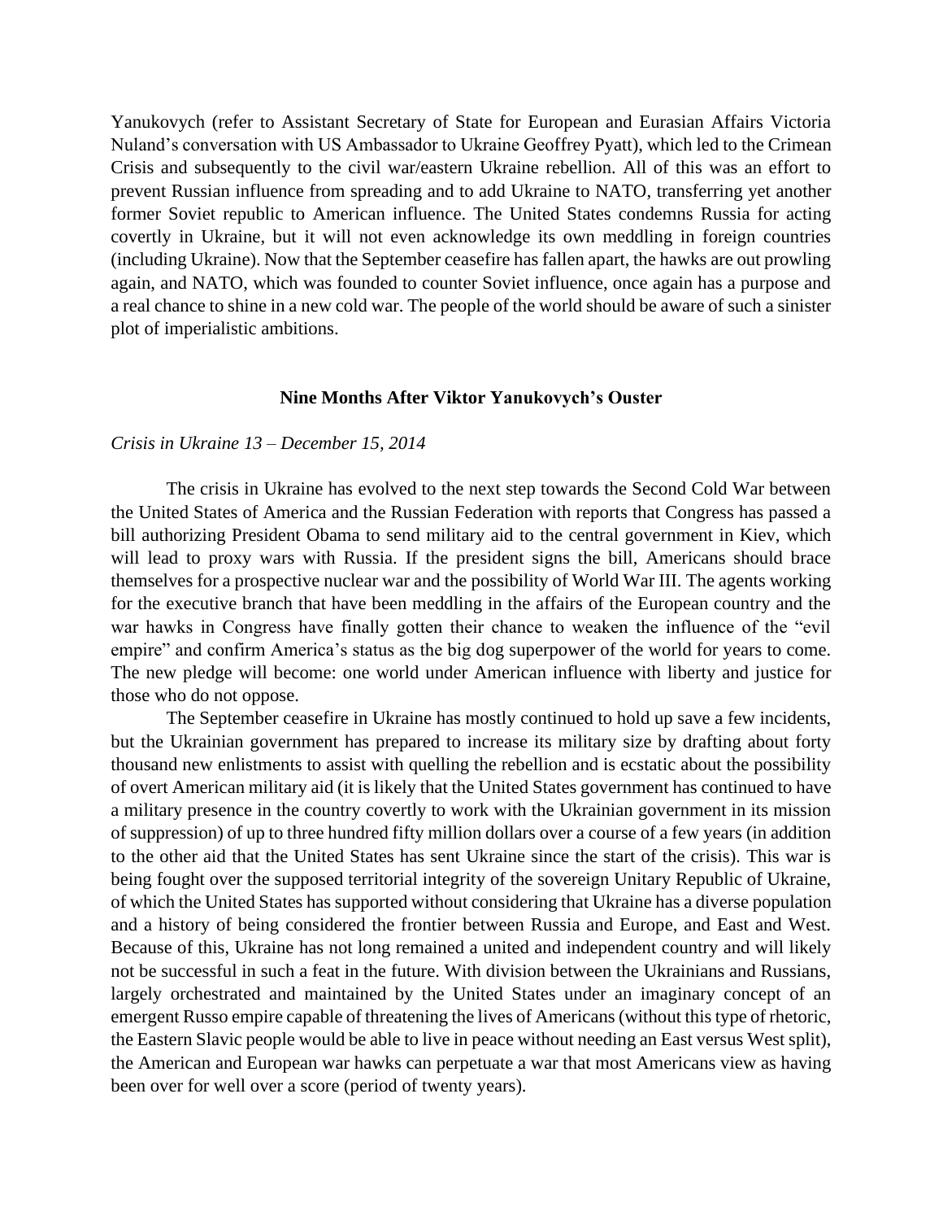Yanukovych (refer to Assistant Secretary of State for European and Eurasian Affairs Victoria Nuland's conversation with US Ambassador to Ukraine Geoffrey Pyatt), which led to the Crimean Crisis and subsequently to the civil war/eastern Ukraine rebellion. All of this was an effort to prevent Russian influence from spreading and to add Ukraine to NATO, transferring yet another former Soviet republic to American influence. The United States condemns Russia for acting covertly in Ukraine, but it will not even acknowledge its own meddling in foreign countries (including Ukraine). Now that the September ceasefire has fallen apart, the hawks are out prowling again, and NATO, which was founded to counter Soviet influence, once again has a purpose and a real chance to shine in a new cold war. The people of the world should be aware of such a sinister plot of imperialistic ambitions.

## Nine Months After Viktor Yanukovych's Ouster

*Crisis in Ukraine 13 – December 15, 2014*

The crisis in Ukraine has evolved to the next step towards the Second Cold War between the United States of America and the Russian Federation with reports that Congress has passed a bill authorizing President Obama to send military aid to the central government in Kiev, which will lead to proxy wars with Russia. If the president signs the bill, Americans should brace themselves for a prospective nuclear war and the possibility of World War III. The agents working for the executive branch that have been meddling in the affairs of the European country and the war hawks in Congress have finally gotten their chance to weaken the influence of the "evil empire" and confirm America's status as the big dog superpower of the world for years to come. The new pledge will become: one world under American influence with liberty and justice for those who do not oppose.

The September ceasefire in Ukraine has mostly continued to hold up save a few incidents, but the Ukrainian government has prepared to increase its military size by drafting about forty thousand new enlistments to assist with quelling the rebellion and is ecstatic about the possibility of overt American military aid (it is likely that the United States government has continued to have a military presence in the country covertly to work with the Ukrainian government in its mission of suppression) of up to three hundred fifty million dollars over a course of a few years (in addition to the other aid that the United States has sent Ukraine since the start of the crisis). This war is being fought over the supposed territorial integrity of the sovereign Unitary Republic of Ukraine, of which the United States has supported without considering that Ukraine has a diverse population and a history of being considered the frontier between Russia and Europe, and East and West. Because of this, Ukraine has not long remained a united and independent country and will likely not be successful in such a feat in the future. With division between the Ukrainians and Russians, largely orchestrated and maintained by the United States under an imaginary concept of an emergent Russo empire capable of threatening the lives of Americans (without this type of rhetoric, the Eastern Slavic people would be able to live in peace without needing an East versus West split), the American and European war hawks can perpetuate a war that most Americans view as having been over for well over a score (period of twenty years).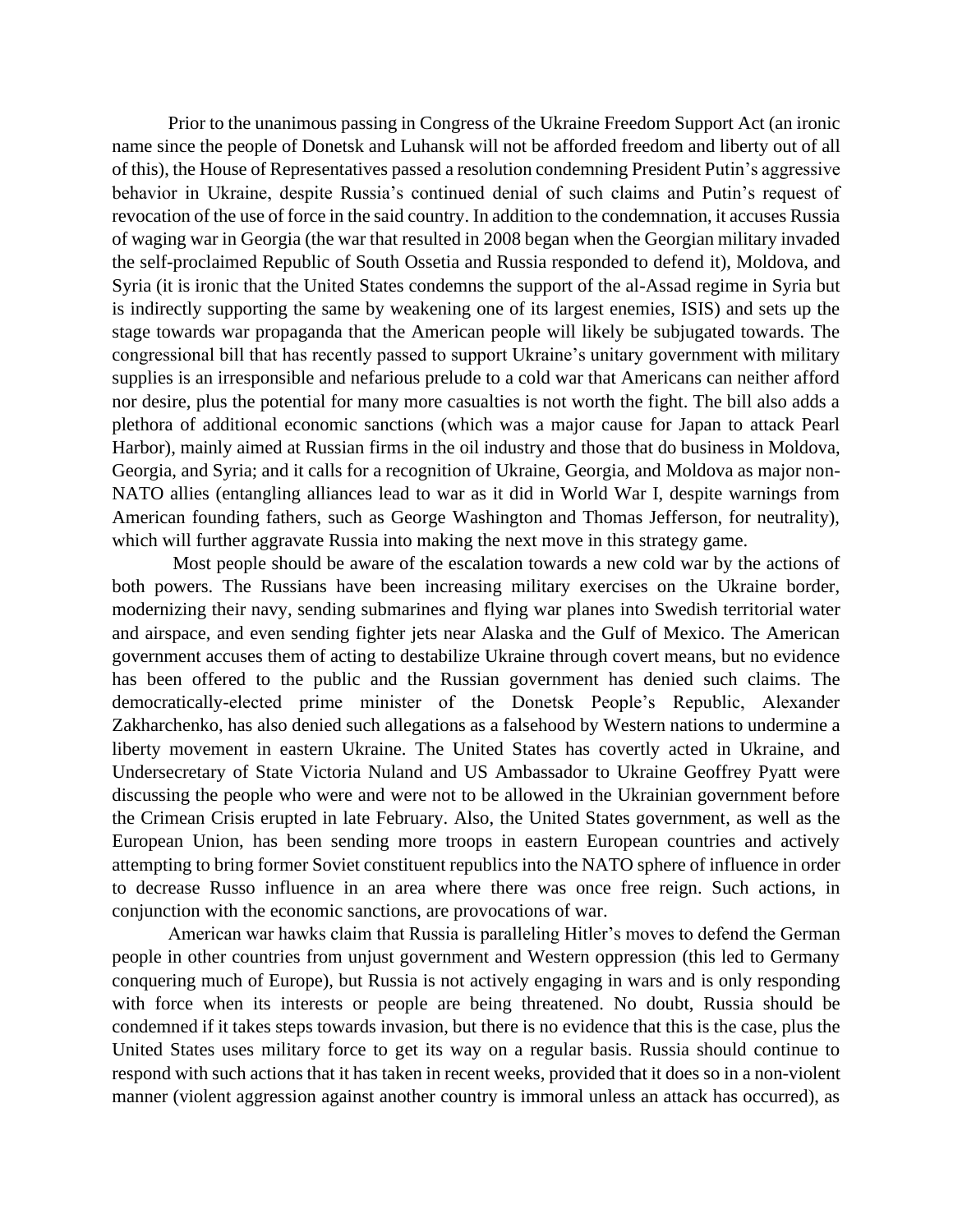Prior to the unanimous passing in Congress of the Ukraine Freedom Support Act (an ironic name since the people of Donetsk and Luhansk will not be afforded freedom and liberty out of all of this), the House of Representatives passed a resolution condemning President Putin's aggressive behavior in Ukraine, despite Russia's continued denial of such claims and Putin's request of revocation of the use of force in the said country. In addition to the condemnation, it accuses Russia of waging war in Georgia (the war that resulted in 2008 began when the Georgian military invaded the self-proclaimed Republic of South Ossetia and Russia responded to defend it), Moldova, and Syria (it is ironic that the United States condemns the support of the al-Assad regime in Syria but is indirectly supporting the same by weakening one of its largest enemies, ISIS) and sets up the stage towards war propaganda that the American people will likely be subjugated towards. The congressional bill that has recently passed to support Ukraine's unitary government with military supplies is an irresponsible and nefarious prelude to a cold war that Americans can neither afford nor desire, plus the potential for many more casualties is not worth the fight. The bill also adds a plethora of additional economic sanctions (which was a major cause for Japan to attack Pearl Harbor), mainly aimed at Russian firms in the oil industry and those that do business in Moldova, Georgia, and Syria; and it calls for a recognition of Ukraine, Georgia, and Moldova as major non-NATO allies (entangling alliances lead to war as it did in World War I, despite warnings from American founding fathers, such as George Washington and Thomas Jefferson, for neutrality), which will further aggravate Russia into making the next move in this strategy game.

Most people should be aware of the escalation towards a new cold war by the actions of both powers. The Russians have been increasing military exercises on the Ukraine border, modernizing their navy, sending submarines and flying war planes into Swedish territorial water and airspace, and even sending fighter jets near Alaska and the Gulf of Mexico. The American government accuses them of acting to destabilize Ukraine through covert means, but no evidence has been offered to the public and the Russian government has denied such claims. The democratically-elected prime minister of the Donetsk People's Republic, Alexander Zakharchenko, has also denied such allegations as a falsehood by Western nations to undermine a liberty movement in eastern Ukraine. The United States has covertly acted in Ukraine, and Undersecretary of State Victoria Nuland and US Ambassador to Ukraine Geoffrey Pyatt were discussing the people who were and were not to be allowed in the Ukrainian government before the Crimean Crisis erupted in late February. Also, the United States government, as well as the European Union, has been sending more troops in eastern European countries and actively attempting to bring former Soviet constituent republics into the NATO sphere of influence in order to decrease Russo influence in an area where there was once free reign. Such actions, in conjunction with the economic sanctions, are provocations of war.

American war hawks claim that Russia is paralleling Hitler's moves to defend the German people in other countries from unjust government and Western oppression (this led to Germany conquering much of Europe), but Russia is not actively engaging in wars and is only responding with force when its interests or people are being threatened. No doubt, Russia should be condemned if it takes steps towards invasion, but there is no evidence that this is the case, plus the United States uses military force to get its way on a regular basis. Russia should continue to respond with such actions that it has taken in recent weeks, provided that it does so in a non-violent manner (violent aggression against another country is immoral unless an attack has occurred), as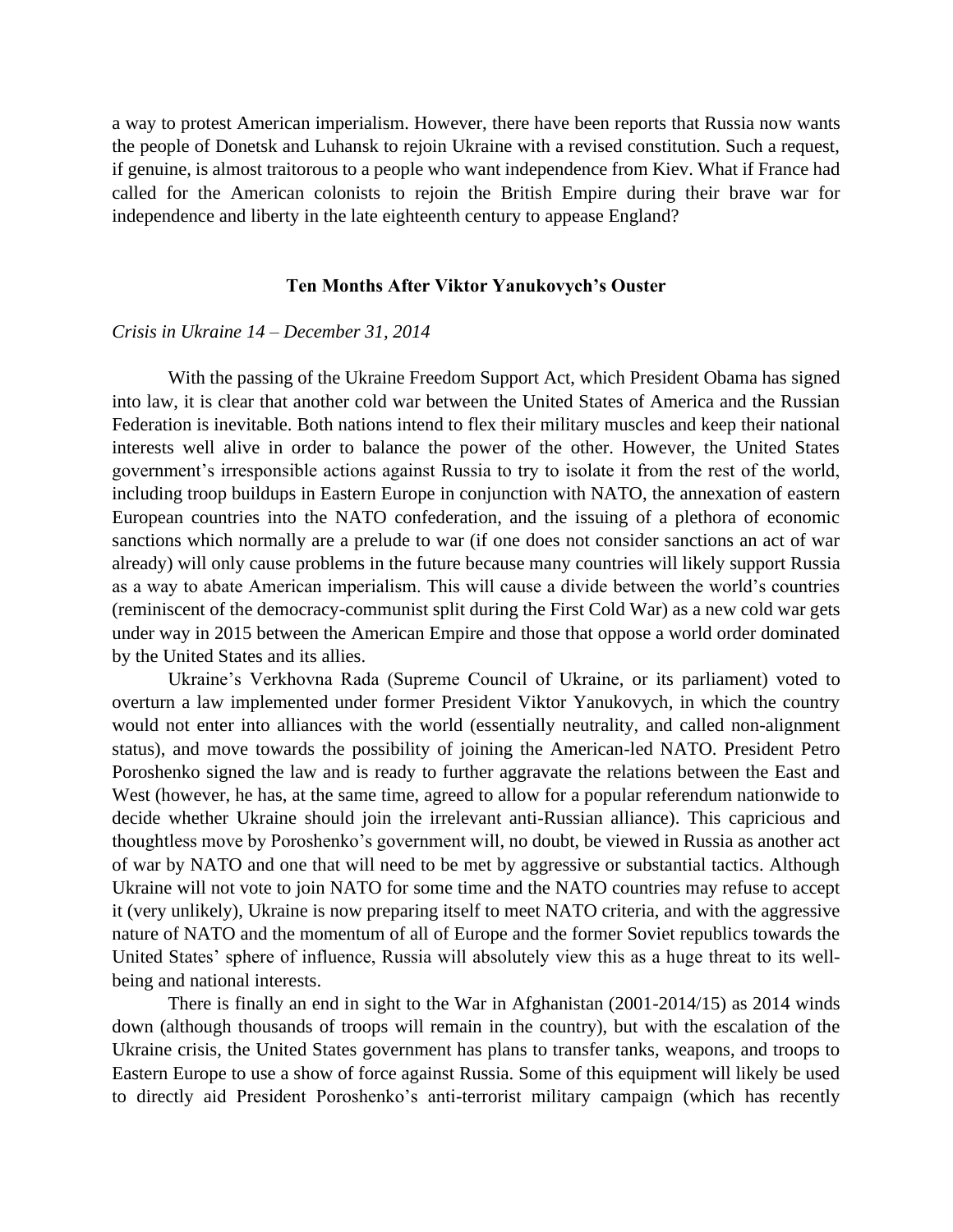a way to protest American imperialism. However, there have been reports that Russia now wants the people of Donetsk and Luhansk to rejoin Ukraine with a revised constitution. Such a request, if genuine, is almost traitorous to a people who want independence from Kiev. What if France had called for the American colonists to rejoin the British Empire during their brave war for independence and liberty in the late eighteenth century to appease England?

## Ten Months After Viktor Yanukovych's Ouster

*Crisis in Ukraine 14 – December 31, 2014*

With the passing of the Ukraine Freedom Support Act, which President Obama has signed into law, it is clear that another cold war between the United States of America and the Russian Federation is inevitable. Both nations intend to flex their military muscles and keep their national interests well alive in order to balance the power of the other. However, the United States government's irresponsible actions against Russia to try to isolate it from the rest of the world, including troop buildups in Eastern Europe in conjunction with NATO, the annexation of eastern European countries into the NATO confederation, and the issuing of a plethora of economic sanctions which normally are a prelude to war (if one does not consider sanctions an act of war already) will only cause problems in the future because many countries will likely support Russia as a way to abate American imperialism. This will cause a divide between the world's countries (reminiscent of the democracy-communist split during the First Cold War) as a new cold war gets under way in 2015 between the American Empire and those that oppose a world order dominated by the United States and its allies.

Ukraine's Verkhovna Rada (Supreme Council of Ukraine, or its parliament) voted to overturn a law implemented under former President Viktor Yanukovych, in which the country would not enter into alliances with the world (essentially neutrality, and called non-alignment status), and move towards the possibility of joining the American-led NATO. President Petro Poroshenko signed the law and is ready to further aggravate the relations between the East and West (however, he has, at the same time, agreed to allow for a popular referendum nationwide to decide whether Ukraine should join the irrelevant anti-Russian alliance). This capricious and thoughtless move by Poroshenko's government will, no doubt, be viewed in Russia as another act of war by NATO and one that will need to be met by aggressive or substantial tactics. Although Ukraine will not vote to join NATO for some time and the NATO countries may refuse to accept it (very unlikely), Ukraine is now preparing itself to meet NATO criteria, and with the aggressive nature of NATO and the momentum of all of Europe and the former Soviet republics towards the United States' sphere of influence, Russia will absolutely view this as a huge threat to its well-being and national interests.

There is finally an end in sight to the War in Afghanistan (2001-2014/15) as 2014 winds down (although thousands of troops will remain in the country), but with the escalation of the Ukraine crisis, the United States government has plans to transfer tanks, weapons, and troops to Eastern Europe to use a show of force against Russia. Some of this equipment will likely be used to directly aid President Poroshenko's anti-terrorist military campaign (which has recently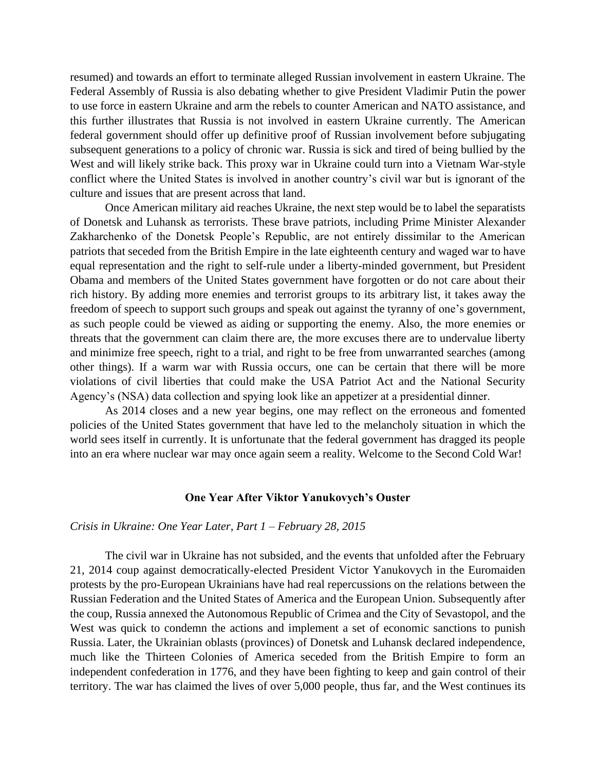resumed) and towards an effort to terminate alleged Russian involvement in eastern Ukraine. The Federal Assembly of Russia is also debating whether to give President Vladimir Putin the power to use force in eastern Ukraine and arm the rebels to counter American and NATO assistance, and this further illustrates that Russia is not involved in eastern Ukraine currently. The American federal government should offer up definitive proof of Russian involvement before subjugating subsequent generations to a policy of chronic war. Russia is sick and tired of being bullied by the West and will likely strike back. This proxy war in Ukraine could turn into a Vietnam War-style conflict where the United States is involved in another country's civil war but is ignorant of the culture and issues that are present across that land.

Once American military aid reaches Ukraine, the next step would be to label the separatists of Donetsk and Luhansk as terrorists. These brave patriots, including Prime Minister Alexander Zakharchenko of the Donetsk People's Republic, are not entirely dissimilar to the American patriots that seceded from the British Empire in the late eighteenth century and waged war to have equal representation and the right to self-rule under a liberty-minded government, but President Obama and members of the United States government have forgotten or do not care about their rich history. By adding more enemies and terrorist groups to its arbitrary list, it takes away the freedom of speech to support such groups and speak out against the tyranny of one's government, as such people could be viewed as aiding or supporting the enemy. Also, the more enemies or threats that the government can claim there are, the more excuses there are to undervalue liberty and minimize free speech, right to a trial, and right to be free from unwarranted searches (among other things). If a warm war with Russia occurs, one can be certain that there will be more violations of civil liberties that could make the USA Patriot Act and the National Security Agency's (NSA) data collection and spying look like an appetizer at a presidential dinner.

As 2014 closes and a new year begins, one may reflect on the erroneous and fomented policies of the United States government that have led to the melancholy situation in which the world sees itself in currently. It is unfortunate that the federal government has dragged its people into an era where nuclear war may once again seem a reality. Welcome to the Second Cold War!

## One Year After Viktor Yanukovych's Ouster

*Crisis in Ukraine: One Year Later, Part 1 – February 28, 2015*

The civil war in Ukraine has not subsided, and the events that unfolded after the February 21, 2014 coup against democratically-elected President Victor Yanukovych in the Euromaiden protests by the pro-European Ukrainians have had real repercussions on the relations between the Russian Federation and the United States of America and the European Union. Subsequently after the coup, Russia annexed the Autonomous Republic of Crimea and the City of Sevastopol, and the West was quick to condemn the actions and implement a set of economic sanctions to punish Russia. Later, the Ukrainian oblasts (provinces) of Donetsk and Luhansk declared independence, much like the Thirteen Colonies of America seceded from the British Empire to form an independent confederation in 1776, and they have been fighting to keep and gain control of their territory. The war has claimed the lives of over 5,000 people, thus far, and the West continues its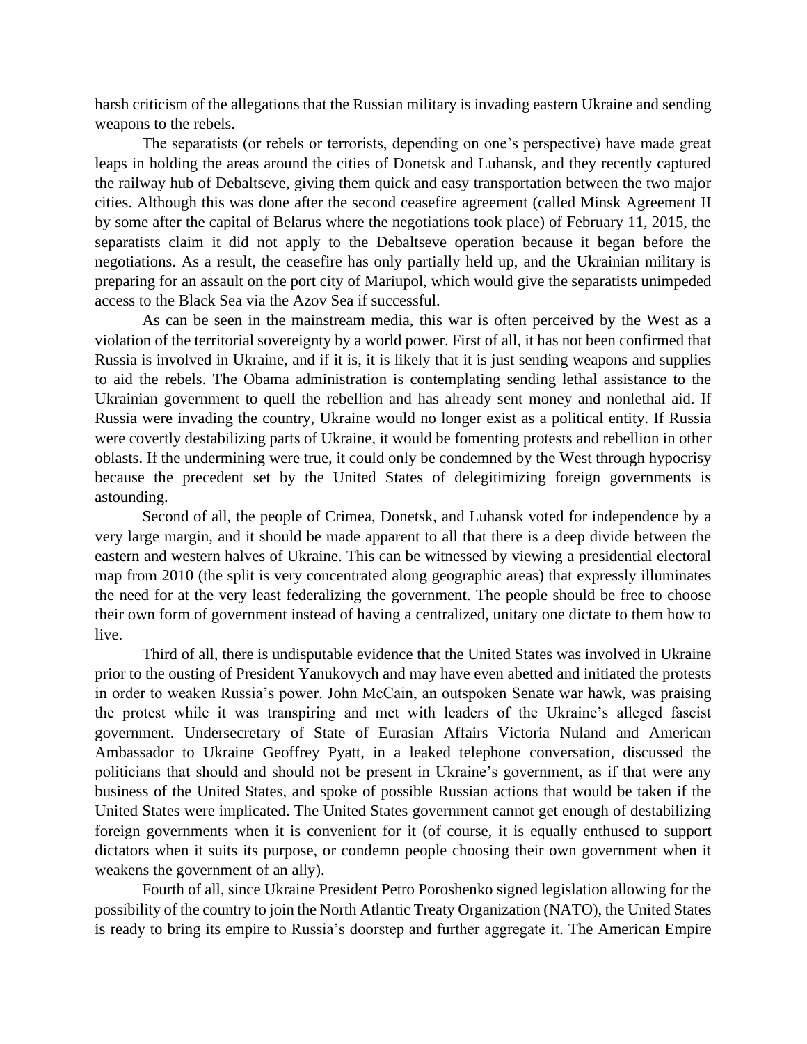harsh criticism of the allegations that the Russian military is invading eastern Ukraine and sending weapons to the rebels.

The separatists (or rebels or terrorists, depending on one's perspective) have made great leaps in holding the areas around the cities of Donetsk and Luhansk, and they recently captured the railway hub of Debaltseve, giving them quick and easy transportation between the two major cities. Although this was done after the second ceasefire agreement (called Minsk Agreement II by some after the capital of Belarus where the negotiations took place) of February 11, 2015, the separatists claim it did not apply to the Debaltseve operation because it began before the negotiations. As a result, the ceasefire has only partially held up, and the Ukrainian military is preparing for an assault on the port city of Mariupol, which would give the separatists unimpeded access to the Black Sea via the Azov Sea if successful.

As can be seen in the mainstream media, this war is often perceived by the West as a violation of the territorial sovereignty by a world power. First of all, it has not been confirmed that Russia is involved in Ukraine, and if it is, it is likely that it is just sending weapons and supplies to aid the rebels. The Obama administration is contemplating sending lethal assistance to the Ukrainian government to quell the rebellion and has already sent money and nonlethal aid. If Russia were invading the country, Ukraine would no longer exist as a political entity. If Russia were covertly destabilizing parts of Ukraine, it would be fomenting protests and rebellion in other oblasts. If the undermining were true, it could only be condemned by the West through hypocrisy because the precedent set by the United States of delegitimizing foreign governments is astounding.

Second of all, the people of Crimea, Donetsk, and Luhansk voted for independence by a very large margin, and it should be made apparent to all that there is a deep divide between the eastern and western halves of Ukraine. This can be witnessed by viewing a presidential electoral map from 2010 (the split is very concentrated along geographic areas) that expressly illuminates the need for at the very least federalizing the government. The people should be free to choose their own form of government instead of having a centralized, unitary one dictate to them how to live.

Third of all, there is undisputable evidence that the United States was involved in Ukraine prior to the ousting of President Yanukovych and may have even abetted and initiated the protests in order to weaken Russia's power. John McCain, an outspoken Senate war hawk, was praising the protest while it was transpiring and met with leaders of the Ukraine's alleged fascist government. Undersecretary of State of Eurasian Affairs Victoria Nuland and American Ambassador to Ukraine Geoffrey Pyatt, in a leaked telephone conversation, discussed the politicians that should and should not be present in Ukraine's government, as if that were any business of the United States, and spoke of possible Russian actions that would be taken if the United States were implicated. The United States government cannot get enough of destabilizing foreign governments when it is convenient for it (of course, it is equally enthused to support dictators when it suits its purpose, or condemn people choosing their own government when it weakens the government of an ally).

Fourth of all, since Ukraine President Petro Poroshenko signed legislation allowing for the possibility of the country to join the North Atlantic Treaty Organization (NATO), the United States is ready to bring its empire to Russia's doorstep and further aggregate it. The American Empire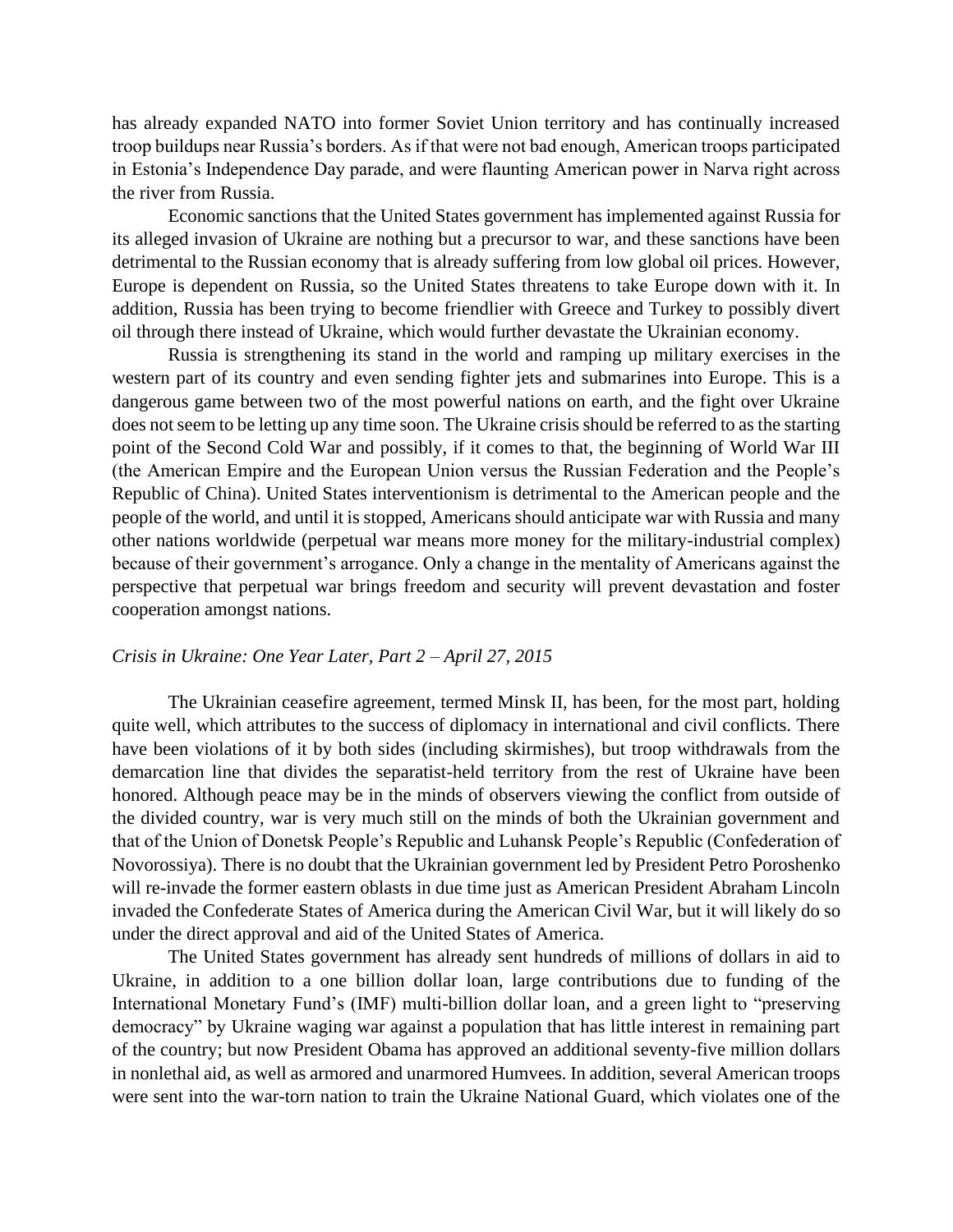has already expanded NATO into former Soviet Union territory and has continually increased troop buildups near Russia's borders. As if that were not bad enough, American troops participated in Estonia's Independence Day parade, and were flaunting American power in Narva right across the river from Russia.

Economic sanctions that the United States government has implemented against Russia for its alleged invasion of Ukraine are nothing but a precursor to war, and these sanctions have been detrimental to the Russian economy that is already suffering from low global oil prices. However, Europe is dependent on Russia, so the United States threatens to take Europe down with it. In addition, Russia has been trying to become friendlier with Greece and Turkey to possibly divert oil through there instead of Ukraine, which would further devastate the Ukrainian economy.

Russia is strengthening its stand in the world and ramping up military exercises in the western part of its country and even sending fighter jets and submarines into Europe. This is a dangerous game between two of the most powerful nations on earth, and the fight over Ukraine does not seem to be letting up any time soon. The Ukraine crisis should be referred to as the starting point of the Second Cold War and possibly, if it comes to that, the beginning of World War III (the American Empire and the European Union versus the Russian Federation and the People's Republic of China). United States interventionism is detrimental to the American people and the people of the world, and until it is stopped, Americans should anticipate war with Russia and many other nations worldwide (perpetual war means more money for the military-industrial complex) because of their government's arrogance. Only a change in the mentality of Americans against the perspective that perpetual war brings freedom and security will prevent devastation and foster cooperation amongst nations.

*Crisis in Ukraine: One Year Later, Part 2 – April 27, 2015*

The Ukrainian ceasefire agreement, termed Minsk II, has been, for the most part, holding quite well, which attributes to the success of diplomacy in international and civil conflicts. There have been violations of it by both sides (including skirmishes), but troop withdrawals from the demarcation line that divides the separatist-held territory from the rest of Ukraine have been honored. Although peace may be in the minds of observers viewing the conflict from outside of the divided country, war is very much still on the minds of both the Ukrainian government and that of the Union of Donetsk People's Republic and Luhansk People's Republic (Confederation of Novorossiya). There is no doubt that the Ukrainian government led by President Petro Poroshenko will re-invade the former eastern oblasts in due time just as American President Abraham Lincoln invaded the Confederate States of America during the American Civil War, but it will likely do so under the direct approval and aid of the United States of America.

The United States government has already sent hundreds of millions of dollars in aid to Ukraine, in addition to a one billion dollar loan, large contributions due to funding of the International Monetary Fund's (IMF) multi-billion dollar loan, and a green light to "preserving democracy" by Ukraine waging war against a population that has little interest in remaining part of the country; but now President Obama has approved an additional seventy-five million dollars in nonlethal aid, as well as armored and unarmored Humvees. In addition, several American troops were sent into the war-torn nation to train the Ukraine National Guard, which violates one of the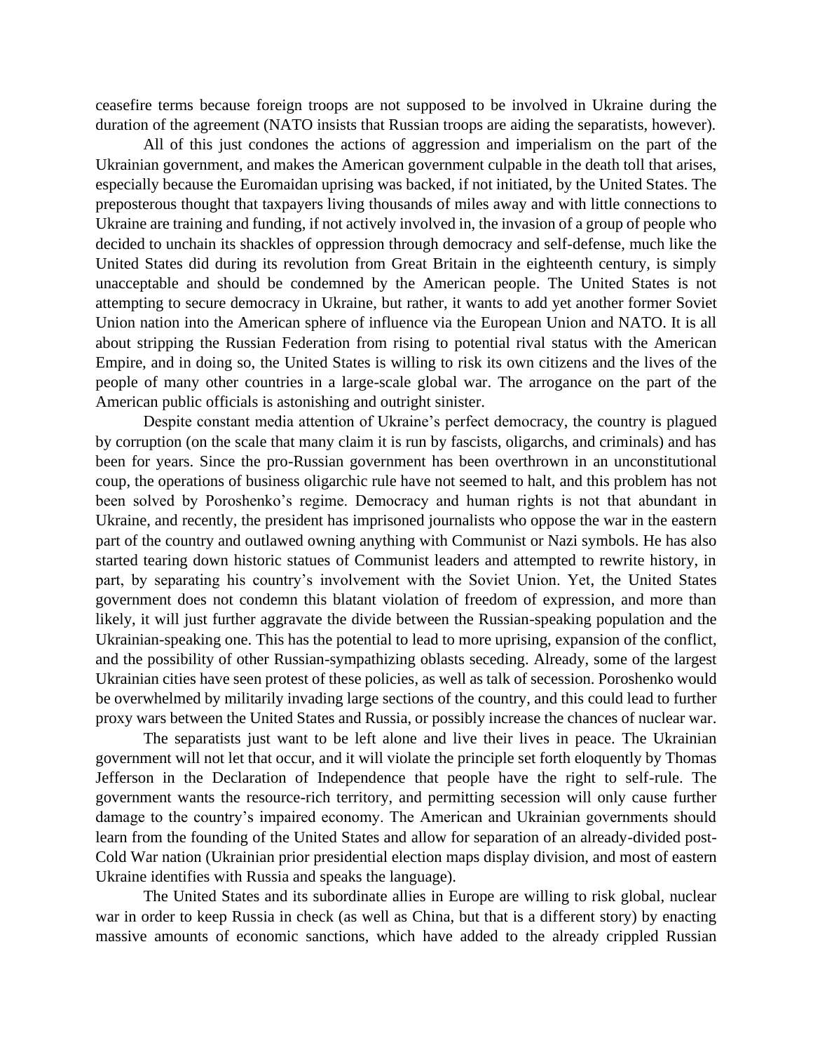ceasefire terms because foreign troops are not supposed to be involved in Ukraine during the duration of the agreement (NATO insists that Russian troops are aiding the separatists, however).

All of this just condones the actions of aggression and imperialism on the part of the Ukrainian government, and makes the American government culpable in the death toll that arises, especially because the Euromaidan uprising was backed, if not initiated, by the United States. The preposterous thought that taxpayers living thousands of miles away and with little connections to Ukraine are training and funding, if not actively involved in, the invasion of a group of people who decided to unchain its shackles of oppression through democracy and self-defense, much like the United States did during its revolution from Great Britain in the eighteenth century, is simply unacceptable and should be condemned by the American people. The United States is not attempting to secure democracy in Ukraine, but rather, it wants to add yet another former Soviet Union nation into the American sphere of influence via the European Union and NATO. It is all about stripping the Russian Federation from rising to potential rival status with the American Empire, and in doing so, the United States is willing to risk its own citizens and the lives of the people of many other countries in a large-scale global war. The arrogance on the part of the American public officials is astonishing and outright sinister.

Despite constant media attention of Ukraine's perfect democracy, the country is plagued by corruption (on the scale that many claim it is run by fascists, oligarchs, and criminals) and has been for years. Since the pro-Russian government has been overthrown in an unconstitutional coup, the operations of business oligarchic rule have not seemed to halt, and this problem has not been solved by Poroshenko's regime. Democracy and human rights is not that abundant in Ukraine, and recently, the president has imprisoned journalists who oppose the war in the eastern part of the country and outlawed owning anything with Communist or Nazi symbols. He has also started tearing down historic statues of Communist leaders and attempted to rewrite history, in part, by separating his country's involvement with the Soviet Union. Yet, the United States government does not condemn this blatant violation of freedom of expression, and more than likely, it will just further aggravate the divide between the Russian-speaking population and the Ukrainian-speaking one. This has the potential to lead to more uprising, expansion of the conflict, and the possibility of other Russian-sympathizing oblasts seceding. Already, some of the largest Ukrainian cities have seen protest of these policies, as well as talk of secession. Poroshenko would be overwhelmed by militarily invading large sections of the country, and this could lead to further proxy wars between the United States and Russia, or possibly increase the chances of nuclear war.

The separatists just want to be left alone and live their lives in peace. The Ukrainian government will not let that occur, and it will violate the principle set forth eloquently by Thomas Jefferson in the Declaration of Independence that people have the right to self-rule. The government wants the resource-rich territory, and permitting secession will only cause further damage to the country's impaired economy. The American and Ukrainian governments should learn from the founding of the United States and allow for separation of an already-divided post-Cold War nation (Ukrainian prior presidential election maps display division, and most of eastern Ukraine identifies with Russia and speaks the language).

The United States and its subordinate allies in Europe are willing to risk global, nuclear war in order to keep Russia in check (as well as China, but that is a different story) by enacting massive amounts of economic sanctions, which have added to the already crippled Russian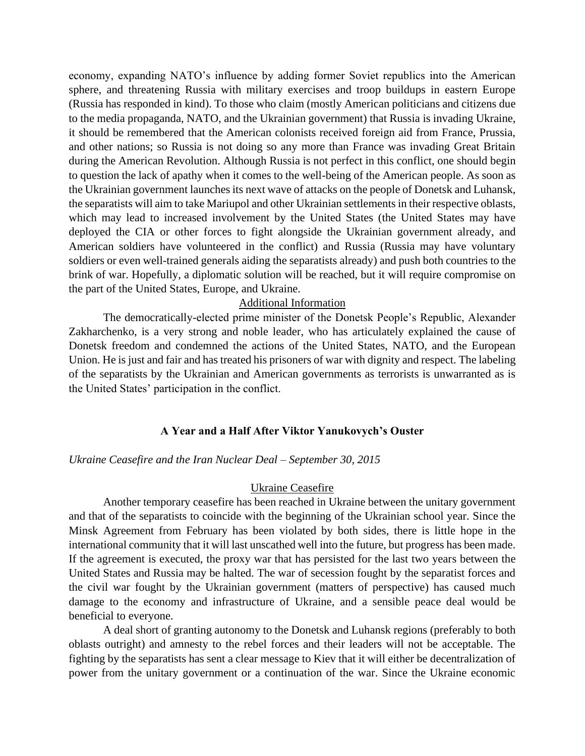economy, expanding NATO's influence by adding former Soviet republics into the American sphere, and threatening Russia with military exercises and troop buildups in eastern Europe (Russia has responded in kind). To those who claim (mostly American politicians and citizens due to the media propaganda, NATO, and the Ukrainian government) that Russia is invading Ukraine, it should be remembered that the American colonists received foreign aid from France, Prussia, and other nations; so Russia is not doing so any more than France was invading Great Britain during the American Revolution. Although Russia is not perfect in this conflict, one should begin to question the lack of apathy when it comes to the well-being of the American people. As soon as the Ukrainian government launches its next wave of attacks on the people of Donetsk and Luhansk, the separatists will aim to take Mariupol and other Ukrainian settlements in their respective oblasts, which may lead to increased involvement by the United States (the United States may have deployed the CIA or other forces to fight alongside the Ukrainian government already, and American soldiers have volunteered in the conflict) and Russia (Russia may have voluntary soldiers or even well-trained generals aiding the separatists already) and push both countries to the brink of war. Hopefully, a diplomatic solution will be reached, but it will require compromise on the part of the United States, Europe, and Ukraine.

<u>Additional Information</u>

The democratically-elected prime minister of the Donetsk People's Republic, Alexander Zakharchenko, is a very strong and noble leader, who has articulately explained the cause of Donetsk freedom and condemned the actions of the United States, NATO, and the European Union. He is just and fair and has treated his prisoners of war with dignity and respect. The labeling of the separatists by the Ukrainian and American governments as terrorists is unwarranted as is the United States' participation in the conflict.

## A Year and a Half After Viktor Yanukovych's Ouster

*Ukraine Ceasefire and the Iran Nuclear Deal – September 30, 2015*

<u>Ukraine Ceasefire</u>

Another temporary ceasefire has been reached in Ukraine between the unitary government and that of the separatists to coincide with the beginning of the Ukrainian school year. Since the Minsk Agreement from February has been violated by both sides, there is little hope in the international community that it will last unscathed well into the future, but progress has been made. If the agreement is executed, the proxy war that has persisted for the last two years between the United States and Russia may be halted. The war of secession fought by the separatist forces and the civil war fought by the Ukrainian government (matters of perspective) has caused much damage to the economy and infrastructure of Ukraine, and a sensible peace deal would be beneficial to everyone.

A deal short of granting autonomy to the Donetsk and Luhansk regions (preferably to both oblasts outright) and amnesty to the rebel forces and their leaders will not be acceptable. The fighting by the separatists has sent a clear message to Kiev that it will either be decentralization of power from the unitary government or a continuation of the war. Since the Ukraine economic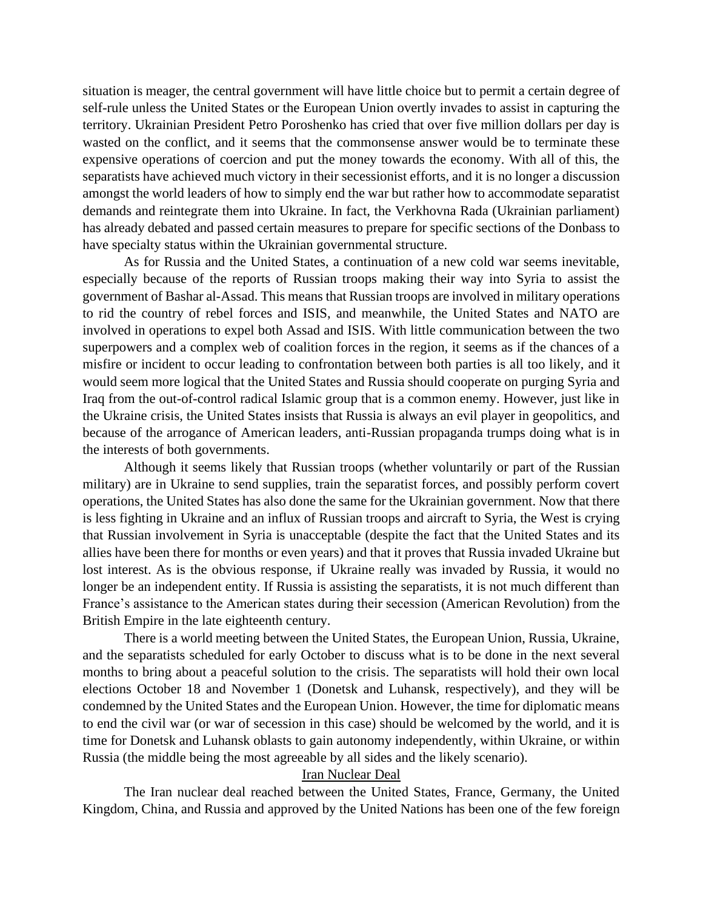situation is meager, the central government will have little choice but to permit a certain degree of self-rule unless the United States or the European Union overtly invades to assist in capturing the territory. Ukrainian President Petro Poroshenko has cried that over five million dollars per day is wasted on the conflict, and it seems that the commonsense answer would be to terminate these expensive operations of coercion and put the money towards the economy. With all of this, the separatists have achieved much victory in their secessionist efforts, and it is no longer a discussion amongst the world leaders of how to simply end the war but rather how to accommodate separatist demands and reintegrate them into Ukraine. In fact, the Verkhovna Rada (Ukrainian parliament) has already debated and passed certain measures to prepare for specific sections of the Donbass to have specialty status within the Ukrainian governmental structure.

As for Russia and the United States, a continuation of a new cold war seems inevitable, especially because of the reports of Russian troops making their way into Syria to assist the government of Bashar al-Assad. This means that Russian troops are involved in military operations to rid the country of rebel forces and ISIS, and meanwhile, the United States and NATO are involved in operations to expel both Assad and ISIS. With little communication between the two superpowers and a complex web of coalition forces in the region, it seems as if the chances of a misfire or incident to occur leading to confrontation between both parties is all too likely, and it would seem more logical that the United States and Russia should cooperate on purging Syria and Iraq from the out-of-control radical Islamic group that is a common enemy. However, just like in the Ukraine crisis, the United States insists that Russia is always an evil player in geopolitics, and because of the arrogance of American leaders, anti-Russian propaganda trumps doing what is in the interests of both governments.

Although it seems likely that Russian troops (whether voluntarily or part of the Russian military) are in Ukraine to send supplies, train the separatist forces, and possibly perform covert operations, the United States has also done the same for the Ukrainian government. Now that there is less fighting in Ukraine and an influx of Russian troops and aircraft to Syria, the West is crying that Russian involvement in Syria is unacceptable (despite the fact that the United States and its allies have been there for months or even years) and that it proves that Russia invaded Ukraine but lost interest. As is the obvious response, if Ukraine really was invaded by Russia, it would no longer be an independent entity. If Russia is assisting the separatists, it is not much different than France's assistance to the American states during their secession (American Revolution) from the British Empire in the late eighteenth century.

There is a world meeting between the United States, the European Union, Russia, Ukraine, and the separatists scheduled for early October to discuss what is to be done in the next several months to bring about a peaceful solution to the crisis. The separatists will hold their own local elections October 18 and November 1 (Donetsk and Luhansk, respectively), and they will be condemned by the United States and the European Union. However, the time for diplomatic means to end the civil war (or war of secession in this case) should be welcomed by the world, and it is time for Donetsk and Luhansk oblasts to gain autonomy independently, within Ukraine, or within Russia (the middle being the most agreeable by all sides and the likely scenario).

## Iran Nuclear Deal

The Iran nuclear deal reached between the United States, France, Germany, the United Kingdom, China, and Russia and approved by the United Nations has been one of the few foreign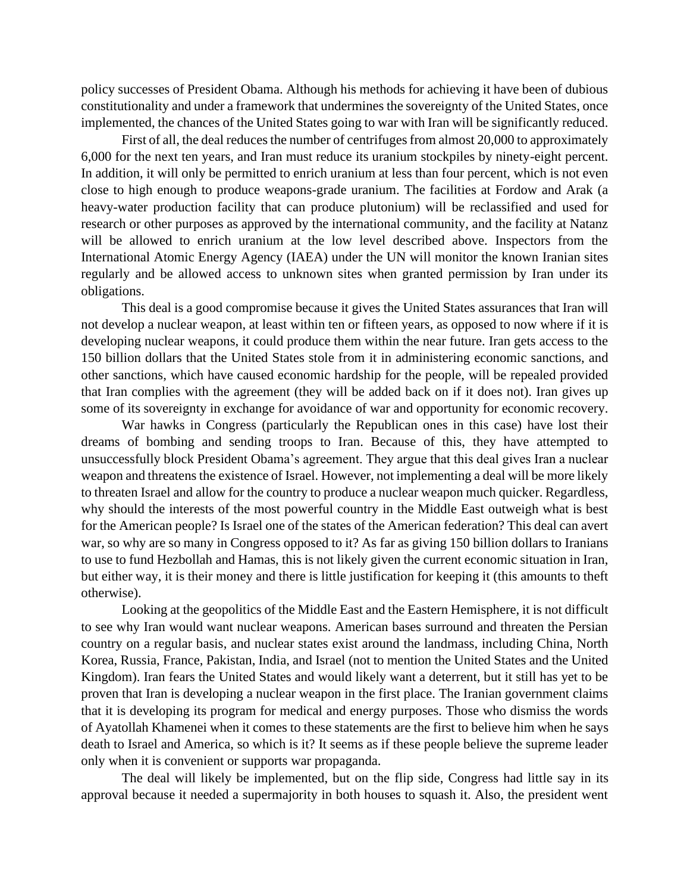policy successes of President Obama. Although his methods for achieving it have been of dubious constitutionality and under a framework that undermines the sovereignty of the United States, once implemented, the chances of the United States going to war with Iran will be significantly reduced.

First of all, the deal reduces the number of centrifuges from almost 20,000 to approximately 6,000 for the next ten years, and Iran must reduce its uranium stockpiles by ninety-eight percent. In addition, it will only be permitted to enrich uranium at less than four percent, which is not even close to high enough to produce weapons-grade uranium. The facilities at Fordow and Arak (a heavy-water production facility that can produce plutonium) will be reclassified and used for research or other purposes as approved by the international community, and the facility at Natanz will be allowed to enrich uranium at the low level described above. Inspectors from the International Atomic Energy Agency (IAEA) under the UN will monitor the known Iranian sites regularly and be allowed access to unknown sites when granted permission by Iran under its obligations.

This deal is a good compromise because it gives the United States assurances that Iran will not develop a nuclear weapon, at least within ten or fifteen years, as opposed to now where if it is developing nuclear weapons, it could produce them within the near future. Iran gets access to the 150 billion dollars that the United States stole from it in administering economic sanctions, and other sanctions, which have caused economic hardship for the people, will be repealed provided that Iran complies with the agreement (they will be added back on if it does not). Iran gives up some of its sovereignty in exchange for avoidance of war and opportunity for economic recovery.

War hawks in Congress (particularly the Republican ones in this case) have lost their dreams of bombing and sending troops to Iran. Because of this, they have attempted to unsuccessfully block President Obama's agreement. They argue that this deal gives Iran a nuclear weapon and threatens the existence of Israel. However, not implementing a deal will be more likely to threaten Israel and allow for the country to produce a nuclear weapon much quicker. Regardless, why should the interests of the most powerful country in the Middle East outweigh what is best for the American people? Is Israel one of the states of the American federation? This deal can avert war, so why are so many in Congress opposed to it? As far as giving 150 billion dollars to Iranians to use to fund Hezbollah and Hamas, this is not likely given the current economic situation in Iran, but either way, it is their money and there is little justification for keeping it (this amounts to theft otherwise).

Looking at the geopolitics of the Middle East and the Eastern Hemisphere, it is not difficult to see why Iran would want nuclear weapons. American bases surround and threaten the Persian country on a regular basis, and nuclear states exist around the landmass, including China, North Korea, Russia, France, Pakistan, India, and Israel (not to mention the United States and the United Kingdom). Iran fears the United States and would likely want a deterrent, but it still has yet to be proven that Iran is developing a nuclear weapon in the first place. The Iranian government claims that it is developing its program for medical and energy purposes. Those who dismiss the words of Ayatollah Khamenei when it comes to these statements are the first to believe him when he says death to Israel and America, so which is it? It seems as if these people believe the supreme leader only when it is convenient or supports war propaganda.

The deal will likely be implemented, but on the flip side, Congress had little say in its approval because it needed a supermajority in both houses to squash it. Also, the president went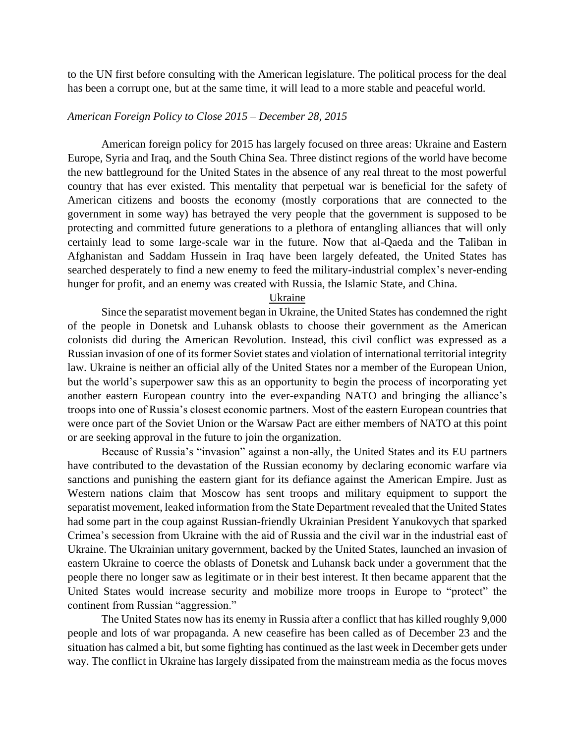to the UN first before consulting with the American legislature. The political process for the deal has been a corrupt one, but at the same time, it will lead to a more stable and peaceful world.

*American Foreign Policy to Close 2015 – December 28, 2015*

American foreign policy for 2015 has largely focused on three areas: Ukraine and Eastern Europe, Syria and Iraq, and the South China Sea. Three distinct regions of the world have become the new battleground for the United States in the absence of any real threat to the most powerful country that has ever existed. This mentality that perpetual war is beneficial for the safety of American citizens and boosts the economy (mostly corporations that are connected to the government in some way) has betrayed the very people that the government is supposed to be protecting and committed future generations to a plethora of entangling alliances that will only certainly lead to some large-scale war in the future. Now that al-Qaeda and the Taliban in Afghanistan and Saddam Hussein in Iraq have been largely defeated, the United States has searched desperately to find a new enemy to feed the military-industrial complex's never-ending hunger for profit, and an enemy was created with Russia, the Islamic State, and China.

<u>Ukraine</u>

Since the separatist movement began in Ukraine, the United States has condemned the right of the people in Donetsk and Luhansk oblasts to choose their government as the American colonists did during the American Revolution. Instead, this civil conflict was expressed as a Russian invasion of one of its former Soviet states and violation of international territorial integrity law. Ukraine is neither an official ally of the United States nor a member of the European Union, but the world's superpower saw this as an opportunity to begin the process of incorporating yet another eastern European country into the ever-expanding NATO and bringing the alliance's troops into one of Russia's closest economic partners. Most of the eastern European countries that were once part of the Soviet Union or the Warsaw Pact are either members of NATO at this point or are seeking approval in the future to join the organization.

Because of Russia's "invasion" against a non-ally, the United States and its EU partners have contributed to the devastation of the Russian economy by declaring economic warfare via sanctions and punishing the eastern giant for its defiance against the American Empire. Just as Western nations claim that Moscow has sent troops and military equipment to support the separatist movement, leaked information from the State Department revealed that the United States had some part in the coup against Russian-friendly Ukrainian President Yanukovych that sparked Crimea's secession from Ukraine with the aid of Russia and the civil war in the industrial east of Ukraine. The Ukrainian unitary government, backed by the United States, launched an invasion of eastern Ukraine to coerce the oblasts of Donetsk and Luhansk back under a government that the people there no longer saw as legitimate or in their best interest. It then became apparent that the United States would increase security and mobilize more troops in Europe to "protect" the continent from Russian "aggression."

The United States now has its enemy in Russia after a conflict that has killed roughly 9,000 people and lots of war propaganda. A new ceasefire has been called as of December 23 and the situation has calmed a bit, but some fighting has continued as the last week in December gets under way. The conflict in Ukraine has largely dissipated from the mainstream media as the focus moves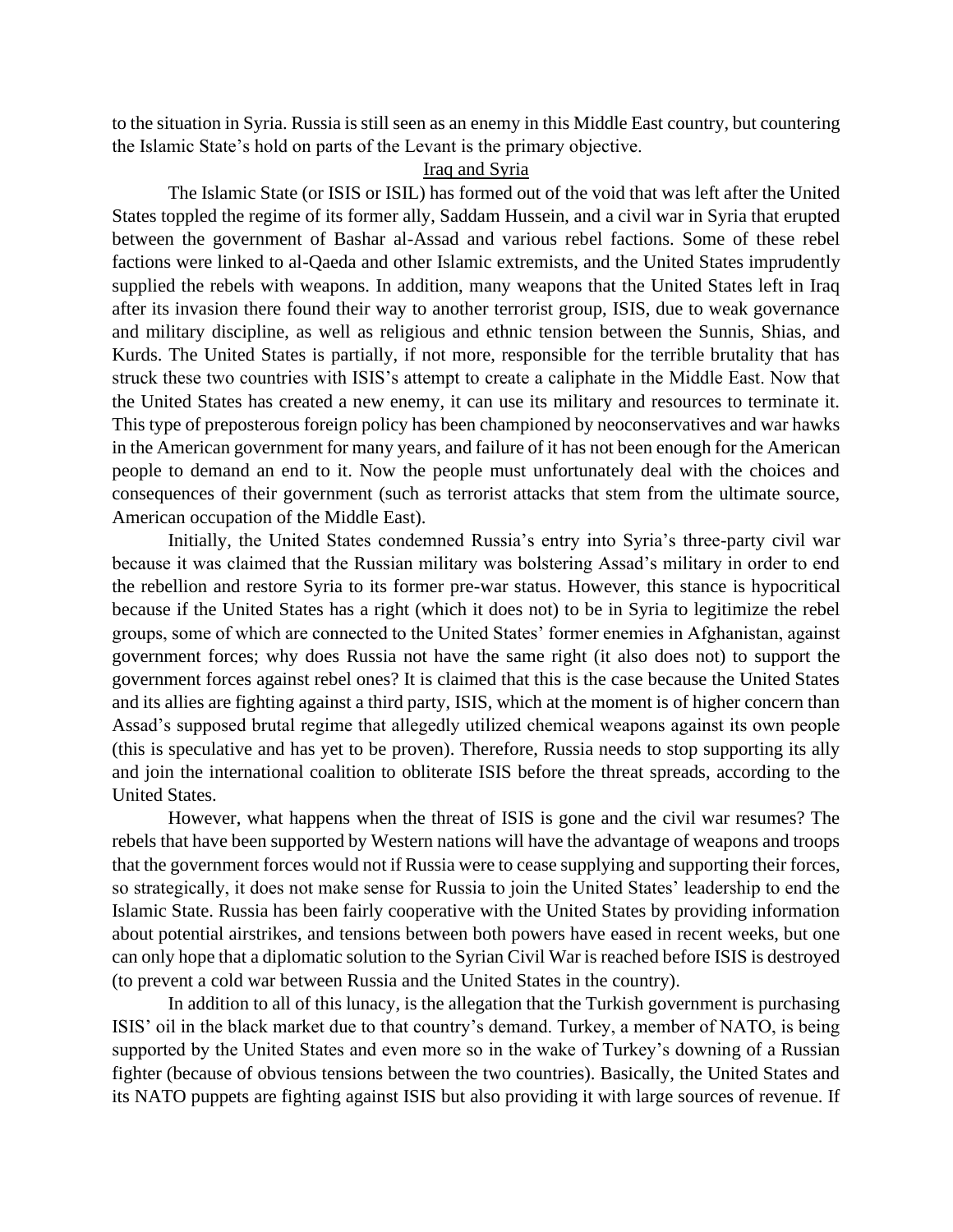to the situation in Syria. Russia is still seen as an enemy in this Middle East country, but countering the Islamic State's hold on parts of the Levant is the primary objective.

## Iraq and Syria

The Islamic State (or ISIS or ISIL) has formed out of the void that was left after the United States toppled the regime of its former ally, Saddam Hussein, and a civil war in Syria that erupted between the government of Bashar al-Assad and various rebel factions. Some of these rebel factions were linked to al-Qaeda and other Islamic extremists, and the United States imprudently supplied the rebels with weapons. In addition, many weapons that the United States left in Iraq after its invasion there found their way to another terrorist group, ISIS, due to weak governance and military discipline, as well as religious and ethnic tension between the Sunnis, Shias, and Kurds. The United States is partially, if not more, responsible for the terrible brutality that has struck these two countries with ISIS's attempt to create a caliphate in the Middle East. Now that the United States has created a new enemy, it can use its military and resources to terminate it. This type of preposterous foreign policy has been championed by neoconservatives and war hawks in the American government for many years, and failure of it has not been enough for the American people to demand an end to it. Now the people must unfortunately deal with the choices and consequences of their government (such as terrorist attacks that stem from the ultimate source, American occupation of the Middle East).

Initially, the United States condemned Russia's entry into Syria's three-party civil war because it was claimed that the Russian military was bolstering Assad's military in order to end the rebellion and restore Syria to its former pre-war status. However, this stance is hypocritical because if the United States has a right (which it does not) to be in Syria to legitimize the rebel groups, some of which are connected to the United States' former enemies in Afghanistan, against government forces; why does Russia not have the same right (it also does not) to support the government forces against rebel ones? It is claimed that this is the case because the United States and its allies are fighting against a third party, ISIS, which at the moment is of higher concern than Assad's supposed brutal regime that allegedly utilized chemical weapons against its own people (this is speculative and has yet to be proven). Therefore, Russia needs to stop supporting its ally and join the international coalition to obliterate ISIS before the threat spreads, according to the United States.

However, what happens when the threat of ISIS is gone and the civil war resumes? The rebels that have been supported by Western nations will have the advantage of weapons and troops that the government forces would not if Russia were to cease supplying and supporting their forces, so strategically, it does not make sense for Russia to join the United States' leadership to end the Islamic State. Russia has been fairly cooperative with the United States by providing information about potential airstrikes, and tensions between both powers have eased in recent weeks, but one can only hope that a diplomatic solution to the Syrian Civil War is reached before ISIS is destroyed (to prevent a cold war between Russia and the United States in the country).

In addition to all of this lunacy, is the allegation that the Turkish government is purchasing ISIS' oil in the black market due to that country's demand. Turkey, a member of NATO, is being supported by the United States and even more so in the wake of Turkey's downing of a Russian fighter (because of obvious tensions between the two countries). Basically, the United States and its NATO puppets are fighting against ISIS but also providing it with large sources of revenue. If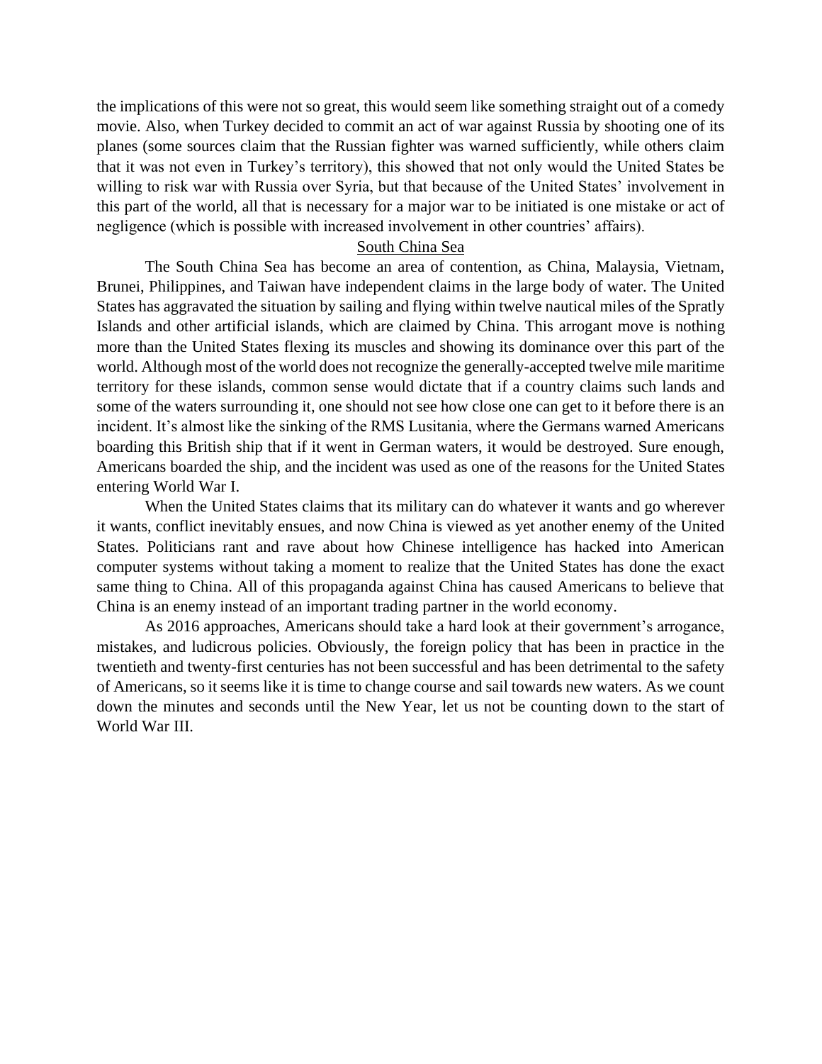the implications of this were not so great, this would seem like something straight out of a comedy movie. Also, when Turkey decided to commit an act of war against Russia by shooting one of its planes (some sources claim that the Russian fighter was warned sufficiently, while others claim that it was not even in Turkey's territory), this showed that not only would the United States be willing to risk war with Russia over Syria, but that because of the United States' involvement in this part of the world, all that is necessary for a major war to be initiated is one mistake or act of negligence (which is possible with increased involvement in other countries' affairs).

## South China Sea

The South China Sea has become an area of contention, as China, Malaysia, Vietnam, Brunei, Philippines, and Taiwan have independent claims in the large body of water. The United States has aggravated the situation by sailing and flying within twelve nautical miles of the Spratly Islands and other artificial islands, which are claimed by China. This arrogant move is nothing more than the United States flexing its muscles and showing its dominance over this part of the world. Although most of the world does not recognize the generally-accepted twelve mile maritime territory for these islands, common sense would dictate that if a country claims such lands and some of the waters surrounding it, one should not see how close one can get to it before there is an incident. It's almost like the sinking of the RMS Lusitania, where the Germans warned Americans boarding this British ship that if it went in German waters, it would be destroyed. Sure enough, Americans boarded the ship, and the incident was used as one of the reasons for the United States entering World War I.

When the United States claims that its military can do whatever it wants and go wherever it wants, conflict inevitably ensues, and now China is viewed as yet another enemy of the United States. Politicians rant and rave about how Chinese intelligence has hacked into American computer systems without taking a moment to realize that the United States has done the exact same thing to China. All of this propaganda against China has caused Americans to believe that China is an enemy instead of an important trading partner in the world economy.

As 2016 approaches, Americans should take a hard look at their government's arrogance, mistakes, and ludicrous policies. Obviously, the foreign policy that has been in practice in the twentieth and twenty-first centuries has not been successful and has been detrimental to the safety of Americans, so it seems like it is time to change course and sail towards new waters. As we count down the minutes and seconds until the New Year, let us not be counting down to the start of World War III.